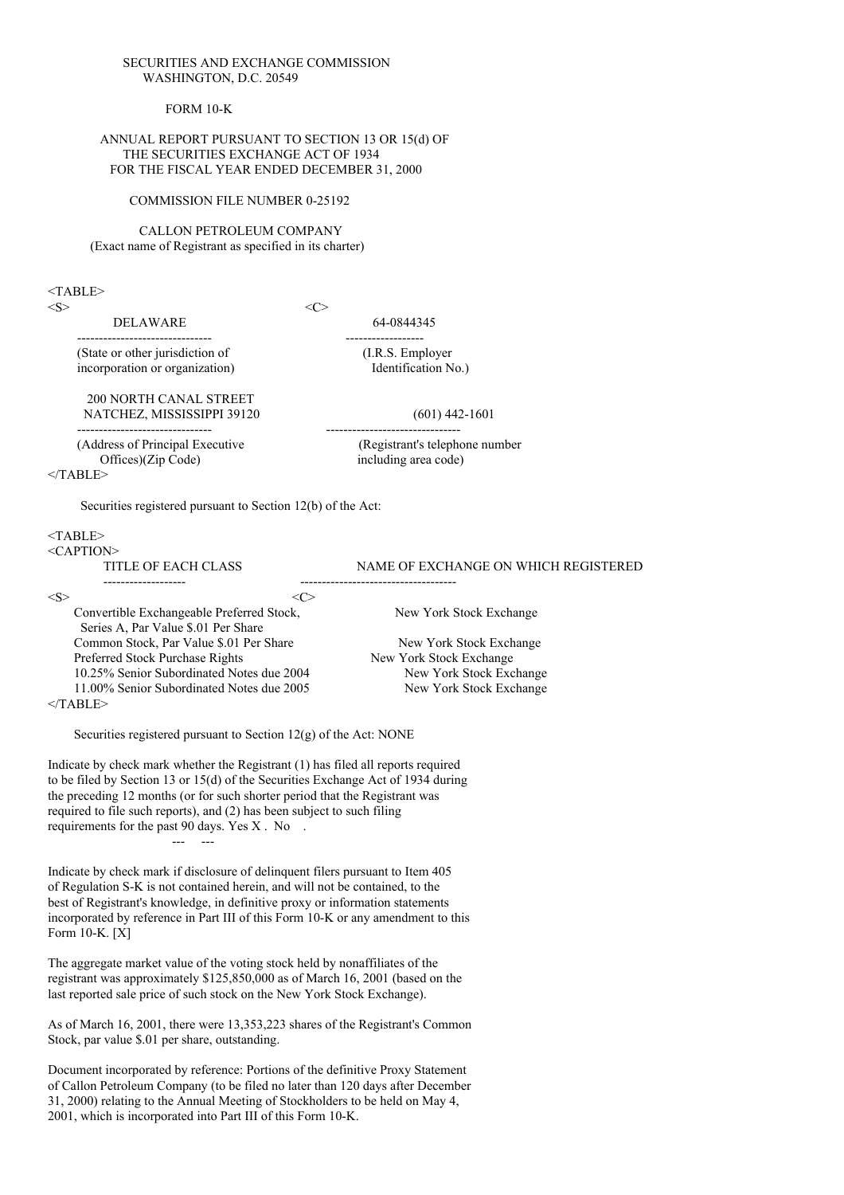SECURITIES AND EXCHANGE COMMISSION
WASHINGTON, D.C. 20549

FORM 10-K

ANNUAL REPORT PURSUANT TO SECTION 13 OR 15(d) OF
THE SECURITIES EXCHANGE ACT OF 1934
FOR THE FISCAL YEAR ENDED DECEMBER 31, 2000

COMMISSION FILE NUMBER 0-25192

CALLON PETROLEUM COMPANY
(Exact name of Registrant as specified in its charter)

| | |
|---|---|
| DELAWARE | 64-0844345 |
| (State or other jurisdiction of incorporation or organization) | (I.R.S. Employer Identification No.) |
| 200 NORTH CANAL STREET NATCHEZ, MISSISSIPPI 39120 | (601) 442-1601 |
| (Address of Principal Executive Offices)(Zip Code) | (Registrant's telephone number including area code) |

Securities registered pursuant to Section 12(b) of the Act:

| TITLE OF EACH CLASS | NAME OF EXCHANGE ON WHICH REGISTERED |
|---|---|
| Convertible Exchangeable Preferred Stock, Series A, Par Value $.01 Per Share | New York Stock Exchange |
| Common Stock, Par Value $.01 Per Share | New York Stock Exchange |
| Preferred Stock Purchase Rights | New York Stock Exchange |
| 10.25% Senior Subordinated Notes due 2004 | New York Stock Exchange |
| 11.00% Senior Subordinated Notes due 2005 | New York Stock Exchange |

Securities registered pursuant to Section 12(g) of the Act: NONE

Indicate by check mark whether the Registrant (1) has filed all reports required to be filed by Section 13 or 15(d) of the Securities Exchange Act of 1934 during the preceding 12 months (or for such shorter period that the Registrant was required to file such reports), and (2) has been subject to such filing requirements for the past 90 days. Yes X . No .

Indicate by check mark if disclosure of delinquent filers pursuant to Item 405 of Regulation S-K is not contained herein, and will not be contained, to the best of Registrant's knowledge, in definitive proxy or information statements incorporated by reference in Part III of this Form 10-K or any amendment to this Form 10-K. [X]

The aggregate market value of the voting stock held by nonaffiliates of the registrant was approximately $125,850,000 as of March 16, 2001 (based on the last reported sale price of such stock on the New York Stock Exchange).

As of March 16, 2001, there were 13,353,223 shares of the Registrant's Common Stock, par value $.01 per share, outstanding.

Document incorporated by reference: Portions of the definitive Proxy Statement of Callon Petroleum Company (to be filed no later than 120 days after December 31, 2000) relating to the Annual Meeting of Stockholders to be held on May 4, 2001, which is incorporated into Part III of this Form 10-K.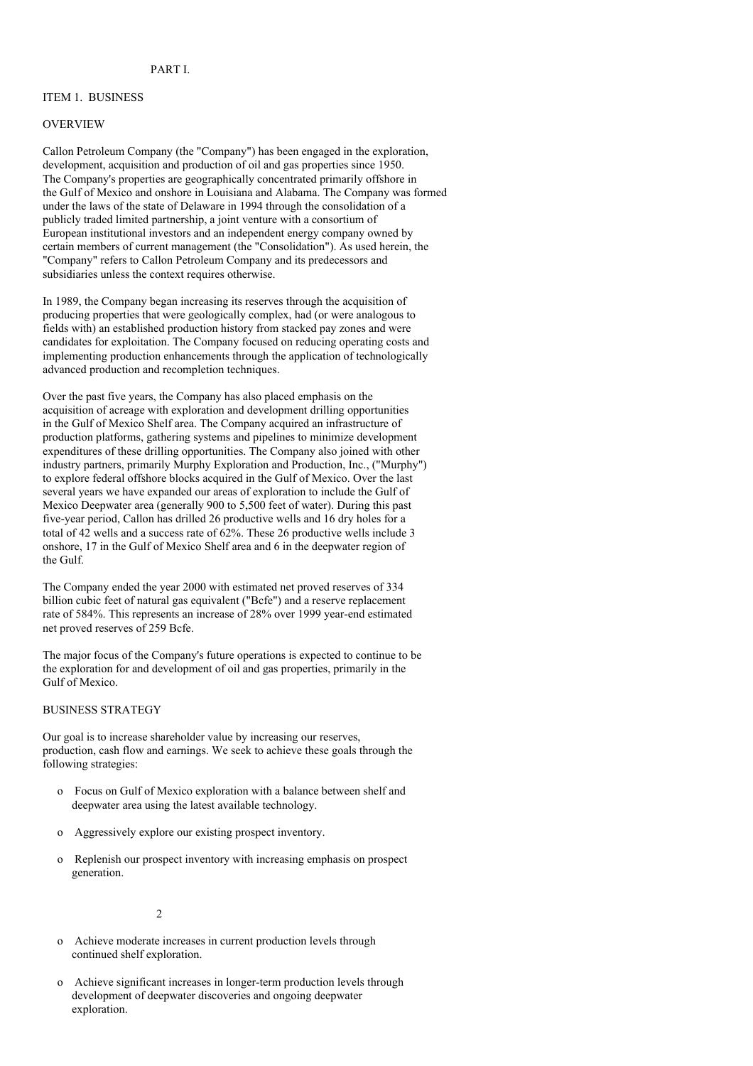# PART I.

## ITEM 1. BUSINESS

### OVERVIEW

Callon Petroleum Company (the "Company") has been engaged in the exploration, development, acquisition and production of oil and gas properties since 1950. The Company's properties are geographically concentrated primarily offshore in the Gulf of Mexico and onshore in Louisiana and Alabama. The Company was formed under the laws of the state of Delaware in 1994 through the consolidation of a publicly traded limited partnership, a joint venture with a consortium of European institutional investors and an independent energy company owned by certain members of current management (the "Consolidation"). As used herein, the "Company" refers to Callon Petroleum Company and its predecessors and subsidiaries unless the context requires otherwise.

In 1989, the Company began increasing its reserves through the acquisition of producing properties that were geologically complex, had (or were analogous to fields with) an established production history from stacked pay zones and were candidates for exploitation. The Company focused on reducing operating costs and implementing production enhancements through the application of technologically advanced production and recompletion techniques.

Over the past five years, the Company has also placed emphasis on the acquisition of acreage with exploration and development drilling opportunities in the Gulf of Mexico Shelf area. The Company acquired an infrastructure of production platforms, gathering systems and pipelines to minimize development expenditures of these drilling opportunities. The Company also joined with other industry partners, primarily Murphy Exploration and Production, Inc., ("Murphy") to explore federal offshore blocks acquired in the Gulf of Mexico. Over the last several years we have expanded our areas of exploration to include the Gulf of Mexico Deepwater area (generally 900 to 5,500 feet of water). During this past five-year period, Callon has drilled 26 productive wells and 16 dry holes for a total of 42 wells and a success rate of 62%. These 26 productive wells include 3 onshore, 17 in the Gulf of Mexico Shelf area and 6 in the deepwater region of the Gulf.

The Company ended the year 2000 with estimated net proved reserves of 334 billion cubic feet of natural gas equivalent ("Bcfe") and a reserve replacement rate of 584%. This represents an increase of 28% over 1999 year-end estimated net proved reserves of 259 Bcfe.

The major focus of the Company's future operations is expected to continue to be the exploration for and development of oil and gas properties, primarily in the Gulf of Mexico.

### BUSINESS STRATEGY

Our goal is to increase shareholder value by increasing our reserves, production, cash flow and earnings. We seek to achieve these goals through the following strategies:

- Focus on Gulf of Mexico exploration with a balance between shelf and deepwater area using the latest available technology.
- Aggressively explore our existing prospect inventory.
- Replenish our prospect inventory with increasing emphasis on prospect generation.
- Achieve moderate increases in current production levels through continued shelf exploration.
- Achieve significant increases in longer-term production levels through development of deepwater discoveries and ongoing deepwater exploration.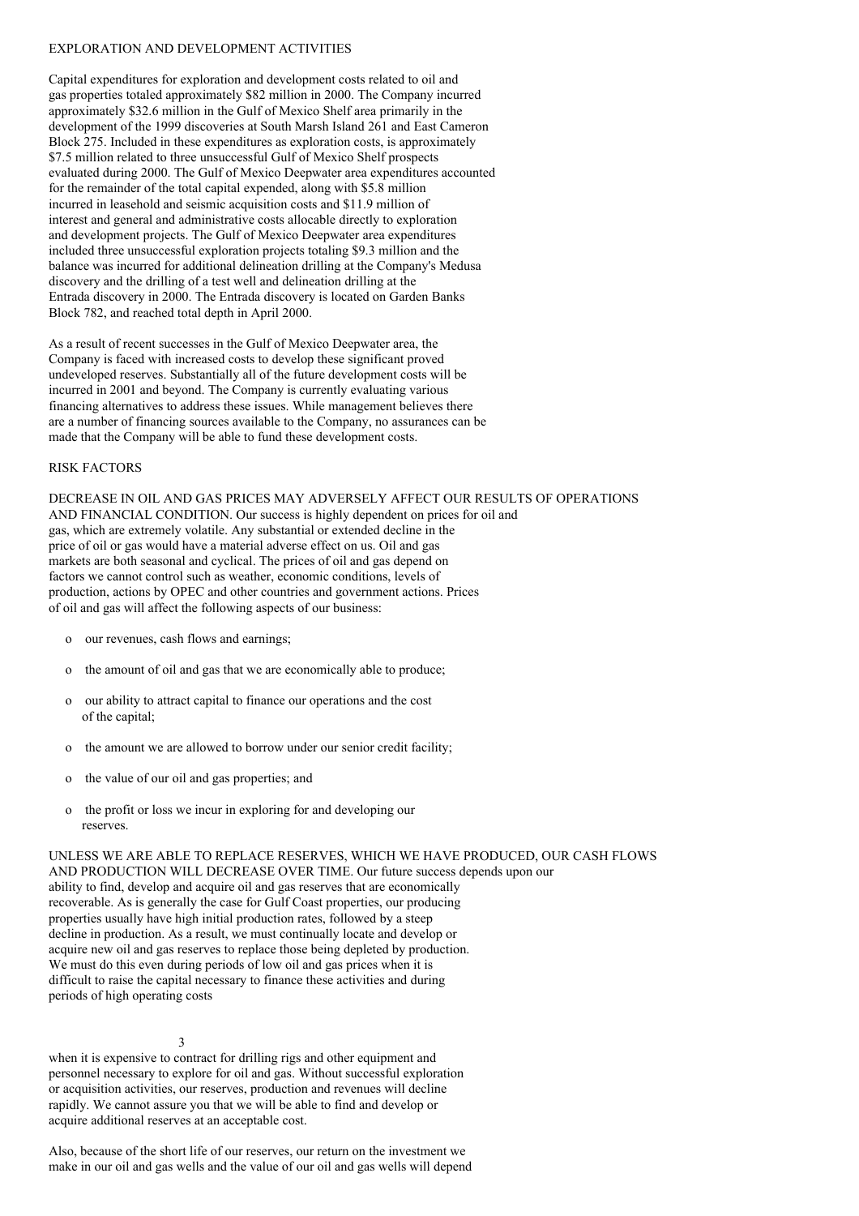## EXPLORATION AND DEVELOPMENT ACTIVITIES

Capital expenditures for exploration and development costs related to oil and gas properties totaled approximately $82 million in 2000. The Company incurred approximately $32.6 million in the Gulf of Mexico Shelf area primarily in the development of the 1999 discoveries at South Marsh Island 261 and East Cameron Block 275. Included in these expenditures as exploration costs, is approximately $7.5 million related to three unsuccessful Gulf of Mexico Shelf prospects evaluated during 2000. The Gulf of Mexico Deepwater area expenditures accounted for the remainder of the total capital expended, along with $5.8 million incurred in leasehold and seismic acquisition costs and $11.9 million of interest and general and administrative costs allocable directly to exploration and development projects. The Gulf of Mexico Deepwater area expenditures included three unsuccessful exploration projects totaling $9.3 million and the balance was incurred for additional delineation drilling at the Company's Medusa discovery and the drilling of a test well and delineation drilling at the Entrada discovery in 2000. The Entrada discovery is located on Garden Banks Block 782, and reached total depth in April 2000.

As a result of recent successes in the Gulf of Mexico Deepwater area, the Company is faced with increased costs to develop these significant proved undeveloped reserves. Substantially all of the future development costs will be incurred in 2001 and beyond. The Company is currently evaluating various financing alternatives to address these issues. While management believes there are a number of financing sources available to the Company, no assurances can be made that the Company will be able to fund these development costs.

## RISK FACTORS

DECREASE IN OIL AND GAS PRICES MAY ADVERSELY AFFECT OUR RESULTS OF OPERATIONS AND FINANCIAL CONDITION. Our success is highly dependent on prices for oil and gas, which are extremely volatile. Any substantial or extended decline in the price of oil or gas would have a material adverse effect on us. Oil and gas markets are both seasonal and cyclical. The prices of oil and gas depend on factors we cannot control such as weather, economic conditions, levels of production, actions by OPEC and other countries and government actions. Prices of oil and gas will affect the following aspects of our business:

- our revenues, cash flows and earnings;
- the amount of oil and gas that we are economically able to produce;
- our ability to attract capital to finance our operations and the cost of the capital;
- the amount we are allowed to borrow under our senior credit facility;
- the value of our oil and gas properties; and
- the profit or loss we incur in exploring for and developing our reserves.

UNLESS WE ARE ABLE TO REPLACE RESERVES, WHICH WE HAVE PRODUCED, OUR CASH FLOWS AND PRODUCTION WILL DECREASE OVER TIME. Our future success depends upon our ability to find, develop and acquire oil and gas reserves that are economically recoverable. As is generally the case for Gulf Coast properties, our producing properties usually have high initial production rates, followed by a steep decline in production. As a result, we must continually locate and develop or acquire new oil and gas reserves to replace those being depleted by production. We must do this even during periods of low oil and gas prices when it is difficult to raise the capital necessary to finance these activities and during periods of high operating costs when it is expensive to contract for drilling rigs and other equipment and personnel necessary to explore for oil and gas. Without successful exploration or acquisition activities, our reserves, production and revenues will decline rapidly. We cannot assure you that we will be able to find and develop or acquire additional reserves at an acceptable cost.

Also, because of the short life of our reserves, our return on the investment we make in our oil and gas wells and the value of our oil and gas wells will depend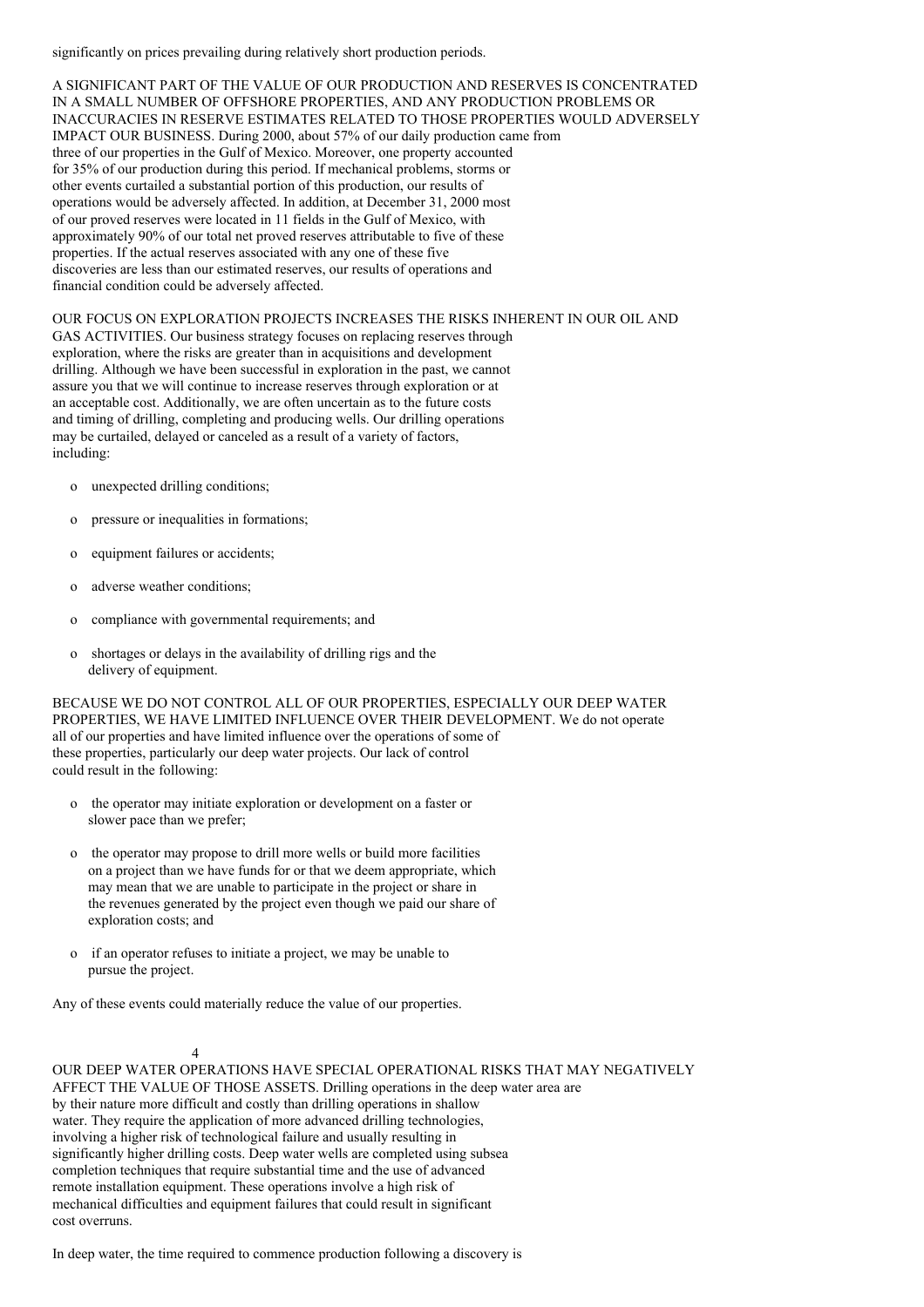significantly on prices prevailing during relatively short production periods.

A SIGNIFICANT PART OF THE VALUE OF OUR PRODUCTION AND RESERVES IS CONCENTRATED IN A SMALL NUMBER OF OFFSHORE PROPERTIES, AND ANY PRODUCTION PROBLEMS OR INACCURACIES IN RESERVE ESTIMATES RELATED TO THOSE PROPERTIES WOULD ADVERSELY IMPACT OUR BUSINESS. During 2000, about 57% of our daily production came from three of our properties in the Gulf of Mexico. Moreover, one property accounted for 35% of our production during this period. If mechanical problems, storms or other events curtailed a substantial portion of this production, our results of operations would be adversely affected. In addition, at December 31, 2000 most of our proved reserves were located in 11 fields in the Gulf of Mexico, with approximately 90% of our total net proved reserves attributable to five of these properties. If the actual reserves associated with any one of these five discoveries are less than our estimated reserves, our results of operations and financial condition could be adversely affected.

OUR FOCUS ON EXPLORATION PROJECTS INCREASES THE RISKS INHERENT IN OUR OIL AND GAS ACTIVITIES. Our business strategy focuses on replacing reserves through exploration, where the risks are greater than in acquisitions and development drilling. Although we have been successful in exploration in the past, we cannot assure you that we will continue to increase reserves through exploration or at an acceptable cost. Additionally, we are often uncertain as to the future costs and timing of drilling, completing and producing wells. Our drilling operations may be curtailed, delayed or canceled as a result of a variety of factors, including:

- unexpected drilling conditions;
- pressure or inequalities in formations;
- equipment failures or accidents;
- adverse weather conditions;
- compliance with governmental requirements; and
- shortages or delays in the availability of drilling rigs and the delivery of equipment.

BECAUSE WE DO NOT CONTROL ALL OF OUR PROPERTIES, ESPECIALLY OUR DEEP WATER PROPERTIES, WE HAVE LIMITED INFLUENCE OVER THEIR DEVELOPMENT. We do not operate all of our properties and have limited influence over the operations of some of these properties, particularly our deep water projects. Our lack of control could result in the following:

- the operator may initiate exploration or development on a faster or slower pace than we prefer;
- the operator may propose to drill more wells or build more facilities on a project than we have funds for or that we deem appropriate, which may mean that we are unable to participate in the project or share in the revenues generated by the project even though we paid our share of exploration costs; and
- if an operator refuses to initiate a project, we may be unable to pursue the project.

Any of these events could materially reduce the value of our properties.

OUR DEEP WATER OPERATIONS HAVE SPECIAL OPERATIONAL RISKS THAT MAY NEGATIVELY AFFECT THE VALUE OF THOSE ASSETS. Drilling operations in the deep water area are by their nature more difficult and costly than drilling operations in shallow water. They require the application of more advanced drilling technologies, involving a higher risk of technological failure and usually resulting in significantly higher drilling costs. Deep water wells are completed using subsea completion techniques that require substantial time and the use of advanced remote installation equipment. These operations involve a high risk of mechanical difficulties and equipment failures that could result in significant cost overruns.

In deep water, the time required to commence production following a discovery is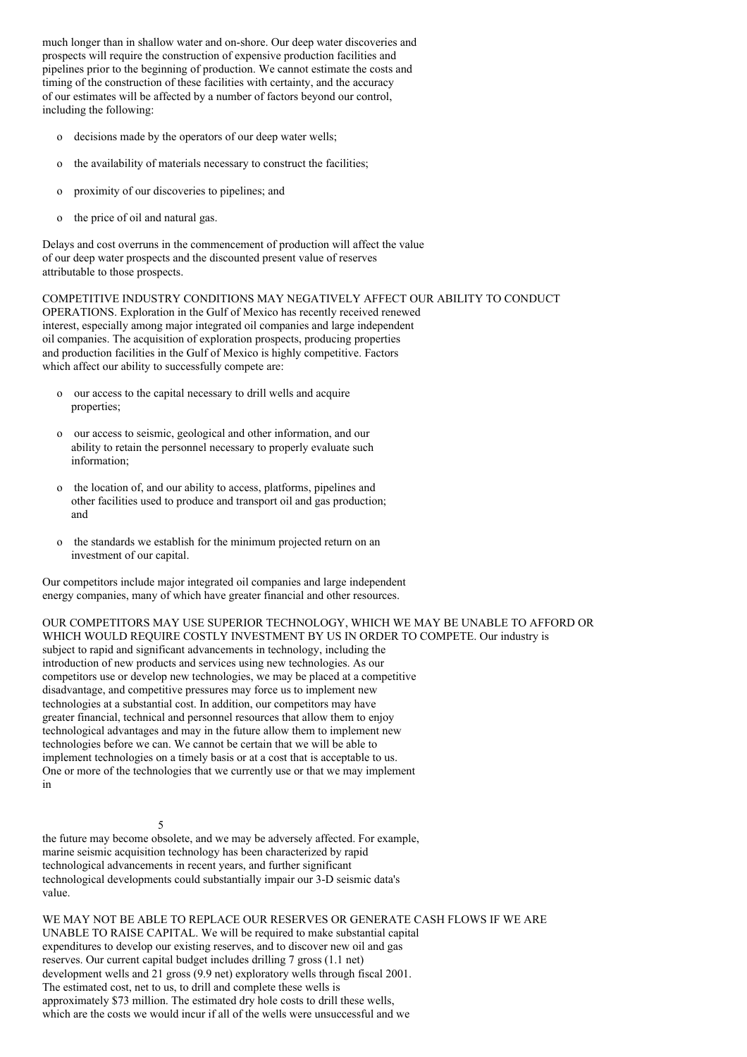much longer than in shallow water and on-shore. Our deep water discoveries and prospects will require the construction of expensive production facilities and pipelines prior to the beginning of production. We cannot estimate the costs and timing of the construction of these facilities with certainty, and the accuracy of our estimates will be affected by a number of factors beyond our control, including the following:

- decisions made by the operators of our deep water wells;
- the availability of materials necessary to construct the facilities;
- proximity of our discoveries to pipelines; and
- the price of oil and natural gas.

Delays and cost overruns in the commencement of production will affect the value of our deep water prospects and the discounted present value of reserves attributable to those prospects.

COMPETITIVE INDUSTRY CONDITIONS MAY NEGATIVELY AFFECT OUR ABILITY TO CONDUCT OPERATIONS. Exploration in the Gulf of Mexico has recently received renewed interest, especially among major integrated oil companies and large independent oil companies. The acquisition of exploration prospects, producing properties and production facilities in the Gulf of Mexico is highly competitive. Factors which affect our ability to successfully compete are:

- our access to the capital necessary to drill wells and acquire properties;
- our access to seismic, geological and other information, and our ability to retain the personnel necessary to properly evaluate such information;
- the location of, and our ability to access, platforms, pipelines and other facilities used to produce and transport oil and gas production; and
- the standards we establish for the minimum projected return on an investment of our capital.

Our competitors include major integrated oil companies and large independent energy companies, many of which have greater financial and other resources.

OUR COMPETITORS MAY USE SUPERIOR TECHNOLOGY, WHICH WE MAY BE UNABLE TO AFFORD OR WHICH WOULD REQUIRE COSTLY INVESTMENT BY US IN ORDER TO COMPETE. Our industry is subject to rapid and significant advancements in technology, including the introduction of new products and services using new technologies. As our competitors use or develop new technologies, we may be placed at a competitive disadvantage, and competitive pressures may force us to implement new technologies at a substantial cost. In addition, our competitors may have greater financial, technical and personnel resources that allow them to enjoy technological advantages and may in the future allow them to implement new technologies before we can. We cannot be certain that we will be able to implement technologies on a timely basis or at a cost that is acceptable to us. One or more of the technologies that we currently use or that we may implement in the future may become obsolete, and we may be adversely affected. For example, marine seismic acquisition technology has been characterized by rapid technological advancements in recent years, and further significant technological developments could substantially impair our 3-D seismic data's value.

WE MAY NOT BE ABLE TO REPLACE OUR RESERVES OR GENERATE CASH FLOWS IF WE ARE UNABLE TO RAISE CAPITAL. We will be required to make substantial capital expenditures to develop our existing reserves, and to discover new oil and gas reserves. Our current capital budget includes drilling 7 gross (1.1 net) development wells and 21 gross (9.9 net) exploratory wells through fiscal 2001. The estimated cost, net to us, to drill and complete these wells is approximately $73 million. The estimated dry hole costs to drill these wells, which are the costs we would incur if all of the wells were unsuccessful and we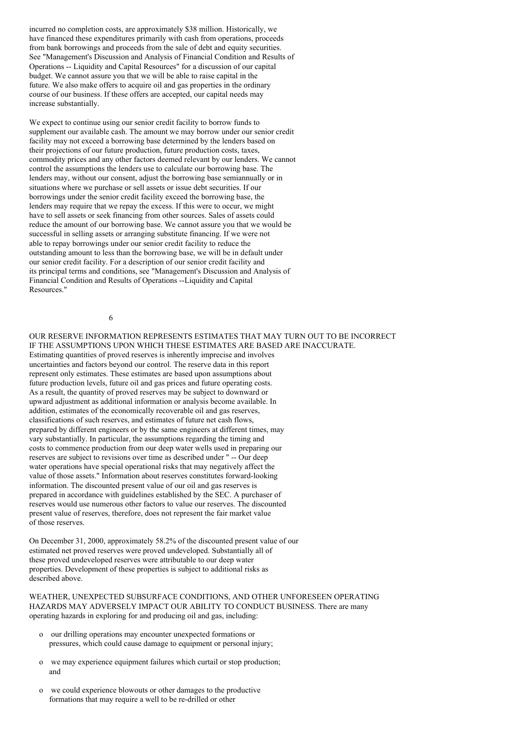incurred no completion costs, are approximately $38 million. Historically, we have financed these expenditures primarily with cash from operations, proceeds from bank borrowings and proceeds from the sale of debt and equity securities. See "Management's Discussion and Analysis of Financial Condition and Results of Operations -- Liquidity and Capital Resources" for a discussion of our capital budget. We cannot assure you that we will be able to raise capital in the future. We also make offers to acquire oil and gas properties in the ordinary course of our business. If these offers are accepted, our capital needs may increase substantially.

We expect to continue using our senior credit facility to borrow funds to supplement our available cash. The amount we may borrow under our senior credit facility may not exceed a borrowing base determined by the lenders based on their projections of our future production, future production costs, taxes, commodity prices and any other factors deemed relevant by our lenders. We cannot control the assumptions the lenders use to calculate our borrowing base. The lenders may, without our consent, adjust the borrowing base semiannually or in situations where we purchase or sell assets or issue debt securities. If our borrowings under the senior credit facility exceed the borrowing base, the lenders may require that we repay the excess. If this were to occur, we might have to sell assets or seek financing from other sources. Sales of assets could reduce the amount of our borrowing base. We cannot assure you that we would be successful in selling assets or arranging substitute financing. If we were not able to repay borrowings under our senior credit facility to reduce the outstanding amount to less than the borrowing base, we will be in default under our senior credit facility. For a description of our senior credit facility and its principal terms and conditions, see "Management's Discussion and Analysis of Financial Condition and Results of Operations --Liquidity and Capital Resources."

OUR RESERVE INFORMATION REPRESENTS ESTIMATES THAT MAY TURN OUT TO BE INCORRECT IF THE ASSUMPTIONS UPON WHICH THESE ESTIMATES ARE BASED ARE INACCURATE. Estimating quantities of proved reserves is inherently imprecise and involves uncertainties and factors beyond our control. The reserve data in this report represent only estimates. These estimates are based upon assumptions about future production levels, future oil and gas prices and future operating costs. As a result, the quantity of proved reserves may be subject to downward or upward adjustment as additional information or analysis become available. In addition, estimates of the economically recoverable oil and gas reserves, classifications of such reserves, and estimates of future net cash flows, prepared by different engineers or by the same engineers at different times, may vary substantially. In particular, the assumptions regarding the timing and costs to commence production from our deep water wells used in preparing our reserves are subject to revisions over time as described under " -- Our deep water operations have special operational risks that may negatively affect the value of those assets." Information about reserves constitutes forward-looking information. The discounted present value of our oil and gas reserves is prepared in accordance with guidelines established by the SEC. A purchaser of reserves would use numerous other factors to value our reserves. The discounted present value of reserves, therefore, does not represent the fair market value of those reserves.

On December 31, 2000, approximately 58.2% of the discounted present value of our estimated net proved reserves were proved undeveloped. Substantially all of these proved undeveloped reserves were attributable to our deep water properties. Development of these properties is subject to additional risks as described above.

WEATHER, UNEXPECTED SUBSURFACE CONDITIONS, AND OTHER UNFORESEEN OPERATING HAZARDS MAY ADVERSELY IMPACT OUR ABILITY TO CONDUCT BUSINESS. There are many operating hazards in exploring for and producing oil and gas, including:

- our drilling operations may encounter unexpected formations or pressures, which could cause damage to equipment or personal injury;
- we may experience equipment failures which curtail or stop production; and
- we could experience blowouts or other damages to the productive formations that may require a well to be re-drilled or other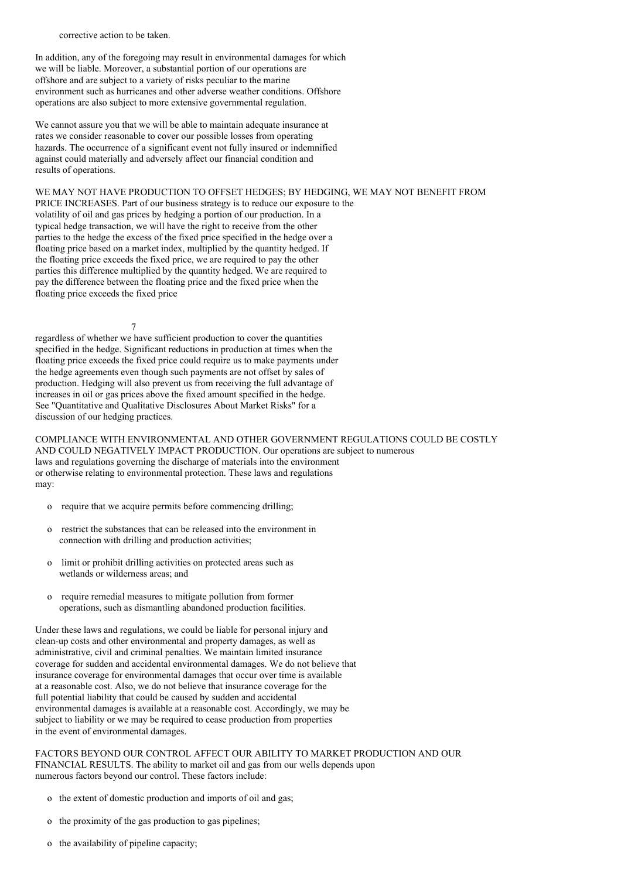corrective action to be taken.

In addition, any of the foregoing may result in environmental damages for which we will be liable. Moreover, a substantial portion of our operations are offshore and are subject to a variety of risks peculiar to the marine environment such as hurricanes and other adverse weather conditions. Offshore operations are also subject to more extensive governmental regulation.

We cannot assure you that we will be able to maintain adequate insurance at rates we consider reasonable to cover our possible losses from operating hazards. The occurrence of a significant event not fully insured or indemnified against could materially and adversely affect our financial condition and results of operations.

WE MAY NOT HAVE PRODUCTION TO OFFSET HEDGES; BY HEDGING, WE MAY NOT BENEFIT FROM PRICE INCREASES. Part of our business strategy is to reduce our exposure to the volatility of oil and gas prices by hedging a portion of our production. In a typical hedge transaction, we will have the right to receive from the other parties to the hedge the excess of the fixed price specified in the hedge over a floating price based on a market index, multiplied by the quantity hedged. If the floating price exceeds the fixed price, we are required to pay the other parties this difference multiplied by the quantity hedged. We are required to pay the difference between the floating price and the fixed price when the floating price exceeds the fixed price regardless of whether we have sufficient production to cover the quantities specified in the hedge. Significant reductions in production at times when the floating price exceeds the fixed price could require us to make payments under the hedge agreements even though such payments are not offset by sales of production. Hedging will also prevent us from receiving the full advantage of increases in oil or gas prices above the fixed amount specified in the hedge. See "Quantitative and Qualitative Disclosures About Market Risks" for a discussion of our hedging practices.

COMPLIANCE WITH ENVIRONMENTAL AND OTHER GOVERNMENT REGULATIONS COULD BE COSTLY AND COULD NEGATIVELY IMPACT PRODUCTION. Our operations are subject to numerous laws and regulations governing the discharge of materials into the environment or otherwise relating to environmental protection. These laws and regulations may:

- require that we acquire permits before commencing drilling;
- restrict the substances that can be released into the environment in connection with drilling and production activities;
- limit or prohibit drilling activities on protected areas such as wetlands or wilderness areas; and
- require remedial measures to mitigate pollution from former operations, such as dismantling abandoned production facilities.

Under these laws and regulations, we could be liable for personal injury and clean-up costs and other environmental and property damages, as well as administrative, civil and criminal penalties. We maintain limited insurance coverage for sudden and accidental environmental damages. We do not believe that insurance coverage for environmental damages that occur over time is available at a reasonable cost. Also, we do not believe that insurance coverage for the full potential liability that could be caused by sudden and accidental environmental damages is available at a reasonable cost. Accordingly, we may be subject to liability or we may be required to cease production from properties in the event of environmental damages.

FACTORS BEYOND OUR CONTROL AFFECT OUR ABILITY TO MARKET PRODUCTION AND OUR FINANCIAL RESULTS. The ability to market oil and gas from our wells depends upon numerous factors beyond our control. These factors include:

- the extent of domestic production and imports of oil and gas;
- the proximity of the gas production to gas pipelines;
- the availability of pipeline capacity;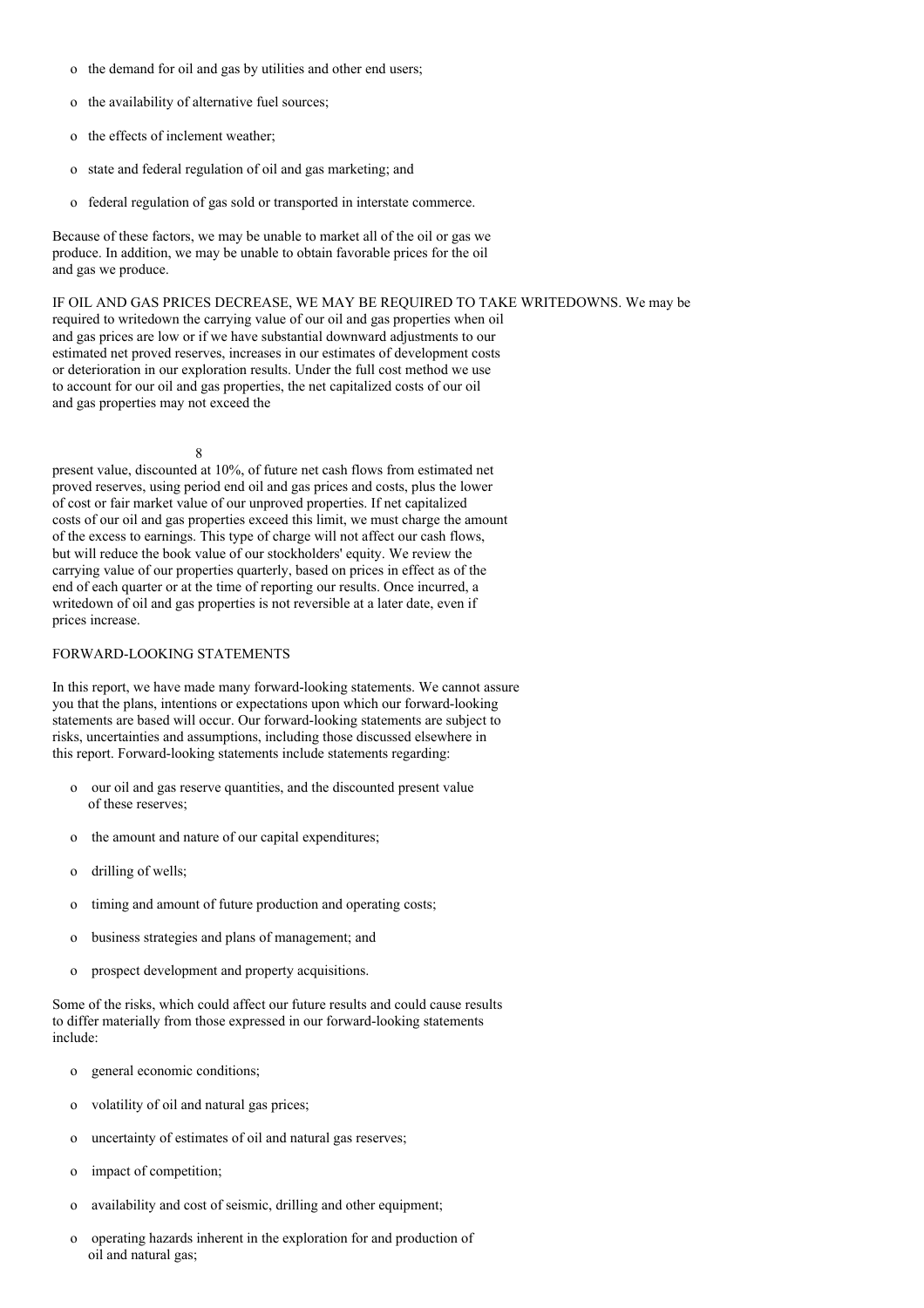- the demand for oil and gas by utilities and other end users;
- the availability of alternative fuel sources;
- the effects of inclement weather;
- state and federal regulation of oil and gas marketing; and
- federal regulation of gas sold or transported in interstate commerce.

Because of these factors, we may be unable to market all of the oil or gas we produce. In addition, we may be unable to obtain favorable prices for the oil and gas we produce.

IF OIL AND GAS PRICES DECREASE, WE MAY BE REQUIRED TO TAKE WRITEDOWNS. We may be required to writedown the carrying value of our oil and gas properties when oil and gas prices are low or if we have substantial downward adjustments to our estimated net proved reserves, increases in our estimates of development costs or deterioration in our exploration results. Under the full cost method we use to account for our oil and gas properties, the net capitalized costs of our oil and gas properties may not exceed the present value, discounted at 10%, of future net cash flows from estimated net proved reserves, using period end oil and gas prices and costs, plus the lower of cost or fair market value of our unproved properties. If net capitalized costs of our oil and gas properties exceed this limit, we must charge the amount of the excess to earnings. This type of charge will not affect our cash flows, but will reduce the book value of our stockholders' equity. We review the carrying value of our properties quarterly, based on prices in effect as of the end of each quarter or at the time of reporting our results. Once incurred, a writedown of oil and gas properties is not reversible at a later date, even if prices increase.

FORWARD-LOOKING STATEMENTS

In this report, we have made many forward-looking statements. We cannot assure you that the plans, intentions or expectations upon which our forward-looking statements are based will occur. Our forward-looking statements are subject to risks, uncertainties and assumptions, including those discussed elsewhere in this report. Forward-looking statements include statements regarding:

- our oil and gas reserve quantities, and the discounted present value of these reserves;
- the amount and nature of our capital expenditures;
- drilling of wells;
- timing and amount of future production and operating costs;
- business strategies and plans of management; and
- prospect development and property acquisitions.

Some of the risks, which could affect our future results and could cause results to differ materially from those expressed in our forward-looking statements include:

- general economic conditions;
- volatility of oil and natural gas prices;
- uncertainty of estimates of oil and natural gas reserves;
- impact of competition;
- availability and cost of seismic, drilling and other equipment;
- operating hazards inherent in the exploration for and production of oil and natural gas;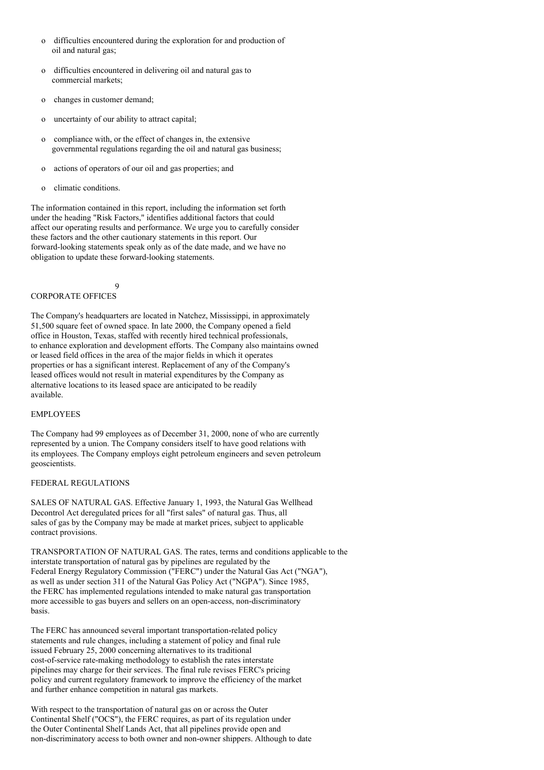- difficulties encountered during the exploration for and production of oil and natural gas;
- difficulties encountered in delivering oil and natural gas to commercial markets;
- changes in customer demand;
- uncertainty of our ability to attract capital;
- compliance with, or the effect of changes in, the extensive governmental regulations regarding the oil and natural gas business;
- actions of operators of our oil and gas properties; and
- climatic conditions.

The information contained in this report, including the information set forth under the heading "Risk Factors," identifies additional factors that could affect our operating results and performance. We urge you to carefully consider these factors and the other cautionary statements in this report. Our forward-looking statements speak only as of the date made, and we have no obligation to update these forward-looking statements.

## CORPORATE OFFICES

The Company's headquarters are located in Natchez, Mississippi, in approximately 51,500 square feet of owned space. In late 2000, the Company opened a field office in Houston, Texas, staffed with recently hired technical professionals, to enhance exploration and development efforts. The Company also maintains owned or leased field offices in the area of the major fields in which it operates properties or has a significant interest. Replacement of any of the Company's leased offices would not result in material expenditures by the Company as alternative locations to its leased space are anticipated to be readily available.

## EMPLOYEES

The Company had 99 employees as of December 31, 2000, none of who are currently represented by a union. The Company considers itself to have good relations with its employees. The Company employs eight petroleum engineers and seven petroleum geoscientists.

## FEDERAL REGULATIONS

SALES OF NATURAL GAS. Effective January 1, 1993, the Natural Gas Wellhead Decontrol Act deregulated prices for all "first sales" of natural gas. Thus, all sales of gas by the Company may be made at market prices, subject to applicable contract provisions.

TRANSPORTATION OF NATURAL GAS. The rates, terms and conditions applicable to the interstate transportation of natural gas by pipelines are regulated by the Federal Energy Regulatory Commission ("FERC") under the Natural Gas Act ("NGA"), as well as under section 311 of the Natural Gas Policy Act ("NGPA"). Since 1985, the FERC has implemented regulations intended to make natural gas transportation more accessible to gas buyers and sellers on an open-access, non-discriminatory basis.

The FERC has announced several important transportation-related policy statements and rule changes, including a statement of policy and final rule issued February 25, 2000 concerning alternatives to its traditional cost-of-service rate-making methodology to establish the rates interstate pipelines may charge for their services. The final rule revises FERC's pricing policy and current regulatory framework to improve the efficiency of the market and further enhance competition in natural gas markets.

With respect to the transportation of natural gas on or across the Outer Continental Shelf ("OCS"), the FERC requires, as part of its regulation under the Outer Continental Shelf Lands Act, that all pipelines provide open and non-discriminatory access to both owner and non-owner shippers. Although to date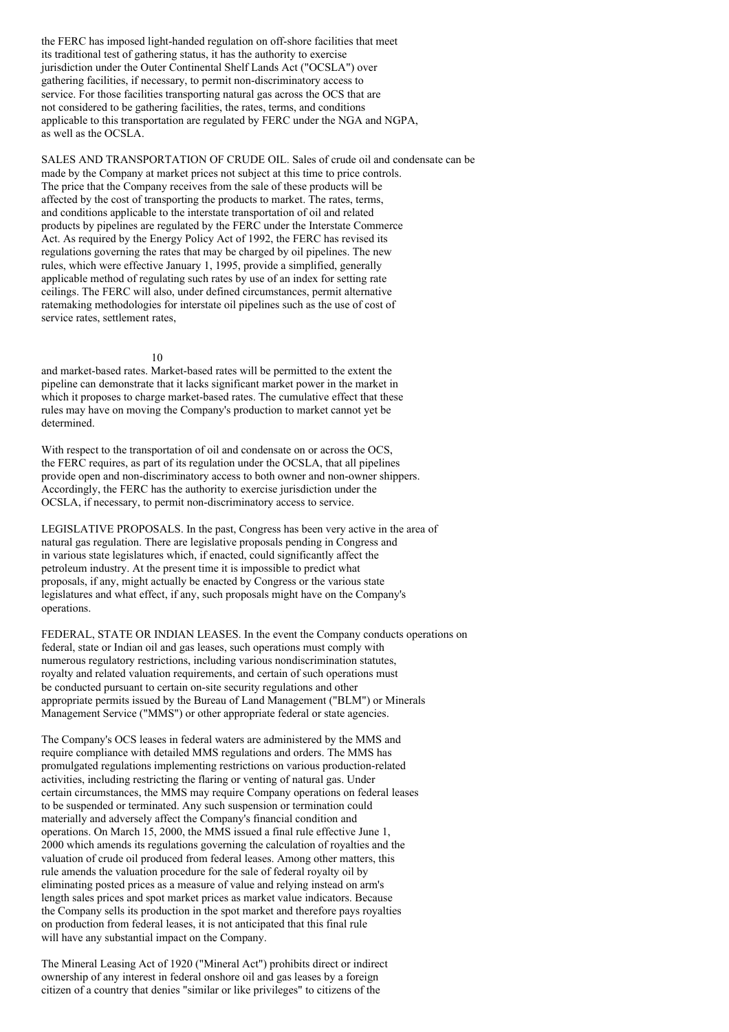the FERC has imposed light-handed regulation on off-shore facilities that meet its traditional test of gathering status, it has the authority to exercise jurisdiction under the Outer Continental Shelf Lands Act ("OCSLA") over gathering facilities, if necessary, to permit non-discriminatory access to service. For those facilities transporting natural gas across the OCS that are not considered to be gathering facilities, the rates, terms, and conditions applicable to this transportation are regulated by FERC under the NGA and NGPA, as well as the OCSLA.

SALES AND TRANSPORTATION OF CRUDE OIL. Sales of crude oil and condensate can be made by the Company at market prices not subject at this time to price controls. The price that the Company receives from the sale of these products will be affected by the cost of transporting the products to market. The rates, terms, and conditions applicable to the interstate transportation of oil and related products by pipelines are regulated by the FERC under the Interstate Commerce Act. As required by the Energy Policy Act of 1992, the FERC has revised its regulations governing the rates that may be charged by oil pipelines. The new rules, which were effective January 1, 1995, provide a simplified, generally applicable method of regulating such rates by use of an index for setting rate ceilings. The FERC will also, under defined circumstances, permit alternative ratemaking methodologies for interstate oil pipelines such as the use of cost of service rates, settlement rates, and market-based rates. Market-based rates will be permitted to the extent the pipeline can demonstrate that it lacks significant market power in the market in which it proposes to charge market-based rates. The cumulative effect that these rules may have on moving the Company's production to market cannot yet be determined.

With respect to the transportation of oil and condensate on or across the OCS, the FERC requires, as part of its regulation under the OCSLA, that all pipelines provide open and non-discriminatory access to both owner and non-owner shippers. Accordingly, the FERC has the authority to exercise jurisdiction under the OCSLA, if necessary, to permit non-discriminatory access to service.

LEGISLATIVE PROPOSALS. In the past, Congress has been very active in the area of natural gas regulation. There are legislative proposals pending in Congress and in various state legislatures which, if enacted, could significantly affect the petroleum industry. At the present time it is impossible to predict what proposals, if any, might actually be enacted by Congress or the various state legislatures and what effect, if any, such proposals might have on the Company's operations.

FEDERAL, STATE OR INDIAN LEASES. In the event the Company conducts operations on federal, state or Indian oil and gas leases, such operations must comply with numerous regulatory restrictions, including various nondiscrimination statutes, royalty and related valuation requirements, and certain of such operations must be conducted pursuant to certain on-site security regulations and other appropriate permits issued by the Bureau of Land Management ("BLM") or Minerals Management Service ("MMS") or other appropriate federal or state agencies.

The Company's OCS leases in federal waters are administered by the MMS and require compliance with detailed MMS regulations and orders. The MMS has promulgated regulations implementing restrictions on various production-related activities, including restricting the flaring or venting of natural gas. Under certain circumstances, the MMS may require Company operations on federal leases to be suspended or terminated. Any such suspension or termination could materially and adversely affect the Company's financial condition and operations. On March 15, 2000, the MMS issued a final rule effective June 1, 2000 which amends its regulations governing the calculation of royalties and the valuation of crude oil produced from federal leases. Among other matters, this rule amends the valuation procedure for the sale of federal royalty oil by eliminating posted prices as a measure of value and relying instead on arm's length sales prices and spot market prices as market value indicators. Because the Company sells its production in the spot market and therefore pays royalties on production from federal leases, it is not anticipated that this final rule will have any substantial impact on the Company.

The Mineral Leasing Act of 1920 ("Mineral Act") prohibits direct or indirect ownership of any interest in federal onshore oil and gas leases by a foreign citizen of a country that denies "similar or like privileges" to citizens of the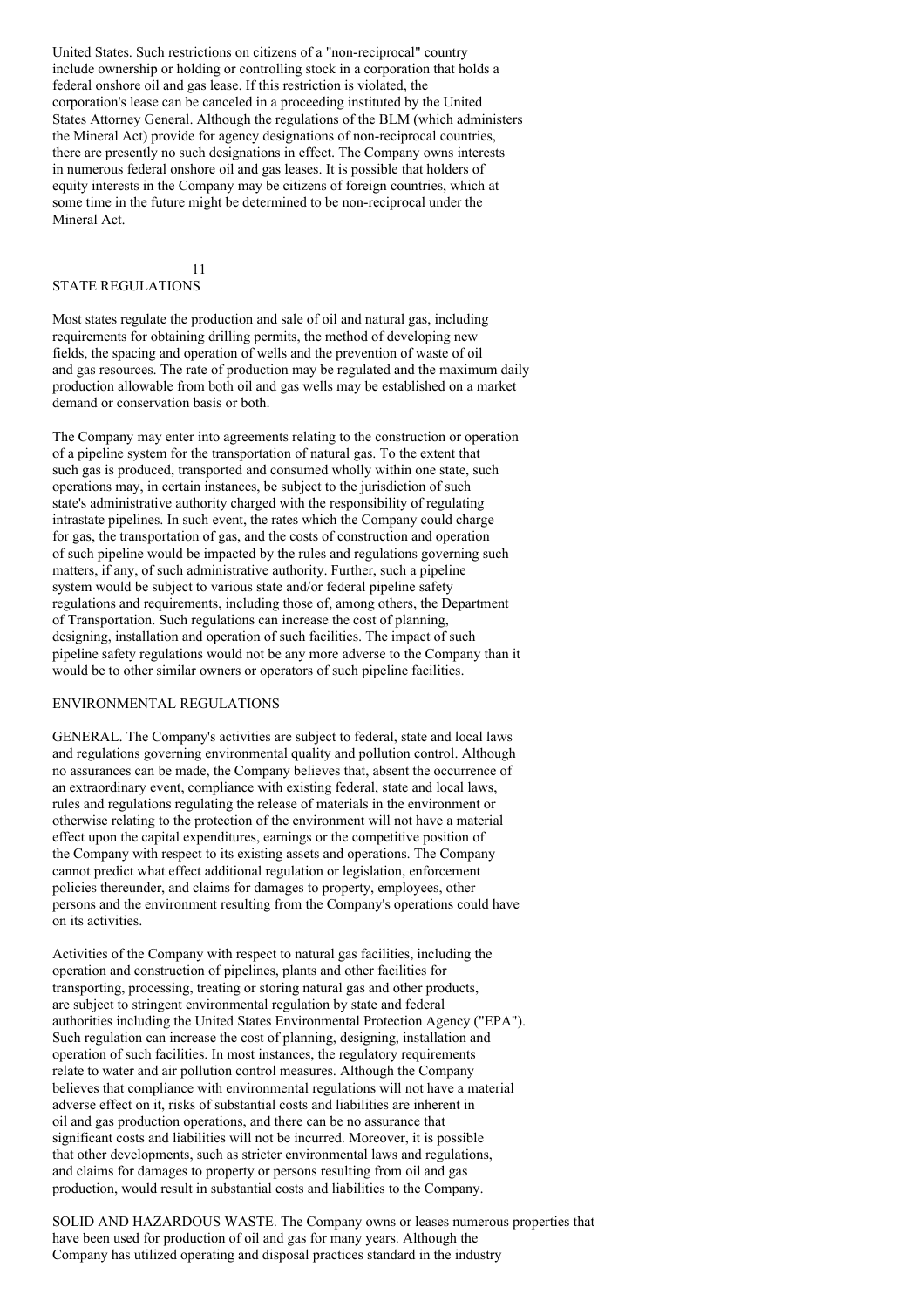United States. Such restrictions on citizens of a "non-reciprocal" country include ownership or holding or controlling stock in a corporation that holds a federal onshore oil and gas lease. If this restriction is violated, the corporation's lease can be canceled in a proceeding instituted by the United States Attorney General. Although the regulations of the BLM (which administers the Mineral Act) provide for agency designations of non-reciprocal countries, there are presently no such designations in effect. The Company owns interests in numerous federal onshore oil and gas leases. It is possible that holders of equity interests in the Company may be citizens of foreign countries, which at some time in the future might be determined to be non-reciprocal under the Mineral Act.

## STATE REGULATIONS

Most states regulate the production and sale of oil and natural gas, including requirements for obtaining drilling permits, the method of developing new fields, the spacing and operation of wells and the prevention of waste of oil and gas resources. The rate of production may be regulated and the maximum daily production allowable from both oil and gas wells may be established on a market demand or conservation basis or both.

The Company may enter into agreements relating to the construction or operation of a pipeline system for the transportation of natural gas. To the extent that such gas is produced, transported and consumed wholly within one state, such operations may, in certain instances, be subject to the jurisdiction of such state's administrative authority charged with the responsibility of regulating intrastate pipelines. In such event, the rates which the Company could charge for gas, the transportation of gas, and the costs of construction and operation of such pipeline would be impacted by the rules and regulations governing such matters, if any, of such administrative authority. Further, such a pipeline system would be subject to various state and/or federal pipeline safety regulations and requirements, including those of, among others, the Department of Transportation. Such regulations can increase the cost of planning, designing, installation and operation of such facilities. The impact of such pipeline safety regulations would not be any more adverse to the Company than it would be to other similar owners or operators of such pipeline facilities.

## ENVIRONMENTAL REGULATIONS

GENERAL. The Company's activities are subject to federal, state and local laws and regulations governing environmental quality and pollution control. Although no assurances can be made, the Company believes that, absent the occurrence of an extraordinary event, compliance with existing federal, state and local laws, rules and regulations regulating the release of materials in the environment or otherwise relating to the protection of the environment will not have a material effect upon the capital expenditures, earnings or the competitive position of the Company with respect to its existing assets and operations. The Company cannot predict what effect additional regulation or legislation, enforcement policies thereunder, and claims for damages to property, employees, other persons and the environment resulting from the Company's operations could have on its activities.

Activities of the Company with respect to natural gas facilities, including the operation and construction of pipelines, plants and other facilities for transporting, processing, treating or storing natural gas and other products, are subject to stringent environmental regulation by state and federal authorities including the United States Environmental Protection Agency ("EPA"). Such regulation can increase the cost of planning, designing, installation and operation of such facilities. In most instances, the regulatory requirements relate to water and air pollution control measures. Although the Company believes that compliance with environmental regulations will not have a material adverse effect on it, risks of substantial costs and liabilities are inherent in oil and gas production operations, and there can be no assurance that significant costs and liabilities will not be incurred. Moreover, it is possible that other developments, such as stricter environmental laws and regulations, and claims for damages to property or persons resulting from oil and gas production, would result in substantial costs and liabilities to the Company.

SOLID AND HAZARDOUS WASTE. The Company owns or leases numerous properties that have been used for production of oil and gas for many years. Although the Company has utilized operating and disposal practices standard in the industry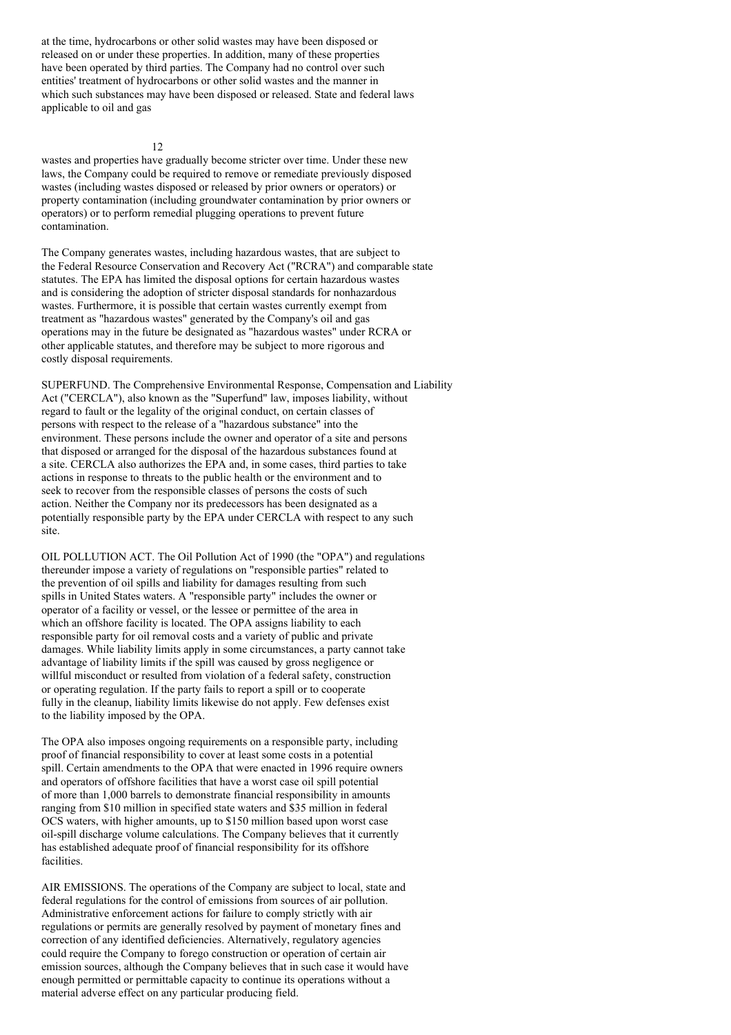at the time, hydrocarbons or other solid wastes may have been disposed or released on or under these properties. In addition, many of these properties have been operated by third parties. The Company had no control over such entities' treatment of hydrocarbons or other solid wastes and the manner in which such substances may have been disposed or released. State and federal laws applicable to oil and gas wastes and properties have gradually become stricter over time. Under these new laws, the Company could be required to remove or remediate previously disposed wastes (including wastes disposed or released by prior owners or operators) or property contamination (including groundwater contamination by prior owners or operators) or to perform remedial plugging operations to prevent future contamination.

The Company generates wastes, including hazardous wastes, that are subject to the Federal Resource Conservation and Recovery Act ("RCRA") and comparable state statutes. The EPA has limited the disposal options for certain hazardous wastes and is considering the adoption of stricter disposal standards for nonhazardous wastes. Furthermore, it is possible that certain wastes currently exempt from treatment as "hazardous wastes" generated by the Company's oil and gas operations may in the future be designated as "hazardous wastes" under RCRA or other applicable statutes, and therefore may be subject to more rigorous and costly disposal requirements.

SUPERFUND. The Comprehensive Environmental Response, Compensation and Liability Act ("CERCLA"), also known as the "Superfund" law, imposes liability, without regard to fault or the legality of the original conduct, on certain classes of persons with respect to the release of a "hazardous substance" into the environment. These persons include the owner and operator of a site and persons that disposed or arranged for the disposal of the hazardous substances found at a site. CERCLA also authorizes the EPA and, in some cases, third parties to take actions in response to threats to the public health or the environment and to seek to recover from the responsible classes of persons the costs of such action. Neither the Company nor its predecessors has been designated as a potentially responsible party by the EPA under CERCLA with respect to any such site.

OIL POLLUTION ACT. The Oil Pollution Act of 1990 (the "OPA") and regulations thereunder impose a variety of regulations on "responsible parties" related to the prevention of oil spills and liability for damages resulting from such spills in United States waters. A "responsible party" includes the owner or operator of a facility or vessel, or the lessee or permittee of the area in which an offshore facility is located. The OPA assigns liability to each responsible party for oil removal costs and a variety of public and private damages. While liability limits apply in some circumstances, a party cannot take advantage of liability limits if the spill was caused by gross negligence or willful misconduct or resulted from violation of a federal safety, construction or operating regulation. If the party fails to report a spill or to cooperate fully in the cleanup, liability limits likewise do not apply. Few defenses exist to the liability imposed by the OPA.

The OPA also imposes ongoing requirements on a responsible party, including proof of financial responsibility to cover at least some costs in a potential spill. Certain amendments to the OPA that were enacted in 1996 require owners and operators of offshore facilities that have a worst case oil spill potential of more than 1,000 barrels to demonstrate financial responsibility in amounts ranging from $10 million in specified state waters and $35 million in federal OCS waters, with higher amounts, up to $150 million based upon worst case oil-spill discharge volume calculations. The Company believes that it currently has established adequate proof of financial responsibility for its offshore facilities.

AIR EMISSIONS. The operations of the Company are subject to local, state and federal regulations for the control of emissions from sources of air pollution. Administrative enforcement actions for failure to comply strictly with air regulations or permits are generally resolved by payment of monetary fines and correction of any identified deficiencies. Alternatively, regulatory agencies could require the Company to forego construction or operation of certain air emission sources, although the Company believes that in such case it would have enough permitted or permittable capacity to continue its operations without a material adverse effect on any particular producing field.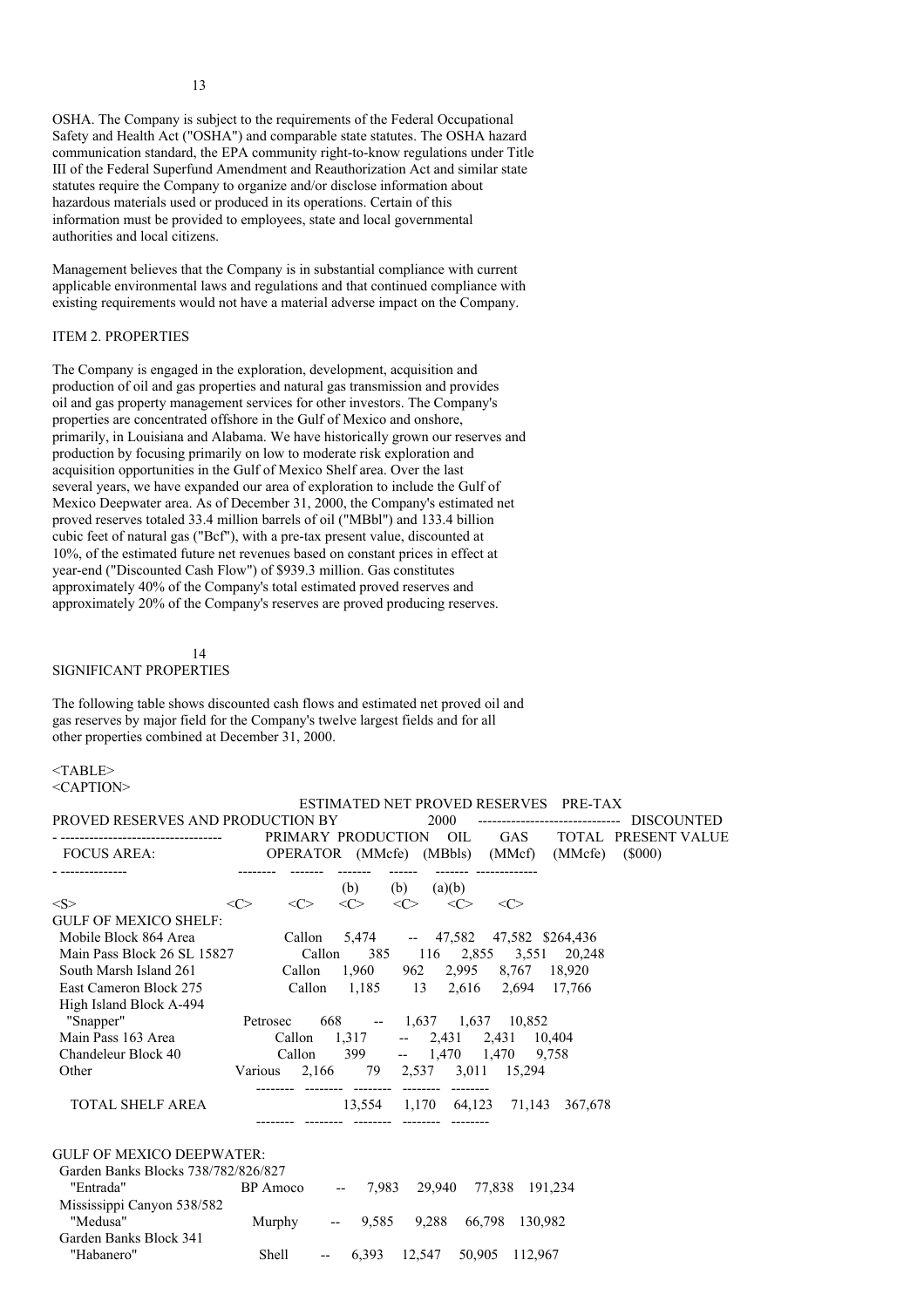OSHA. The Company is subject to the requirements of the Federal Occupational Safety and Health Act ("OSHA") and comparable state statutes. The OSHA hazard communication standard, the EPA community right-to-know regulations under Title III of the Federal Superfund Amendment and Reauthorization Act and similar state statutes require the Company to organize and/or disclose information about hazardous materials used or produced in its operations. Certain of this information must be provided to employees, state and local governmental authorities and local citizens.

Management believes that the Company is in substantial compliance with current applicable environmental laws and regulations and that continued compliance with existing requirements would not have a material adverse impact on the Company.

## ITEM 2. PROPERTIES

The Company is engaged in the exploration, development, acquisition and production of oil and gas properties and natural gas transmission and provides oil and gas property management services for other investors. The Company's properties are concentrated offshore in the Gulf of Mexico and onshore, primarily, in Louisiana and Alabama. We have historically grown our reserves and production by focusing primarily on low to moderate risk exploration and acquisition opportunities in the Gulf of Mexico Shelf area. Over the last several years, we have expanded our area of exploration to include the Gulf of Mexico Deepwater area. As of December 31, 2000, the Company's estimated net proved reserves totaled 33.4 million barrels of oil ("MBbl") and 133.4 billion cubic feet of natural gas ("Bcf"), with a pre-tax present value, discounted at 10%, of the estimated future net revenues based on constant prices in effect at year-end ("Discounted Cash Flow") of $939.3 million. Gas constitutes approximately 40% of the Company's total estimated proved reserves and approximately 20% of the Company's reserves are proved producing reserves.

## SIGNIFICANT PROPERTIES

The following table shows discounted cash flows and estimated net proved oil and gas reserves by major field for the Company's twelve largest fields and for all other properties combined at December 31, 2000.

| PROVED RESERVES AND PRODUCTION BY FOCUS AREA: | PRIMARY OPERATOR | 2000 PRODUCTION (MMcfe) (b) | ESTIMATED NET PROVED RESERVES OIL (MBbls) (b) | GAS (MMcf) (a)(b) | TOTAL (MMcfe) | PRE-TAX DISCOUNTED PRESENT VALUE ($000) |
|---|---|---|---|---|---|---|
| GULF OF MEXICO SHELF: | | | | | | |
| Mobile Block 864 Area | Callon | 5,474 | -- | 47,582 | 47,582 | $264,436 |
| Main Pass Block 26 SL 15827 | Callon | 385 | 116 | 2,855 | 3,551 | 20,248 |
| South Marsh Island 261 | Callon | 1,960 | 962 | 2,995 | 8,767 | 18,920 |
| East Cameron Block 275 | Callon | 1,185 | 13 | 2,616 | 2,694 | 17,766 |
| High Island Block A-494 "Snapper" | Petrosec | 668 | -- | 1,637 | 1,637 | 10,852 |
| Main Pass 163 Area | Callon | 1,317 | -- | 2,431 | 2,431 | 10,404 |
| Chandeleur Block 40 | Callon | 399 | -- | 1,470 | 1,470 | 9,758 |
| Other | Various | 2,166 | 79 | 2,537 | 3,011 | 15,294 |
| TOTAL SHELF AREA | | 13,554 | 1,170 | 64,123 | 71,143 | 367,678 |
| GULF OF MEXICO DEEPWATER: | | | | | | |
| Garden Banks Blocks 738/782/826/827 "Entrada" | BP Amoco | -- | 7,983 | 29,940 | 77,838 | 191,234 |
| Mississippi Canyon 538/582 "Medusa" | Murphy | -- | 9,585 | 9,288 | 66,798 | 130,982 |
| Garden Banks Block 341 "Habanero" | Shell | -- | 6,393 | 12,547 | 50,905 | 112,967 |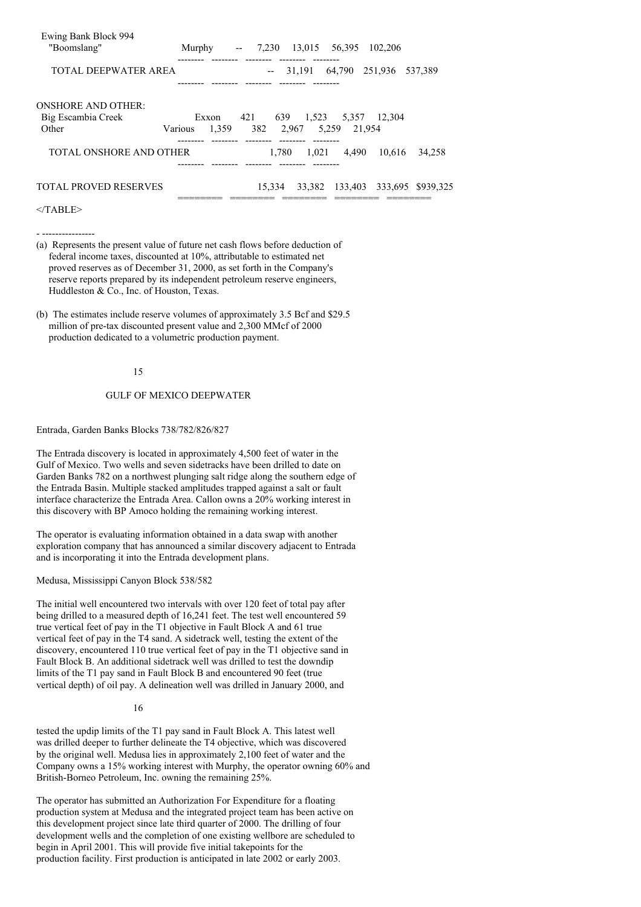| | | | | | | |
|---|---|---|---|---|---|---|
| Ewing Bank Block 994 "Boomslang" | Murphy | -- | 7,230 | 13,015 | 56,395 | 102,206 |
| TOTAL DEEPWATER AREA | | -- | 31,191 | 64,790 | 251,936 | 537,389 |
| ONSHORE AND OTHER: | | | | | | |
| Big Escambia Creek | Exxon | 421 | 639 | 1,523 | 5,357 | 12,304 |
| Other | Various | 1,359 | 382 | 2,967 | 5,259 | 21,954 |
| TOTAL ONSHORE AND OTHER | | 1,780 | 1,021 | 4,490 | 10,616 | 34,258 |
| TOTAL PROVED RESERVES | | 15,334 | 33,382 | 133,403 | 333,695 | $939,325 |

- ----------------

(a) Represents the present value of future net cash flows before deduction of federal income taxes, discounted at 10%, attributable to estimated net proved reserves as of December 31, 2000, as set forth in the Company's reserve reports prepared by its independent petroleum reserve engineers, Huddleston & Co., Inc. of Houston, Texas.

(b) The estimates include reserve volumes of approximately 3.5 Bcf and $29.5 million of pre-tax discounted present value and 2,300 MMcf of 2000 production dedicated to a volumetric production payment.

## GULF OF MEXICO DEEPWATER

Entrada, Garden Banks Blocks 738/782/826/827

The Entrada discovery is located in approximately 4,500 feet of water in the Gulf of Mexico. Two wells and seven sidetracks have been drilled to date on Garden Banks 782 on a northwest plunging salt ridge along the southern edge of the Entrada Basin. Multiple stacked amplitudes trapped against a salt or fault interface characterize the Entrada Area. Callon owns a 20% working interest in this discovery with BP Amoco holding the remaining working interest.

The operator is evaluating information obtained in a data swap with another exploration company that has announced a similar discovery adjacent to Entrada and is incorporating it into the Entrada development plans.

Medusa, Mississippi Canyon Block 538/582

The initial well encountered two intervals with over 120 feet of total pay after being drilled to a measured depth of 16,241 feet. The test well encountered 59 true vertical feet of pay in the T1 objective in Fault Block A and 61 true vertical feet of pay in the T4 sand. A sidetrack well, testing the extent of the discovery, encountered 110 true vertical feet of pay in the T1 objective sand in Fault Block B. An additional sidetrack well was drilled to test the downdip limits of the T1 pay sand in Fault Block B and encountered 90 feet (true vertical depth) of oil pay. A delineation well was drilled in January 2000, and tested the updip limits of the T1 pay sand in Fault Block A. This latest well was drilled deeper to further delineate the T4 objective, which was discovered by the original well. Medusa lies in approximately 2,100 feet of water and the Company owns a 15% working interest with Murphy, the operator owning 60% and British-Borneo Petroleum, Inc. owning the remaining 25%.

The operator has submitted an Authorization For Expenditure for a floating production system at Medusa and the integrated project team has been active on this development project since late third quarter of 2000. The drilling of four development wells and the completion of one existing wellbore are scheduled to begin in April 2001. This will provide five initial takepoints for the production facility. First production is anticipated in late 2002 or early 2003.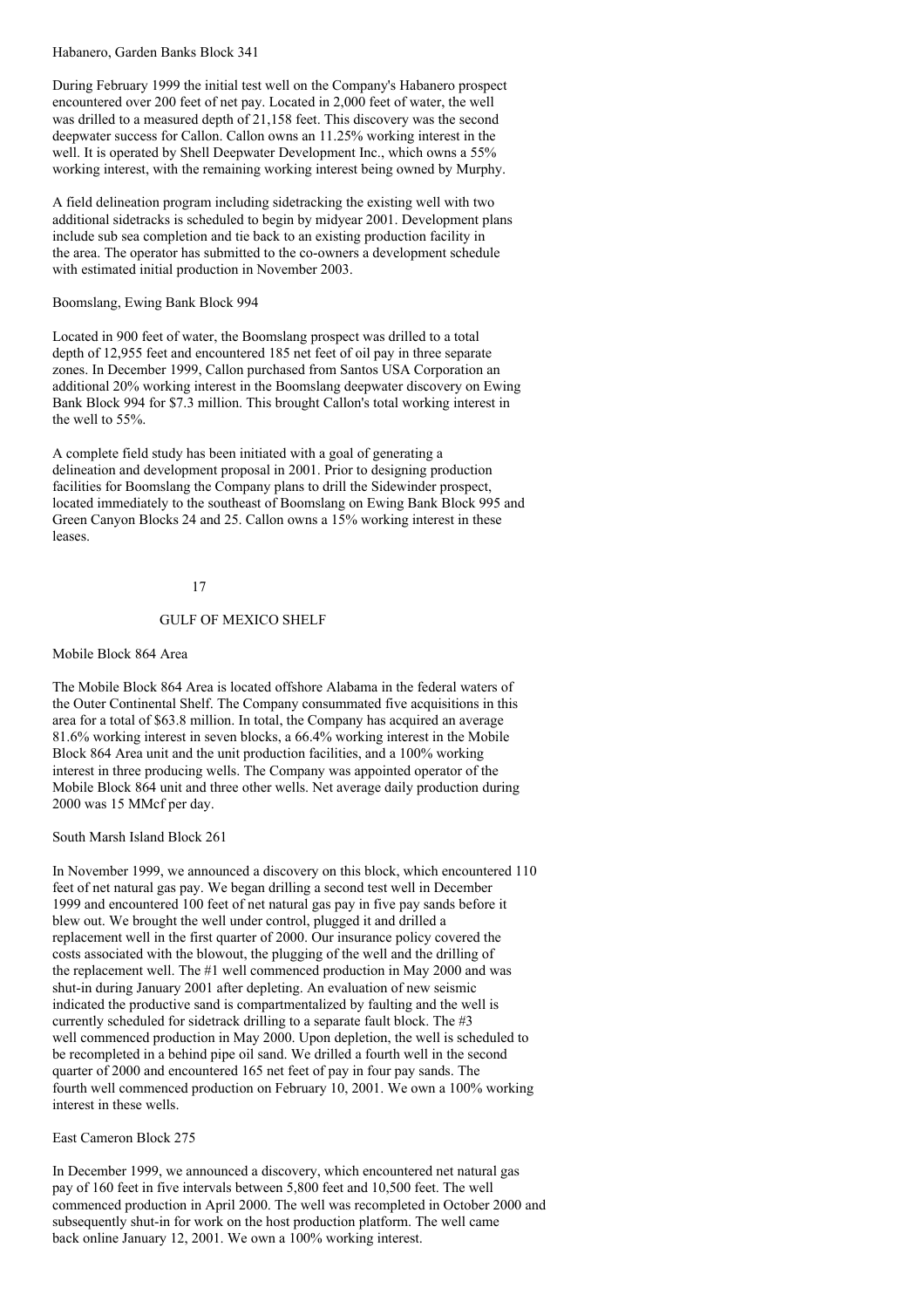Habanero, Garden Banks Block 341

During February 1999 the initial test well on the Company's Habanero prospect encountered over 200 feet of net pay. Located in 2,000 feet of water, the well was drilled to a measured depth of 21,158 feet. This discovery was the second deepwater success for Callon. Callon owns an 11.25% working interest in the well. It is operated by Shell Deepwater Development Inc., which owns a 55% working interest, with the remaining working interest being owned by Murphy.

A field delineation program including sidetracking the existing well with two additional sidetracks is scheduled to begin by midyear 2001. Development plans include sub sea completion and tie back to an existing production facility in the area. The operator has submitted to the co-owners a development schedule with estimated initial production in November 2003.

Boomslang, Ewing Bank Block 994

Located in 900 feet of water, the Boomslang prospect was drilled to a total depth of 12,955 feet and encountered 185 net feet of oil pay in three separate zones. In December 1999, Callon purchased from Santos USA Corporation an additional 20% working interest in the Boomslang deepwater discovery on Ewing Bank Block 994 for $7.3 million. This brought Callon's total working interest in the well to 55%.

A complete field study has been initiated with a goal of generating a delineation and development proposal in 2001. Prior to designing production facilities for Boomslang the Company plans to drill the Sidewinder prospect, located immediately to the southeast of Boomslang on Ewing Bank Block 995 and Green Canyon Blocks 24 and 25. Callon owns a 15% working interest in these leases.

## GULF OF MEXICO SHELF

Mobile Block 864 Area

The Mobile Block 864 Area is located offshore Alabama in the federal waters of the Outer Continental Shelf. The Company consummated five acquisitions in this area for a total of $63.8 million. In total, the Company has acquired an average 81.6% working interest in seven blocks, a 66.4% working interest in the Mobile Block 864 Area unit and the unit production facilities, and a 100% working interest in three producing wells. The Company was appointed operator of the Mobile Block 864 unit and three other wells. Net average daily production during 2000 was 15 MMcf per day.

South Marsh Island Block 261

In November 1999, we announced a discovery on this block, which encountered 110 feet of net natural gas pay. We began drilling a second test well in December 1999 and encountered 100 feet of net natural gas pay in five pay sands before it blew out. We brought the well under control, plugged it and drilled a replacement well in the first quarter of 2000. Our insurance policy covered the costs associated with the blowout, the plugging of the well and the drilling of the replacement well. The #1 well commenced production in May 2000 and was shut-in during January 2001 after depleting. An evaluation of new seismic indicated the productive sand is compartmentalized by faulting and the well is currently scheduled for sidetrack drilling to a separate fault block. The #3 well commenced production in May 2000. Upon depletion, the well is scheduled to be recompleted in a behind pipe oil sand. We drilled a fourth well in the second quarter of 2000 and encountered 165 net feet of pay in four pay sands. The fourth well commenced production on February 10, 2001. We own a 100% working interest in these wells.

East Cameron Block 275

In December 1999, we announced a discovery, which encountered net natural gas pay of 160 feet in five intervals between 5,800 feet and 10,500 feet. The well commenced production in April 2000. The well was recompleted in October 2000 and subsequently shut-in for work on the host production platform. The well came back online January 12, 2001. We own a 100% working interest.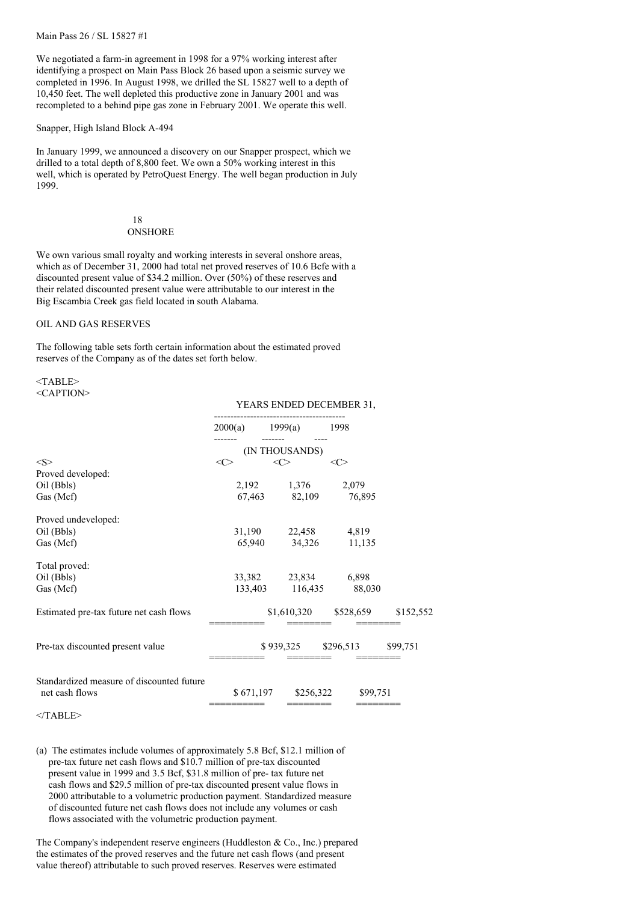Main Pass 26 / SL 15827 #1

We negotiated a farm-in agreement in 1998 for a 97% working interest after identifying a prospect on Main Pass Block 26 based upon a seismic survey we completed in 1996. In August 1998, we drilled the SL 15827 well to a depth of 10,450 feet. The well depleted this productive zone in January 2001 and was recompleted to a behind pipe gas zone in February 2001. We operate this well.

Snapper, High Island Block A-494

In January 1999, we announced a discovery on our Snapper prospect, which we drilled to a total depth of 8,800 feet. We own a 50% working interest in this well, which is operated by PetroQuest Energy. The well began production in July 1999.

ONSHORE

We own various small royalty and working interests in several onshore areas, which as of December 31, 2000 had total net proved reserves of 10.6 Bcfe with a discounted present value of $34.2 million. Over (50%) of these reserves and their related discounted present value were attributable to our interest in the Big Escambia Creek gas field located in south Alabama.

OIL AND GAS RESERVES

The following table sets forth certain information about the estimated proved reserves of the Company as of the dates set forth below.

| | YEARS ENDED DECEMBER 31, | | |
|---|---|---|---|
| | 2000(a) | 1999(a) | 1998 |
| | (IN THOUSANDS) | | |
| Proved developed: | | | |
| Oil (Bbls) | 2,192 | 1,376 | 2,079 |
| Gas (Mcf) | 67,463 | 82,109 | 76,895 |
| Proved undeveloped: | | | |
| Oil (Bbls) | 31,190 | 22,458 | 4,819 |
| Gas (Mcf) | 65,940 | 34,326 | 11,135 |
| Total proved: | | | |
| Oil (Bbls) | 33,382 | 23,834 | 6,898 |
| Gas (Mcf) | 133,403 | 116,435 | 88,030 |
| Estimated pre-tax future net cash flows | $1,610,320 | $528,659 | $152,552 |
| Pre-tax discounted present value | $ 939,325 | $296,513 | $99,751 |
| Standardized measure of discounted future net cash flows | $ 671,197 | $256,322 | $99,751 |

(a) The estimates include volumes of approximately 5.8 Bcf, $12.1 million of pre-tax future net cash flows and $10.7 million of pre-tax discounted present value in 1999 and 3.5 Bcf, $31.8 million of pre- tax future net cash flows and $29.5 million of pre-tax discounted present value flows in 2000 attributable to a volumetric production payment. Standardized measure of discounted future net cash flows does not include any volumes or cash flows associated with the volumetric production payment.

The Company's independent reserve engineers (Huddleston & Co., Inc.) prepared the estimates of the proved reserves and the future net cash flows (and present value thereof) attributable to such proved reserves. Reserves were estimated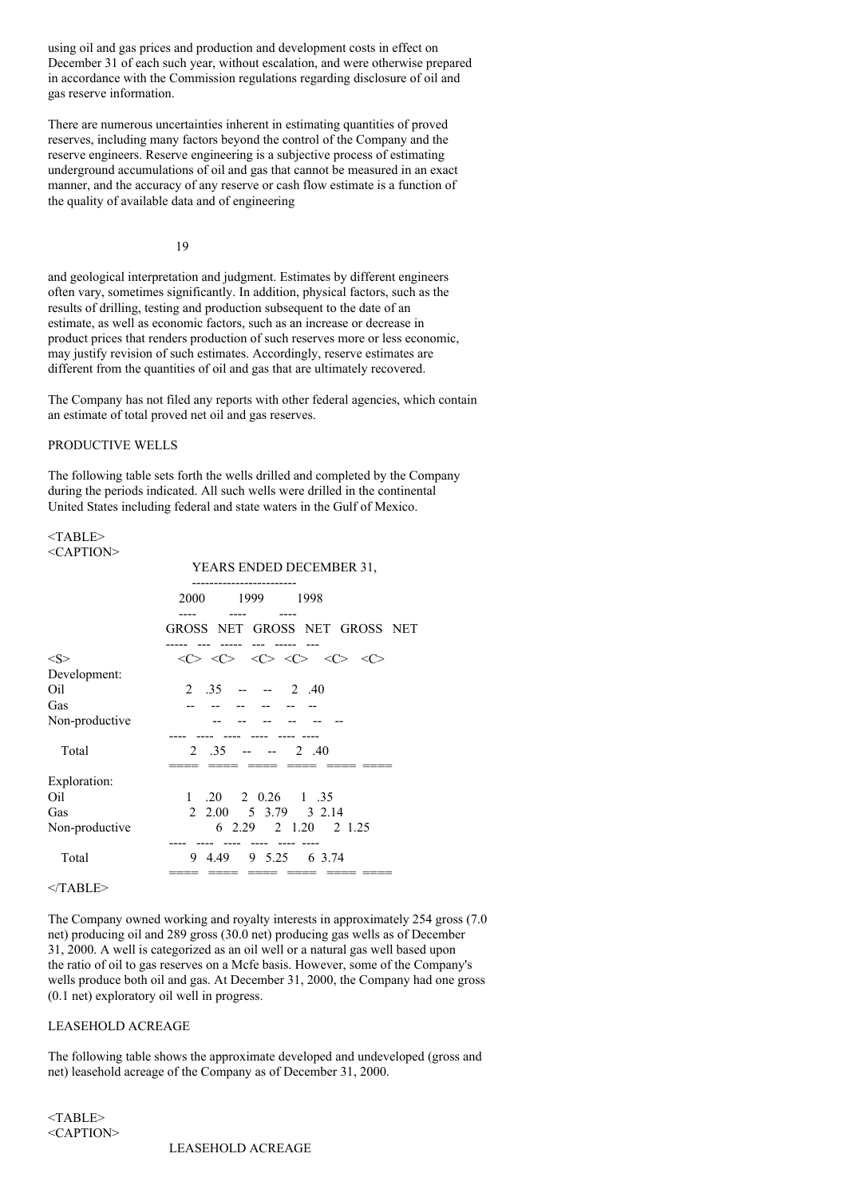using oil and gas prices and production and development costs in effect on December 31 of each such year, without escalation, and were otherwise prepared in accordance with the Commission regulations regarding disclosure of oil and gas reserve information.

There are numerous uncertainties inherent in estimating quantities of proved reserves, including many factors beyond the control of the Company and the reserve engineers. Reserve engineering is a subjective process of estimating underground accumulations of oil and gas that cannot be measured in an exact manner, and the accuracy of any reserve or cash flow estimate is a function of the quality of available data and of engineering and geological interpretation and judgment. Estimates by different engineers often vary, sometimes significantly. In addition, physical factors, such as the results of drilling, testing and production subsequent to the date of an estimate, as well as economic factors, such as an increase or decrease in product prices that renders production of such reserves more or less economic, may justify revision of such estimates. Accordingly, reserve estimates are different from the quantities of oil and gas that are ultimately recovered.

The Company has not filed any reports with other federal agencies, which contain an estimate of total proved net oil and gas reserves.

PRODUCTIVE WELLS

The following table sets forth the wells drilled and completed by the Company during the periods indicated. All such wells were drilled in the continental United States including federal and state waters in the Gulf of Mexico.

| | YEARS ENDED DECEMBER 31, | | | | | |
|---|---|---|---|---|---|---|
| | 2000 | | 1999 | | 1998 | |
| | GROSS | NET | GROSS | NET | GROSS | NET |
| Development: | | | | | | |
| Oil | 2 | .35 | -- | -- | 2 | .40 |
| Gas | -- | -- | -- | -- | -- | -- |
| Non-productive | -- | -- | -- | -- | -- | -- |
| Total | 2 | .35 | -- | -- | 2 | .40 |
| Exploration: | | | | | | |
| Oil | 1 | .20 | 2 | 0.26 | 1 | .35 |
| Gas | 2 | 2.00 | 5 | 3.79 | 3 | 2.14 |
| Non-productive | 6 | 2.29 | 2 | 1.20 | 2 | 1.25 |
| Total | 9 | 4.49 | 9 | 5.25 | 6 | 3.74 |

The Company owned working and royalty interests in approximately 254 gross (7.0 net) producing oil and 289 gross (30.0 net) producing gas wells as of December 31, 2000. A well is categorized as an oil well or a natural gas well based upon the ratio of oil to gas reserves on a Mcfe basis. However, some of the Company's wells produce both oil and gas. At December 31, 2000, the Company had one gross (0.1 net) exploratory oil well in progress.

LEASEHOLD ACREAGE

The following table shows the approximate developed and undeveloped (gross and net) leasehold acreage of the Company as of December 31, 2000.

LEASEHOLD ACREAGE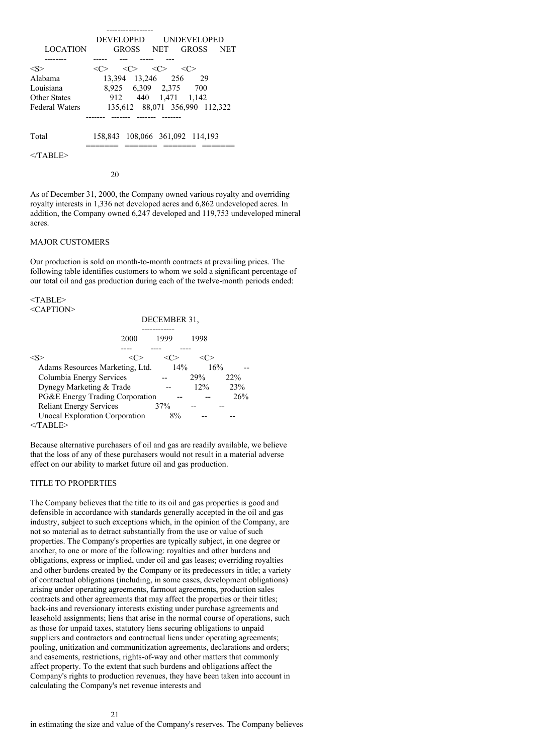| LOCATION | DEVELOPED GROSS | DEVELOPED NET | UNDEVELOPED GROSS | UNDEVELOPED NET |
|---|---|---|---|---|
| Alabama | 13,394 | 13,246 | 256 | 29 |
| Louisiana | 8,925 | 6,309 | 2,375 | 700 |
| Other States | 912 | 440 | 1,471 | 1,142 |
| Federal Waters | 135,612 | 88,071 | 356,990 | 112,322 |
| Total | 158,843 | 108,066 | 361,092 | 114,193 |

As of December 31, 2000, the Company owned various royalty and overriding royalty interests in 1,336 net developed acres and 6,862 undeveloped acres. In addition, the Company owned 6,247 developed and 119,753 undeveloped mineral acres.

## MAJOR CUSTOMERS

Our production is sold on month-to-month contracts at prevailing prices. The following table identifies customers to whom we sold a significant percentage of our total oil and gas production during each of the twelve-month periods ended:

| | DECEMBER 31, 2000 | 1999 | 1998 |
|---|---|---|---|
| Adams Resources Marketing, Ltd. | 14% | 16% | -- |
| Columbia Energy Services | -- | 29% | 22% |
| Dynegy Marketing & Trade | -- | 12% | 23% |
| PG&E Energy Trading Corporation | -- | -- | 26% |
| Reliant Energy Services | 37% | -- | -- |
| Unocal Exploration Corporation | 8% | -- | -- |

Because alternative purchasers of oil and gas are readily available, we believe that the loss of any of these purchasers would not result in a material adverse effect on our ability to market future oil and gas production.

## TITLE TO PROPERTIES

The Company believes that the title to its oil and gas properties is good and defensible in accordance with standards generally accepted in the oil and gas industry, subject to such exceptions which, in the opinion of the Company, are not so material as to detract substantially from the use or value of such properties. The Company's properties are typically subject, in one degree or another, to one or more of the following: royalties and other burdens and obligations, express or implied, under oil and gas leases; overriding royalties and other burdens created by the Company or its predecessors in title; a variety of contractual obligations (including, in some cases, development obligations) arising under operating agreements, farmout agreements, production sales contracts and other agreements that may affect the properties or their titles; back-ins and reversionary interests existing under purchase agreements and leasehold assignments; liens that arise in the normal course of operations, such as those for unpaid taxes, statutory liens securing obligations to unpaid suppliers and contractors and contractual liens under operating agreements; pooling, unitization and communitization agreements, declarations and orders; and easements, restrictions, rights-of-way and other matters that commonly affect property. To the extent that such burdens and obligations affect the Company's rights to production revenues, they have been taken into account in calculating the Company's net revenue interests and in estimating the size and value of the Company's reserves. The Company believes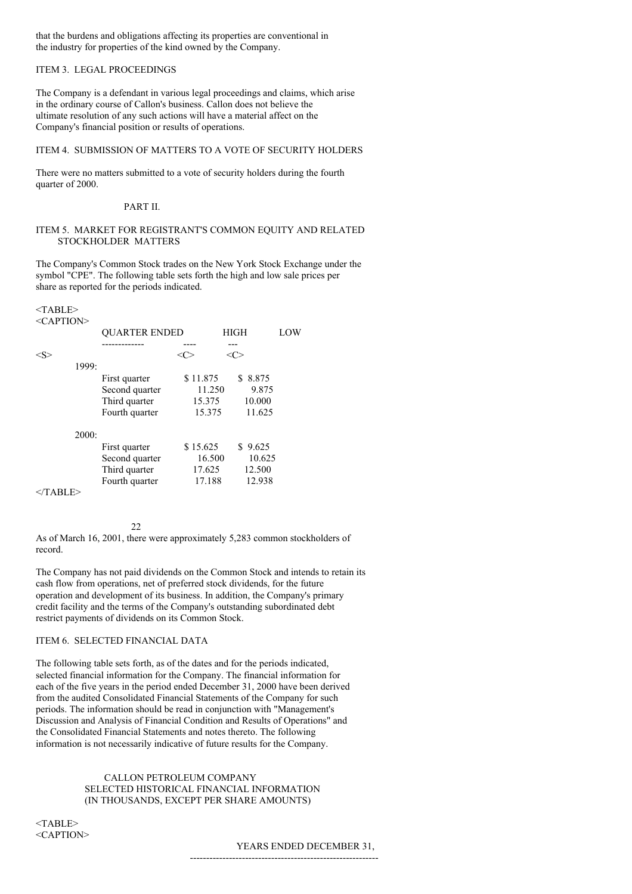that the burdens and obligations affecting its properties are conventional in the industry for properties of the kind owned by the Company.

## ITEM 3. LEGAL PROCEEDINGS

The Company is a defendant in various legal proceedings and claims, which arise in the ordinary course of Callon's business. Callon does not believe the ultimate resolution of any such actions will have a material affect on the Company's financial position or results of operations.

## ITEM 4. SUBMISSION OF MATTERS TO A VOTE OF SECURITY HOLDERS

There were no matters submitted to a vote of security holders during the fourth quarter of 2000.

# PART II.

## ITEM 5. MARKET FOR REGISTRANT'S COMMON EQUITY AND RELATED STOCKHOLDER MATTERS

The Company's Common Stock trades on the New York Stock Exchange under the symbol "CPE". The following table sets forth the high and low sale prices per share as reported for the periods indicated.

| | QUARTER ENDED | HIGH | LOW |
|---|---|---|---|
| 1999: | | | |
| | First quarter | $ 11.875 | $ 8.875 |
| | Second quarter | 11.250 | 9.875 |
| | Third quarter | 15.375 | 10.000 |
| | Fourth quarter | 15.375 | 11.625 |
| 2000: | | | |
| | First quarter | $ 15.625 | $ 9.625 |
| | Second quarter | 16.500 | 10.625 |
| | Third quarter | 17.625 | 12.500 |
| | Fourth quarter | 17.188 | 12.938 |

As of March 16, 2001, there were approximately 5,283 common stockholders of record.

The Company has not paid dividends on the Common Stock and intends to retain its cash flow from operations, net of preferred stock dividends, for the future operation and development of its business. In addition, the Company's primary credit facility and the terms of the Company's outstanding subordinated debt restrict payments of dividends on its Common Stock.

## ITEM 6. SELECTED FINANCIAL DATA

The following table sets forth, as of the dates and for the periods indicated, selected financial information for the Company. The financial information for each of the five years in the period ended December 31, 2000 have been derived from the audited Consolidated Financial Statements of the Company for such periods. The information should be read in conjunction with "Management's Discussion and Analysis of Financial Condition and Results of Operations" and the Consolidated Financial Statements and notes thereto. The following information is not necessarily indicative of future results for the Company.

CALLON PETROLEUM COMPANY
SELECTED HISTORICAL FINANCIAL INFORMATION
(IN THOUSANDS, EXCEPT PER SHARE AMOUNTS)

YEARS ENDED DECEMBER 31,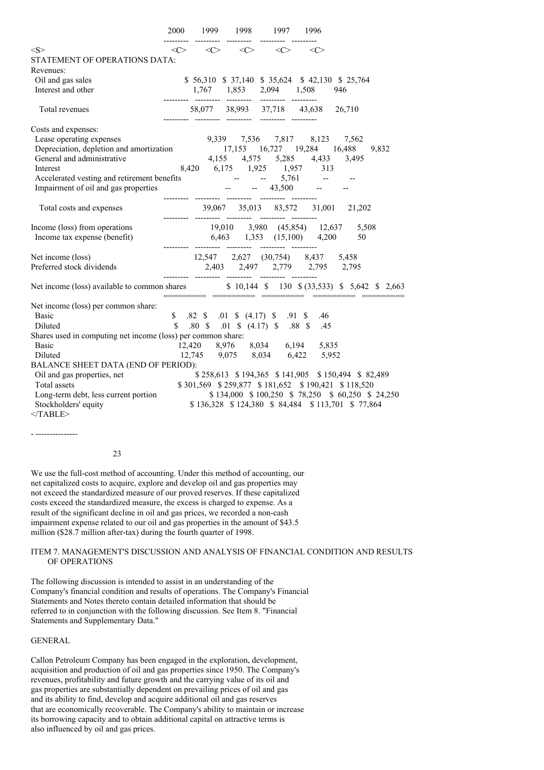| | 2000 | 1999 | 1998 | 1997 | 1996 |
|---|---|---|---|---|---|
| STATEMENT OF OPERATIONS DATA: | | | | | |
| Revenues: | | | | | |
| Oil and gas sales | $ 56,310 | $ 37,140 | $ 35,624 | $ 42,130 | $ 25,764 |
| Interest and other | 1,767 | 1,853 | 2,094 | 1,508 | 946 |
| Total revenues | 58,077 | 38,993 | 37,718 | 43,638 | 26,710 |
| Costs and expenses: | | | | | |
| Lease operating expenses | 9,339 | 7,536 | 7,817 | 8,123 | 7,562 |
| Depreciation, depletion and amortization | 17,153 | 16,727 | 19,284 | 16,488 | 9,832 |
| General and administrative | 4,155 | 4,575 | 5,285 | 4,433 | 3,495 |
| Interest | 8,420 | 6,175 | 1,925 | 1,957 | 313 |
| Accelerated vesting and retirement benefits | -- | -- | 5,761 | -- | -- |
| Impairment of oil and gas properties | -- | -- | 43,500 | -- | -- |
| Total costs and expenses | 39,067 | 35,013 | 83,572 | 31,001 | 21,202 |
| Income (loss) from operations | 19,010 | 3,980 | (45,854) | 12,637 | 5,508 |
| Income tax expense (benefit) | 6,463 | 1,353 | (15,100) | 4,200 | 50 |
| Net income (loss) | 12,547 | 2,627 | (30,754) | 8,437 | 5,458 |
| Preferred stock dividends | 2,403 | 2,497 | 2,779 | 2,795 | 2,795 |
| Net income (loss) available to common shares | $ 10,144 | $ 130 | $ (33,533) | $ 5,642 | $ 2,663 |
| Net income (loss) per common share: | | | | | |
| Basic | $ .82 | $ .01 | $ (4.17) | $ .91 | $ .46 |
| Diluted | $ .80 | $ .01 | $ (4.17) | $ .88 | $ .45 |
| Shares used in computing net income (loss) per common share: | | | | | |
| Basic | 12,420 | 8,976 | 8,034 | 6,194 | 5,835 |
| Diluted | 12,745 | 9,075 | 8,034 | 6,422 | 5,952 |
| BALANCE SHEET DATA (END OF PERIOD): | | | | | |
| Oil and gas properties, net | $ 258,613 | $ 194,365 | $ 141,905 | $ 150,494 | $ 82,489 |
| Total assets | $ 301,569 | $ 259,877 | $ 181,652 | $ 190,421 | $ 118,520 |
| Long-term debt, less current portion | $ 134,000 | $ 100,250 | $ 78,250 | $ 60,250 | $ 24,250 |
| Stockholders' equity | $ 136,328 | $ 124,380 | $ 84,484 | $ 113,701 | $ 77,864 |

We use the full-cost method of accounting. Under this method of accounting, our net capitalized costs to acquire, explore and develop oil and gas properties may not exceed the standardized measure of our proved reserves. If these capitalized costs exceed the standardized measure, the excess is charged to expense. As a result of the significant decline in oil and gas prices, we recorded a non-cash impairment expense related to our oil and gas properties in the amount of $43.5 million ($28.7 million after-tax) during the fourth quarter of 1998.

## ITEM 7. MANAGEMENT'S DISCUSSION AND ANALYSIS OF FINANCIAL CONDITION AND RESULTS OF OPERATIONS

The following discussion is intended to assist in an understanding of the Company's financial condition and results of operations. The Company's Financial Statements and Notes thereto contain detailed information that should be referred to in conjunction with the following discussion. See Item 8. "Financial Statements and Supplementary Data."

### GENERAL

Callon Petroleum Company has been engaged in the exploration, development, acquisition and production of oil and gas properties since 1950. The Company's revenues, profitability and future growth and the carrying value of its oil and gas properties are substantially dependent on prevailing prices of oil and gas and its ability to find, develop and acquire additional oil and gas reserves that are economically recoverable. The Company's ability to maintain or increase its borrowing capacity and to obtain additional capital on attractive terms is also influenced by oil and gas prices.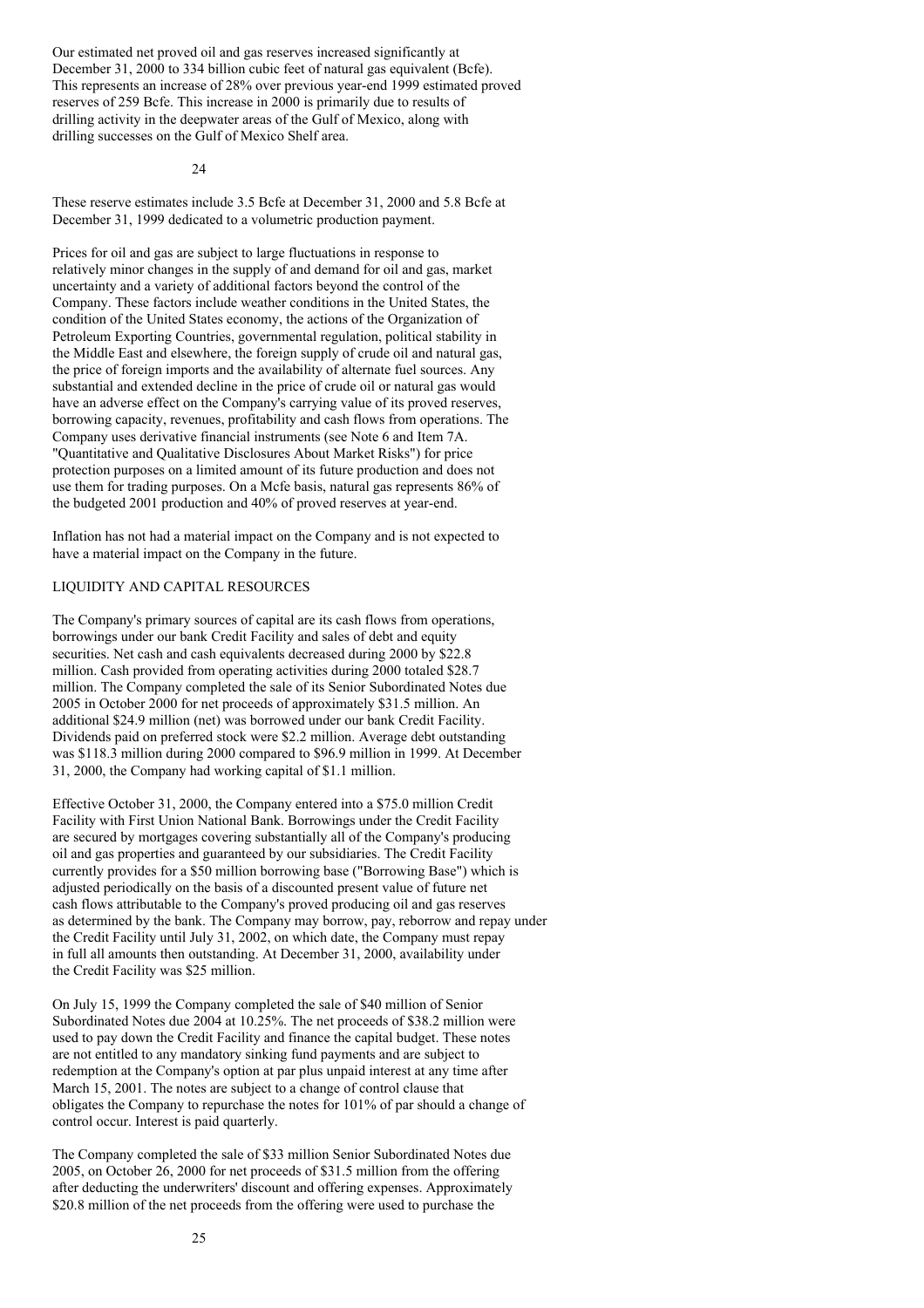Our estimated net proved oil and gas reserves increased significantly at December 31, 2000 to 334 billion cubic feet of natural gas equivalent (Bcfe). This represents an increase of 28% over previous year-end 1999 estimated proved reserves of 259 Bcfe. This increase in 2000 is primarily due to results of drilling activity in the deepwater areas of the Gulf of Mexico, along with drilling successes on the Gulf of Mexico Shelf area.

These reserve estimates include 3.5 Bcfe at December 31, 2000 and 5.8 Bcfe at December 31, 1999 dedicated to a volumetric production payment.

Prices for oil and gas are subject to large fluctuations in response to relatively minor changes in the supply of and demand for oil and gas, market uncertainty and a variety of additional factors beyond the control of the Company. These factors include weather conditions in the United States, the condition of the United States economy, the actions of the Organization of Petroleum Exporting Countries, governmental regulation, political stability in the Middle East and elsewhere, the foreign supply of crude oil and natural gas, the price of foreign imports and the availability of alternate fuel sources. Any substantial and extended decline in the price of crude oil or natural gas would have an adverse effect on the Company's carrying value of its proved reserves, borrowing capacity, revenues, profitability and cash flows from operations. The Company uses derivative financial instruments (see Note 6 and Item 7A. "Quantitative and Qualitative Disclosures About Market Risks") for price protection purposes on a limited amount of its future production and does not use them for trading purposes. On a Mcfe basis, natural gas represents 86% of the budgeted 2001 production and 40% of proved reserves at year-end.

Inflation has not had a material impact on the Company and is not expected to have a material impact on the Company in the future.

## LIQUIDITY AND CAPITAL RESOURCES

The Company's primary sources of capital are its cash flows from operations, borrowings under our bank Credit Facility and sales of debt and equity securities. Net cash and cash equivalents decreased during 2000 by $22.8 million. Cash provided from operating activities during 2000 totaled $28.7 million. The Company completed the sale of its Senior Subordinated Notes due 2005 in October 2000 for net proceeds of approximately $31.5 million. An additional $24.9 million (net) was borrowed under our bank Credit Facility. Dividends paid on preferred stock were $2.2 million. Average debt outstanding was $118.3 million during 2000 compared to $96.9 million in 1999. At December 31, 2000, the Company had working capital of $1.1 million.

Effective October 31, 2000, the Company entered into a $75.0 million Credit Facility with First Union National Bank. Borrowings under the Credit Facility are secured by mortgages covering substantially all of the Company's producing oil and gas properties and guaranteed by our subsidiaries. The Credit Facility currently provides for a $50 million borrowing base ("Borrowing Base") which is adjusted periodically on the basis of a discounted present value of future net cash flows attributable to the Company's proved producing oil and gas reserves as determined by the bank. The Company may borrow, pay, reborrow and repay under the Credit Facility until July 31, 2002, on which date, the Company must repay in full all amounts then outstanding. At December 31, 2000, availability under the Credit Facility was $25 million.

On July 15, 1999 the Company completed the sale of $40 million of Senior Subordinated Notes due 2004 at 10.25%. The net proceeds of $38.2 million were used to pay down the Credit Facility and finance the capital budget. These notes are not entitled to any mandatory sinking fund payments and are subject to redemption at the Company's option at par plus unpaid interest at any time after March 15, 2001. The notes are subject to a change of control clause that obligates the Company to repurchase the notes for 101% of par should a change of control occur. Interest is paid quarterly.

The Company completed the sale of $33 million Senior Subordinated Notes due 2005, on October 26, 2000 for net proceeds of $31.5 million from the offering after deducting the underwriters' discount and offering expenses. Approximately $20.8 million of the net proceeds from the offering were used to purchase the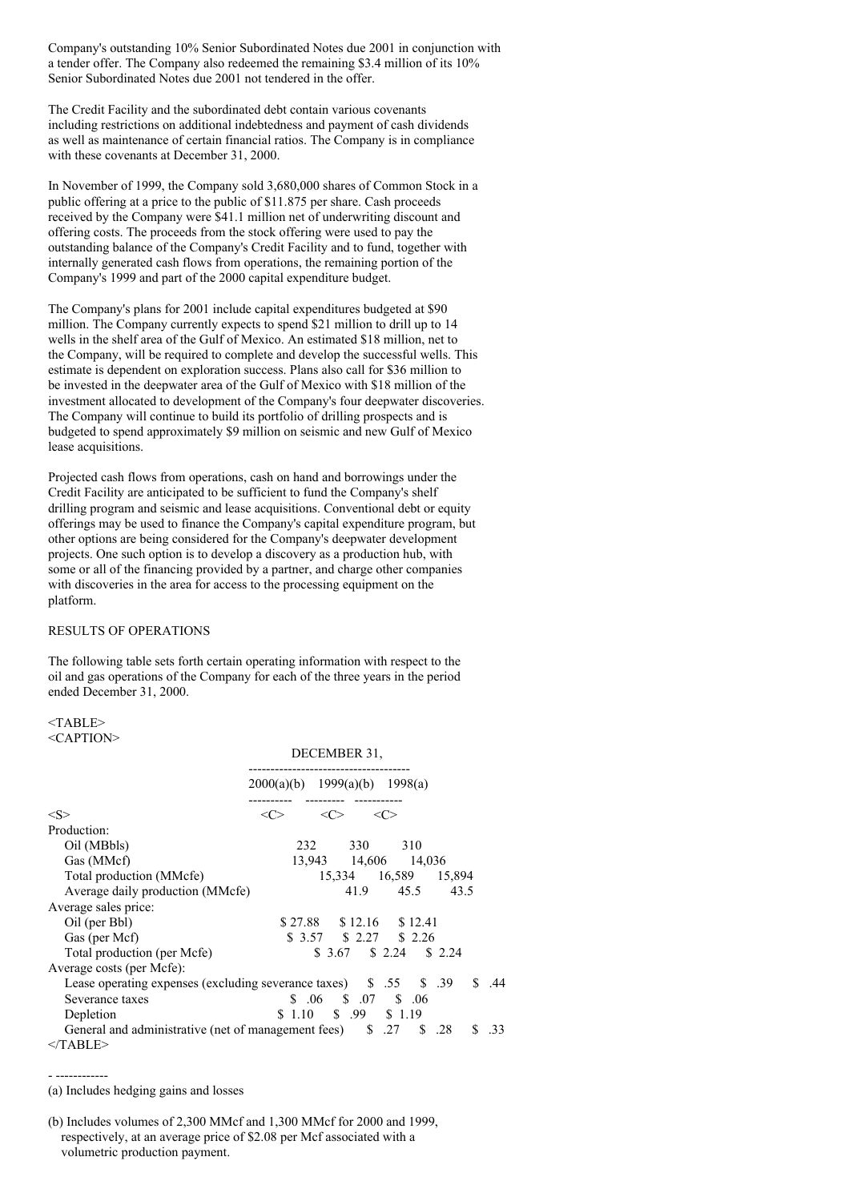Company's outstanding 10% Senior Subordinated Notes due 2001 in conjunction with a tender offer. The Company also redeemed the remaining $3.4 million of its 10% Senior Subordinated Notes due 2001 not tendered in the offer.

The Credit Facility and the subordinated debt contain various covenants including restrictions on additional indebtedness and payment of cash dividends as well as maintenance of certain financial ratios. The Company is in compliance with these covenants at December 31, 2000.

In November of 1999, the Company sold 3,680,000 shares of Common Stock in a public offering at a price to the public of $11.875 per share. Cash proceeds received by the Company were $41.1 million net of underwriting discount and offering costs. The proceeds from the stock offering were used to pay the outstanding balance of the Company's Credit Facility and to fund, together with internally generated cash flows from operations, the remaining portion of the Company's 1999 and part of the 2000 capital expenditure budget.

The Company's plans for 2001 include capital expenditures budgeted at $90 million. The Company currently expects to spend $21 million to drill up to 14 wells in the shelf area of the Gulf of Mexico. An estimated $18 million, net to the Company, will be required to complete and develop the successful wells. This estimate is dependent on exploration success. Plans also call for $36 million to be invested in the deepwater area of the Gulf of Mexico with $18 million of the investment allocated to development of the Company's four deepwater discoveries. The Company will continue to build its portfolio of drilling prospects and is budgeted to spend approximately $9 million on seismic and new Gulf of Mexico lease acquisitions.

Projected cash flows from operations, cash on hand and borrowings under the Credit Facility are anticipated to be sufficient to fund the Company's shelf drilling program and seismic and lease acquisitions. Conventional debt or equity offerings may be used to finance the Company's capital expenditure program, but other options are being considered for the Company's deepwater development projects. One such option is to develop a discovery as a production hub, with some or all of the financing provided by a partner, and charge other companies with discoveries in the area for access to the processing equipment on the platform.

RESULTS OF OPERATIONS

The following table sets forth certain operating information with respect to the oil and gas operations of the Company for each of the three years in the period ended December 31, 2000.

| | DECEMBER 31, | | |
|---|---|---|---|
| | 2000(a)(b) | 1999(a)(b) | 1998(a) |
| Production: | | | |
| Oil (MBbls) | 232 | 330 | 310 |
| Gas (MMcf) | 13,943 | 14,606 | 14,036 |
| Total production (MMcfe) | 15,334 | 16,589 | 15,894 |
| Average daily production (MMcfe) | 41.9 | 45.5 | 43.5 |
| Average sales price: | | | |
| Oil (per Bbl) | $ 27.88 | $ 12.16 | $ 12.41 |
| Gas (per Mcf) | $ 3.57 | $ 2.27 | $ 2.26 |
| Total production (per Mcfe) | $ 3.67 | $ 2.24 | $ 2.24 |
| Average costs (per Mcfe): | | | |
| Lease operating expenses (excluding severance taxes) | $ .55 | $ .39 | $ .44 |
| Severance taxes | $ .06 | $ .07 | $ .06 |
| Depletion | $ 1.10 | $ .99 | $ 1.19 |
| General and administrative (net of management fees) | $ .27 | $ .28 | $ .33 |

(a) Includes hedging gains and losses

(b) Includes volumes of 2,300 MMcf and 1,300 MMcf for 2000 and 1999, respectively, at an average price of $2.08 per Mcf associated with a volumetric production payment.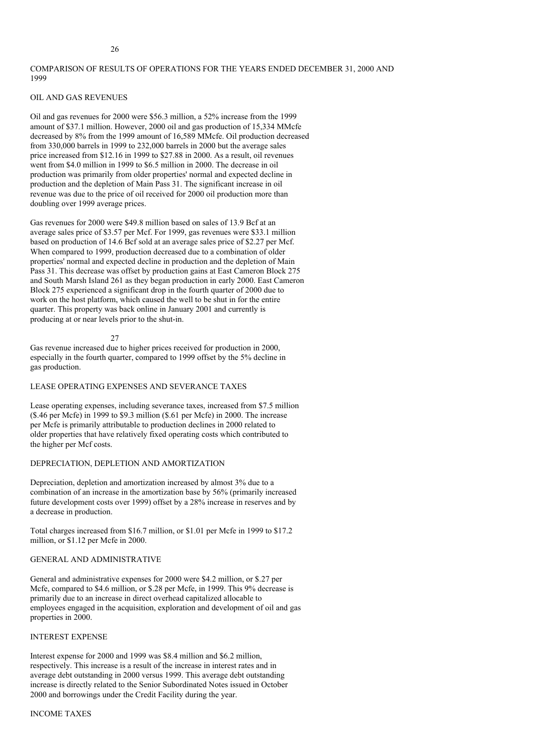## COMPARISON OF RESULTS OF OPERATIONS FOR THE YEARS ENDED DECEMBER 31, 2000 AND 1999

### OIL AND GAS REVENUES

Oil and gas revenues for 2000 were $56.3 million, a 52% increase from the 1999 amount of $37.1 million. However, 2000 oil and gas production of 15,334 MMcfe decreased by 8% from the 1999 amount of 16,589 MMcfe. Oil production decreased from 330,000 barrels in 1999 to 232,000 barrels in 2000 but the average sales price increased from $12.16 in 1999 to $27.88 in 2000. As a result, oil revenues went from $4.0 million in 1999 to $6.5 million in 2000. The decrease in oil production was primarily from older properties' normal and expected decline in production and the depletion of Main Pass 31. The significant increase in oil revenue was due to the price of oil received for 2000 oil production more than doubling over 1999 average prices.

Gas revenues for 2000 were $49.8 million based on sales of 13.9 Bcf at an average sales price of $3.57 per Mcf. For 1999, gas revenues were $33.1 million based on production of 14.6 Bcf sold at an average sales price of $2.27 per Mcf. When compared to 1999, production decreased due to a combination of older properties' normal and expected decline in production and the depletion of Main Pass 31. This decrease was offset by production gains at East Cameron Block 275 and South Marsh Island 261 as they began production in early 2000. East Cameron Block 275 experienced a significant drop in the fourth quarter of 2000 due to work on the host platform, which caused the well to be shut in for the entire quarter. This property was back online in January 2001 and currently is producing at or near levels prior to the shut-in.

Gas revenue increased due to higher prices received for production in 2000, especially in the fourth quarter, compared to 1999 offset by the 5% decline in gas production.

### LEASE OPERATING EXPENSES AND SEVERANCE TAXES

Lease operating expenses, including severance taxes, increased from $7.5 million ($.46 per Mcfe) in 1999 to $9.3 million ($.61 per Mcfe) in 2000. The increase per Mcfe is primarily attributable to production declines in 2000 related to older properties that have relatively fixed operating costs which contributed to the higher per Mcf costs.

### DEPRECIATION, DEPLETION AND AMORTIZATION

Depreciation, depletion and amortization increased by almost 3% due to a combination of an increase in the amortization base by 56% (primarily increased future development costs over 1999) offset by a 28% increase in reserves and by a decrease in production.

Total charges increased from $16.7 million, or $1.01 per Mcfe in 1999 to $17.2 million, or $1.12 per Mcfe in 2000.

### GENERAL AND ADMINISTRATIVE

General and administrative expenses for 2000 were $4.2 million, or $.27 per Mcfe, compared to $4.6 million, or $.28 per Mcfe, in 1999. This 9% decrease is primarily due to an increase in direct overhead capitalized allocable to employees engaged in the acquisition, exploration and development of oil and gas properties in 2000.

### INTEREST EXPENSE

Interest expense for 2000 and 1999 was $8.4 million and $6.2 million, respectively. This increase is a result of the increase in interest rates and in average debt outstanding in 2000 versus 1999. This average debt outstanding increase is directly related to the Senior Subordinated Notes issued in October 2000 and borrowings under the Credit Facility during the year.

### INCOME TAXES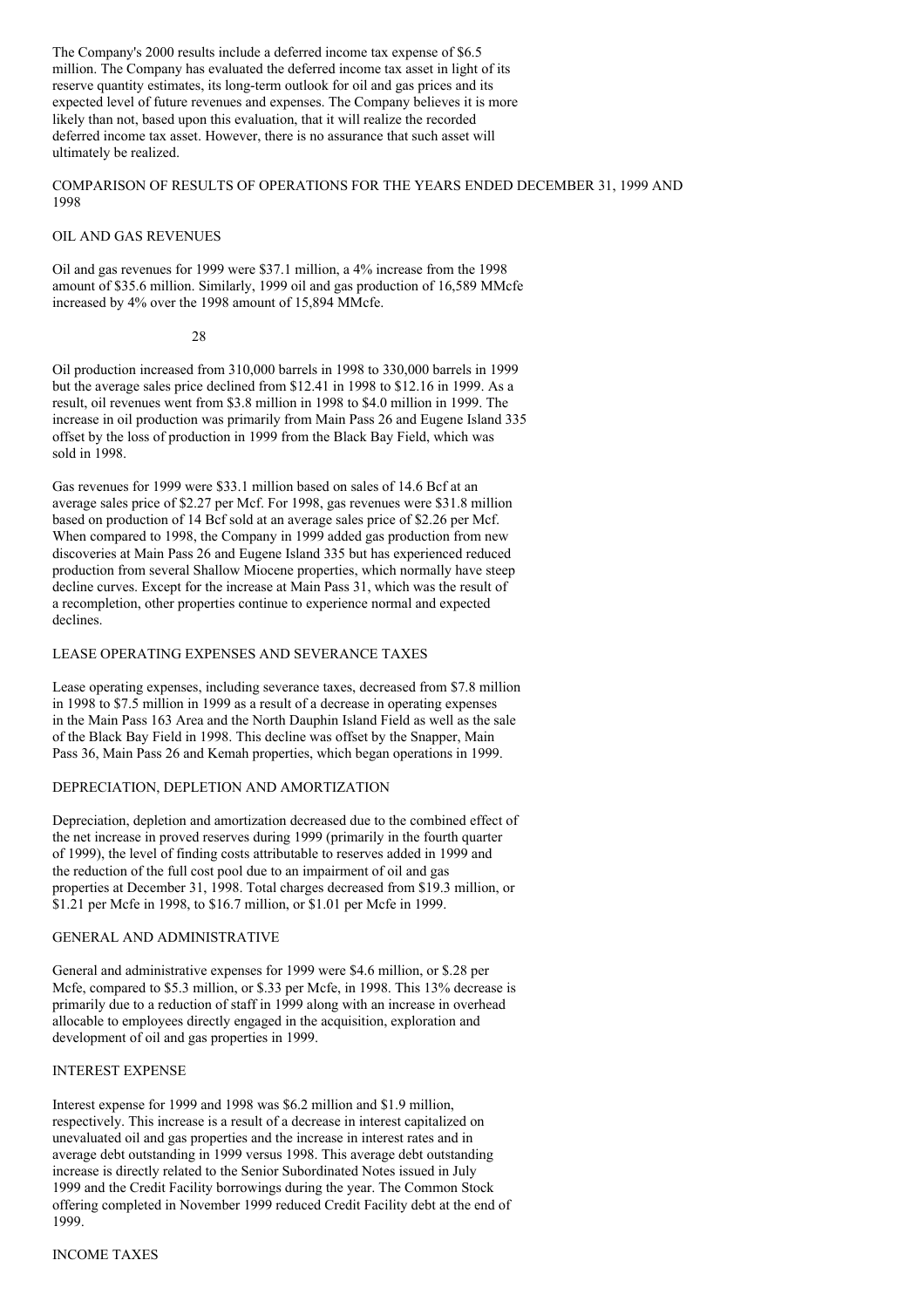The Company's 2000 results include a deferred income tax expense of $6.5 million. The Company has evaluated the deferred income tax asset in light of its reserve quantity estimates, its long-term outlook for oil and gas prices and its expected level of future revenues and expenses. The Company believes it is more likely than not, based upon this evaluation, that it will realize the recorded deferred income tax asset. However, there is no assurance that such asset will ultimately be realized.

## COMPARISON OF RESULTS OF OPERATIONS FOR THE YEARS ENDED DECEMBER 31, 1999 AND 1998

### OIL AND GAS REVENUES

Oil and gas revenues for 1999 were $37.1 million, a 4% increase from the 1998 amount of $35.6 million. Similarly, 1999 oil and gas production of 16,589 MMcfe increased by 4% over the 1998 amount of 15,894 MMcfe.

Oil production increased from 310,000 barrels in 1998 to 330,000 barrels in 1999 but the average sales price declined from $12.41 in 1998 to $12.16 in 1999. As a result, oil revenues went from $3.8 million in 1998 to $4.0 million in 1999. The increase in oil production was primarily from Main Pass 26 and Eugene Island 335 offset by the loss of production in 1999 from the Black Bay Field, which was sold in 1998.

Gas revenues for 1999 were $33.1 million based on sales of 14.6 Bcf at an average sales price of $2.27 per Mcf. For 1998, gas revenues were $31.8 million based on production of 14 Bcf sold at an average sales price of $2.26 per Mcf. When compared to 1998, the Company in 1999 added gas production from new discoveries at Main Pass 26 and Eugene Island 335 but has experienced reduced production from several Shallow Miocene properties, which normally have steep decline curves. Except for the increase at Main Pass 31, which was the result of a recompletion, other properties continue to experience normal and expected declines.

### LEASE OPERATING EXPENSES AND SEVERANCE TAXES

Lease operating expenses, including severance taxes, decreased from $7.8 million in 1998 to $7.5 million in 1999 as a result of a decrease in operating expenses in the Main Pass 163 Area and the North Dauphin Island Field as well as the sale of the Black Bay Field in 1998. This decline was offset by the Snapper, Main Pass 36, Main Pass 26 and Kemah properties, which began operations in 1999.

### DEPRECIATION, DEPLETION AND AMORTIZATION

Depreciation, depletion and amortization decreased due to the combined effect of the net increase in proved reserves during 1999 (primarily in the fourth quarter of 1999), the level of finding costs attributable to reserves added in 1999 and the reduction of the full cost pool due to an impairment of oil and gas properties at December 31, 1998. Total charges decreased from $19.3 million, or $1.21 per Mcfe in 1998, to $16.7 million, or $1.01 per Mcfe in 1999.

### GENERAL AND ADMINISTRATIVE

General and administrative expenses for 1999 were $4.6 million, or $.28 per Mcfe, compared to $5.3 million, or $.33 per Mcfe, in 1998. This 13% decrease is primarily due to a reduction of staff in 1999 along with an increase in overhead allocable to employees directly engaged in the acquisition, exploration and development of oil and gas properties in 1999.

### INTEREST EXPENSE

Interest expense for 1999 and 1998 was $6.2 million and $1.9 million, respectively. This increase is a result of a decrease in interest capitalized on unevaluated oil and gas properties and the increase in interest rates and in average debt outstanding in 1999 versus 1998. This average debt outstanding increase is directly related to the Senior Subordinated Notes issued in July 1999 and the Credit Facility borrowings during the year. The Common Stock offering completed in November 1999 reduced Credit Facility debt at the end of 1999.

### INCOME TAXES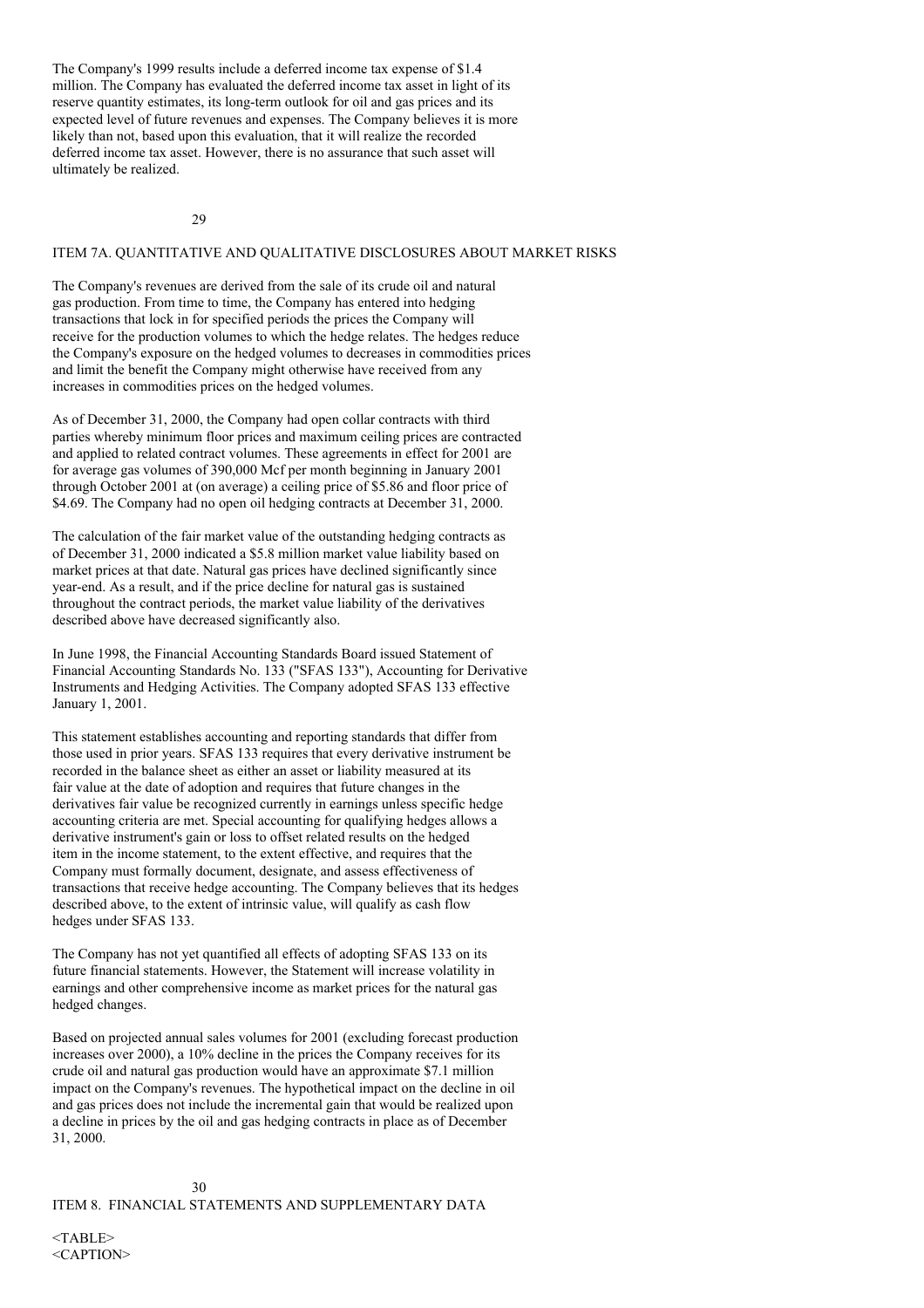The Company's 1999 results include a deferred income tax expense of $1.4 million. The Company has evaluated the deferred income tax asset in light of its reserve quantity estimates, its long-term outlook for oil and gas prices and its expected level of future revenues and expenses. The Company believes it is more likely than not, based upon this evaluation, that it will realize the recorded deferred income tax asset. However, there is no assurance that such asset will ultimately be realized.

## ITEM 7A. QUANTITATIVE AND QUALITATIVE DISCLOSURES ABOUT MARKET RISKS

The Company's revenues are derived from the sale of its crude oil and natural gas production. From time to time, the Company has entered into hedging transactions that lock in for specified periods the prices the Company will receive for the production volumes to which the hedge relates. The hedges reduce the Company's exposure on the hedged volumes to decreases in commodities prices and limit the benefit the Company might otherwise have received from any increases in commodities prices on the hedged volumes.

As of December 31, 2000, the Company had open collar contracts with third parties whereby minimum floor prices and maximum ceiling prices are contracted and applied to related contract volumes. These agreements in effect for 2001 are for average gas volumes of 390,000 Mcf per month beginning in January 2001 through October 2001 at (on average) a ceiling price of $5.86 and floor price of $4.69. The Company had no open oil hedging contracts at December 31, 2000.

The calculation of the fair market value of the outstanding hedging contracts as of December 31, 2000 indicated a $5.8 million market value liability based on market prices at that date. Natural gas prices have declined significantly since year-end. As a result, and if the price decline for natural gas is sustained throughout the contract periods, the market value liability of the derivatives described above have decreased significantly also.

In June 1998, the Financial Accounting Standards Board issued Statement of Financial Accounting Standards No. 133 ("SFAS 133"), Accounting for Derivative Instruments and Hedging Activities. The Company adopted SFAS 133 effective January 1, 2001.

This statement establishes accounting and reporting standards that differ from those used in prior years. SFAS 133 requires that every derivative instrument be recorded in the balance sheet as either an asset or liability measured at its fair value at the date of adoption and requires that future changes in the derivatives fair value be recognized currently in earnings unless specific hedge accounting criteria are met. Special accounting for qualifying hedges allows a derivative instrument's gain or loss to offset related results on the hedged item in the income statement, to the extent effective, and requires that the Company must formally document, designate, and assess effectiveness of transactions that receive hedge accounting. The Company believes that its hedges described above, to the extent of intrinsic value, will qualify as cash flow hedges under SFAS 133.

The Company has not yet quantified all effects of adopting SFAS 133 on its future financial statements. However, the Statement will increase volatility in earnings and other comprehensive income as market prices for the natural gas hedged changes.

Based on projected annual sales volumes for 2001 (excluding forecast production increases over 2000), a 10% decline in the prices the Company receives for its crude oil and natural gas production would have an approximate $7.1 million impact on the Company's revenues. The hypothetical impact on the decline in oil and gas prices does not include the incremental gain that would be realized upon a decline in prices by the oil and gas hedging contracts in place as of December 31, 2000.

## ITEM 8. FINANCIAL STATEMENTS AND SUPPLEMENTARY DATA

<TABLE>
<CAPTION>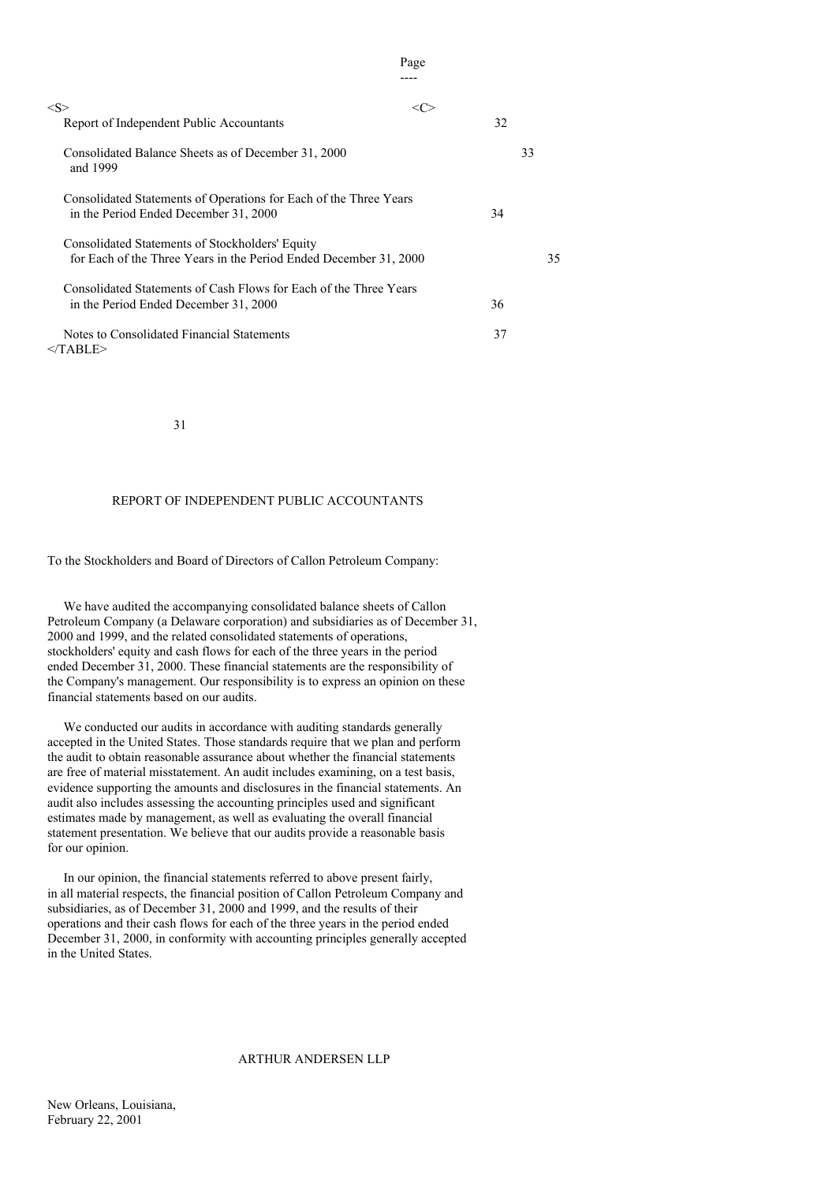| | Page |
|---|---|
| Report of Independent Public Accountants | 32 |
| Consolidated Balance Sheets as of December 31, 2000 and 1999 | 33 |
| Consolidated Statements of Operations for Each of the Three Years in the Period Ended December 31, 2000 | 34 |
| Consolidated Statements of Stockholders' Equity for Each of the Three Years in the Period Ended December 31, 2000 | 35 |
| Consolidated Statements of Cash Flows for Each of the Three Years in the Period Ended December 31, 2000 | 36 |
| Notes to Consolidated Financial Statements | 37 |

## REPORT OF INDEPENDENT PUBLIC ACCOUNTANTS

To the Stockholders and Board of Directors of Callon Petroleum Company:

We have audited the accompanying consolidated balance sheets of Callon Petroleum Company (a Delaware corporation) and subsidiaries as of December 31, 2000 and 1999, and the related consolidated statements of operations, stockholders' equity and cash flows for each of the three years in the period ended December 31, 2000. These financial statements are the responsibility of the Company's management. Our responsibility is to express an opinion on these financial statements based on our audits.

We conducted our audits in accordance with auditing standards generally accepted in the United States. Those standards require that we plan and perform the audit to obtain reasonable assurance about whether the financial statements are free of material misstatement. An audit includes examining, on a test basis, evidence supporting the amounts and disclosures in the financial statements. An audit also includes assessing the accounting principles used and significant estimates made by management, as well as evaluating the overall financial statement presentation. We believe that our audits provide a reasonable basis for our opinion.

In our opinion, the financial statements referred to above present fairly, in all material respects, the financial position of Callon Petroleum Company and subsidiaries, as of December 31, 2000 and 1999, and the results of their operations and their cash flows for each of the three years in the period ended December 31, 2000, in conformity with accounting principles generally accepted in the United States.

ARTHUR ANDERSEN LLP

New Orleans, Louisiana,
February 22, 2001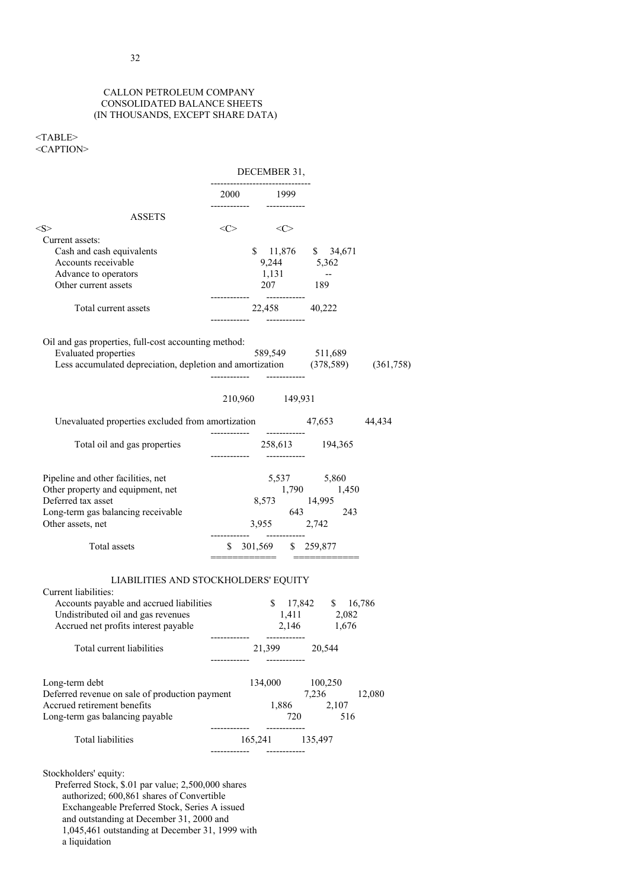CALLON PETROLEUM COMPANY
CONSOLIDATED BALANCE SHEETS
(IN THOUSANDS, EXCEPT SHARE DATA)

| | DECEMBER 31, 2000 | DECEMBER 31, 1999 |
|---|---|---|
| **ASSETS** | | |
| Current assets: | | |
| Cash and cash equivalents | $ 11,876 | $ 34,671 |
| Accounts receivable | 9,244 | 5,362 |
| Advance to operators | 1,131 | -- |
| Other current assets | 207 | 189 |
| Total current assets | 22,458 | 40,222 |
| Oil and gas properties, full-cost accounting method: | | |
| Evaluated properties | 589,549 | 511,689 |
| Less accumulated depreciation, depletion and amortization | (378,589) | (361,758) |
| | 210,960 | 149,931 |
| Unevaluated properties excluded from amortization | 47,653 | 44,434 |
| Total oil and gas properties | 258,613 | 194,365 |
| Pipeline and other facilities, net | 5,537 | 5,860 |
| Other property and equipment, net | 1,790 | 1,450 |
| Deferred tax asset | 8,573 | 14,995 |
| Long-term gas balancing receivable | 643 | 243 |
| Other assets, net | 3,955 | 2,742 |
| Total assets | $ 301,569 | $ 259,877 |
| **LIABILITIES AND STOCKHOLDERS' EQUITY** | | |
| Current liabilities: | | |
| Accounts payable and accrued liabilities | $ 17,842 | $ 16,786 |
| Undistributed oil and gas revenues | 1,411 | 2,082 |
| Accrued net profits interest payable | 2,146 | 1,676 |
| Total current liabilities | 21,399 | 20,544 |
| Long-term debt | 134,000 | 100,250 |
| Deferred revenue on sale of production payment | 7,236 | 12,080 |
| Accrued retirement benefits | 1,886 | 2,107 |
| Long-term gas balancing payable | 720 | 516 |
| Total liabilities | 165,241 | 135,497 |
| Stockholders' equity: | | |
| Preferred Stock, $.01 par value; 2,500,000 shares authorized; 600,861 shares of Convertible Exchangeable Preferred Stock, Series A issued and outstanding at December 31, 2000 and 1,045,461 outstanding at December 31, 1999 with a liquidation | | |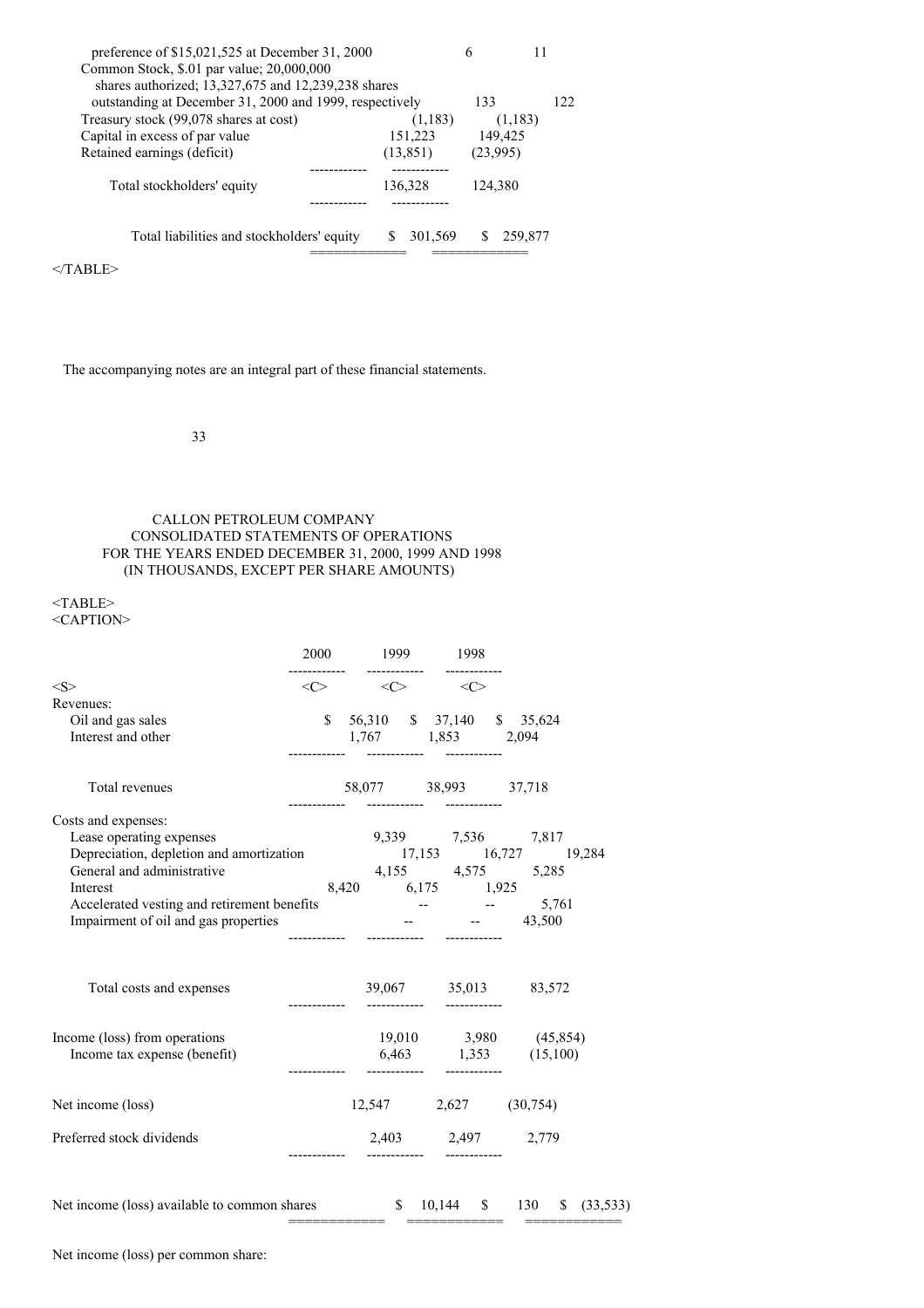| | 2000 | 1999 |
|---|---|---|
| preference of $15,021,525 at December 31, 2000 | 6 | 11 |
| Common Stock, $.01 par value; 20,000,000 shares authorized; 13,327,675 and 12,239,238 shares outstanding at December 31, 2000 and 1999, respectively | 133 | 122 |
| Treasury stock (99,078 shares at cost) | (1,183) | (1,183) |
| Capital in excess of par value | 151,223 | 149,425 |
| Retained earnings (deficit) | (13,851) | (23,995) |
| Total stockholders' equity | 136,328 | 124,380 |
| Total liabilities and stockholders' equity | $ 301,569 | $ 259,877 |

The accompanying notes are an integral part of these financial statements.

CALLON PETROLEUM COMPANY
CONSOLIDATED STATEMENTS OF OPERATIONS
FOR THE YEARS ENDED DECEMBER 31, 2000, 1999 AND 1998
(IN THOUSANDS, EXCEPT PER SHARE AMOUNTS)

| | 2000 | 1999 | 1998 |
|---|---|---|---|
| Revenues: | | | |
| Oil and gas sales | $ 56,310 | $ 37,140 | $ 35,624 |
| Interest and other | 1,767 | 1,853 | 2,094 |
| Total revenues | 58,077 | 38,993 | 37,718 |
| Costs and expenses: | | | |
| Lease operating expenses | 9,339 | 7,536 | 7,817 |
| Depreciation, depletion and amortization | 17,153 | 16,727 | 19,284 |
| General and administrative | 4,155 | 4,575 | 5,285 |
| Interest | 8,420 | 6,175 | 1,925 |
| Accelerated vesting and retirement benefits | -- | -- | 5,761 |
| Impairment of oil and gas properties | -- | -- | 43,500 |
| Total costs and expenses | 39,067 | 35,013 | 83,572 |
| Income (loss) from operations | 19,010 | 3,980 | (45,854) |
| Income tax expense (benefit) | 6,463 | 1,353 | (15,100) |
| Net income (loss) | 12,547 | 2,627 | (30,754) |
| Preferred stock dividends | 2,403 | 2,497 | 2,779 |
| Net income (loss) available to common shares | $ 10,144 | $ 130 | $ (33,533) |

Net income (loss) per common share: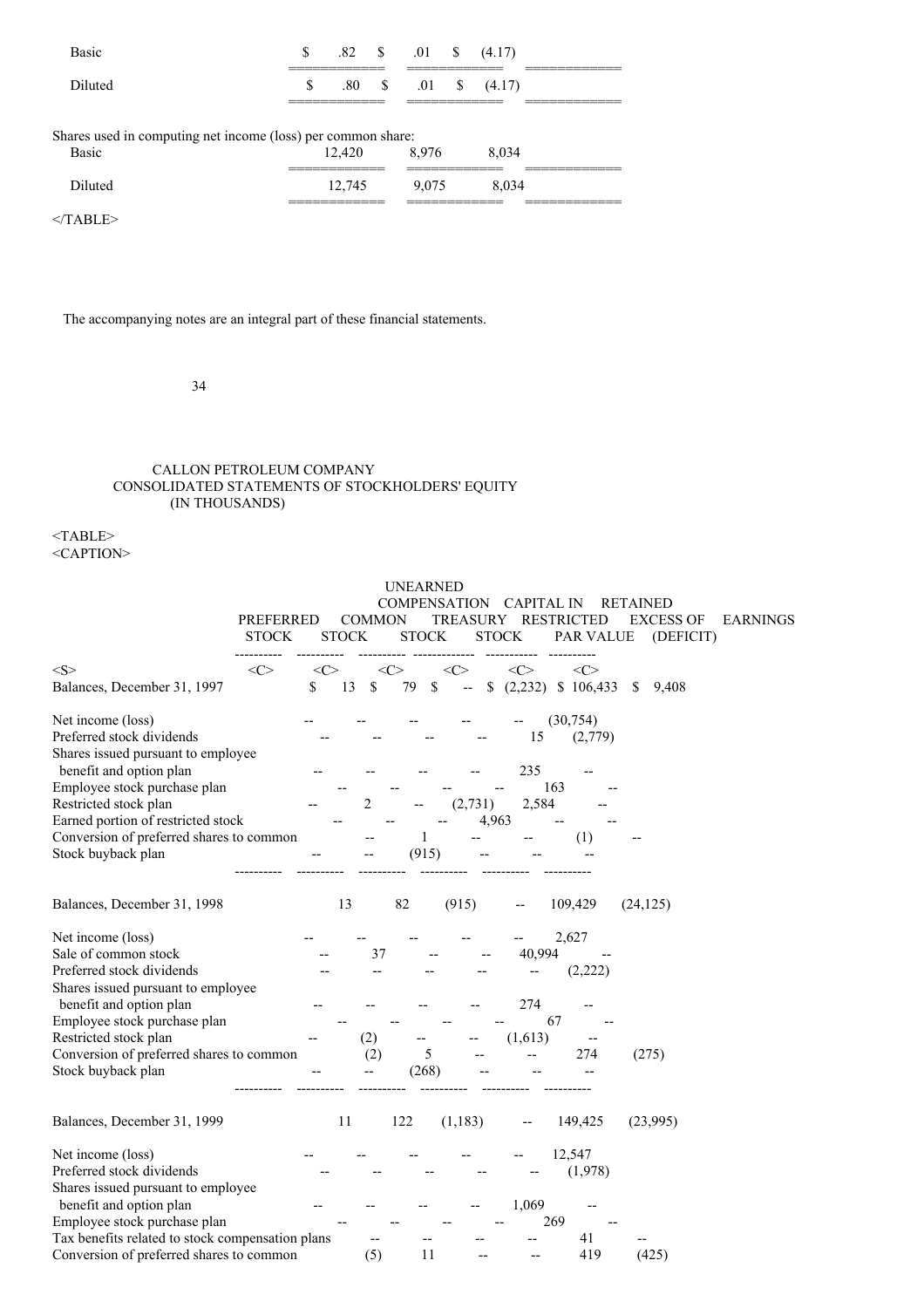| | | | |
|---|---|---|---|
| Basic | $ .82 | $ .01 | $ (4.17) |
| Diluted | $ .80 | $ .01 | $ (4.17) |
| Shares used in computing net income (loss) per common share: | | | |
| Basic | 12,420 | 8,976 | 8,034 |
| Diluted | 12,745 | 9,075 | 8,034 |

The accompanying notes are an integral part of these financial statements.

# CALLON PETROLEUM COMPANY
## CONSOLIDATED STATEMENTS OF STOCKHOLDERS' EQUITY
### (IN THOUSANDS)

| | PREFERRED STOCK | COMMON STOCK | TREASURY STOCK | UNEARNED COMPENSATION RESTRICTED STOCK | CAPITAL IN EXCESS OF PAR VALUE | RETAINED EARNINGS (DEFICIT) |
|---|---|---|---|---|---|---|
| Balances, December 31, 1997 | $ 13 | $ 79 | $ -- | $ (2,232) | $ 106,433 | $ 9,408 |
| Net income (loss) | -- | -- | -- | -- | -- | (30,754) |
| Preferred stock dividends | -- | -- | -- | -- | 15 | (2,779) |
| Shares issued pursuant to employee benefit and option plan | -- | -- | -- | -- | 235 | -- |
| Employee stock purchase plan | -- | -- | -- | -- | 163 | -- |
| Restricted stock plan | -- | 2 | -- | (2,731) | 2,584 | -- |
| Earned portion of restricted stock | -- | -- | -- | 4,963 | -- | -- |
| Conversion of preferred shares to common | -- | 1 | -- | -- | (1) | -- |
| Stock buyback plan | -- | -- | (915) | -- | -- | -- |
| Balances, December 31, 1998 | 13 | 82 | (915) | -- | 109,429 | (24,125) |
| Net income (loss) | -- | -- | -- | -- | -- | 2,627 |
| Sale of common stock | -- | 37 | -- | -- | 40,994 | -- |
| Preferred stock dividends | -- | -- | -- | -- | -- | (2,222) |
| Shares issued pursuant to employee benefit and option plan | -- | -- | -- | -- | 274 | -- |
| Employee stock purchase plan | -- | -- | -- | -- | 67 | -- |
| Restricted stock plan | -- | (2) | -- | -- | (1,613) | -- |
| Conversion of preferred shares to common | (2) | 5 | -- | -- | 274 | (275) |
| Stock buyback plan | -- | -- | (268) | -- | -- | -- |
| Balances, December 31, 1999 | 11 | 122 | (1,183) | -- | 149,425 | (23,995) |
| Net income (loss) | -- | -- | -- | -- | -- | 12,547 |
| Preferred stock dividends | -- | -- | -- | -- | -- | (1,978) |
| Shares issued pursuant to employee benefit and option plan | -- | -- | -- | -- | 1,069 | -- |
| Employee stock purchase plan | -- | -- | -- | -- | 269 | -- |
| Tax benefits related to stock compensation plans | -- | -- | -- | -- | 41 | -- |
| Conversion of preferred shares to common | (5) | 11 | -- | -- | 419 | (425) |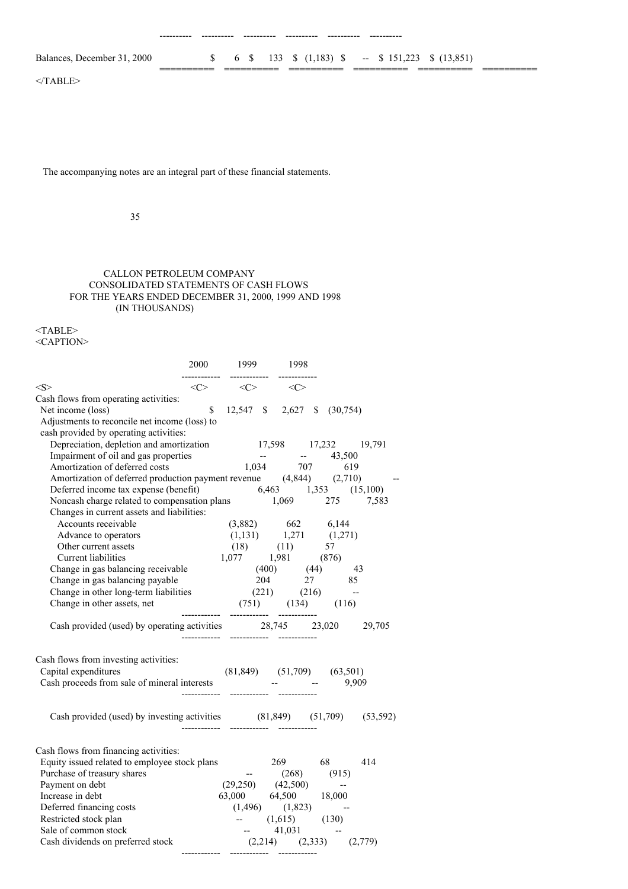| | | | | | | |
|---|---|---|---|---|---|---|
| Balances, December 31, 2000 | $ 6 | $ 133 | $ (1,183) | $ -- | $ 151,223 | $ (13,851) |

The accompanying notes are an integral part of these financial statements.

CALLON PETROLEUM COMPANY
CONSOLIDATED STATEMENTS OF CASH FLOWS
FOR THE YEARS ENDED DECEMBER 31, 2000, 1999 AND 1998
(IN THOUSANDS)

| | 2000 | 1999 | 1998 |
|---|---|---|---|
| Cash flows from operating activities: | | | |
| Net income (loss) | $ 12,547 | $ 2,627 | $ (30,754) |
| Adjustments to reconcile net income (loss) to cash provided by operating activities: | | | |
| Depreciation, depletion and amortization | 17,598 | 17,232 | 19,791 |
| Impairment of oil and gas properties | -- | -- | 43,500 |
| Amortization of deferred costs | 1,034 | 707 | 619 |
| Amortization of deferred production payment revenue | (4,844) | (2,710) | -- |
| Deferred income tax expense (benefit) | 6,463 | 1,353 | (15,100) |
| Noncash charge related to compensation plans | 1,069 | 275 | 7,583 |
| Changes in current assets and liabilities: | | | |
| Accounts receivable | (3,882) | 662 | 6,144 |
| Advance to operators | (1,131) | 1,271 | (1,271) |
| Other current assets | (18) | (11) | 57 |
| Current liabilities | 1,077 | 1,981 | (876) |
| Change in gas balancing receivable | (400) | (44) | 43 |
| Change in gas balancing payable | 204 | 27 | 85 |
| Change in other long-term liabilities | (221) | (216) | -- |
| Change in other assets, net | (751) | (134) | (116) |
| Cash provided (used) by operating activities | 28,745 | 23,020 | 29,705 |
| Cash flows from investing activities: | | | |
| Capital expenditures | (81,849) | (51,709) | (63,501) |
| Cash proceeds from sale of mineral interests | -- | -- | 9,909 |
| Cash provided (used) by investing activities | (81,849) | (51,709) | (53,592) |
| Cash flows from financing activities: | | | |
| Equity issued related to employee stock plans | 269 | 68 | 414 |
| Purchase of treasury shares | -- | (268) | (915) |
| Payment on debt | (29,250) | (42,500) | -- |
| Increase in debt | 63,000 | 64,500 | 18,000 |
| Deferred financing costs | (1,496) | (1,823) | -- |
| Restricted stock plan | -- | (1,615) | (130) |
| Sale of common stock | -- | 41,031 | -- |
| Cash dividends on preferred stock | (2,214) | (2,333) | (2,779) |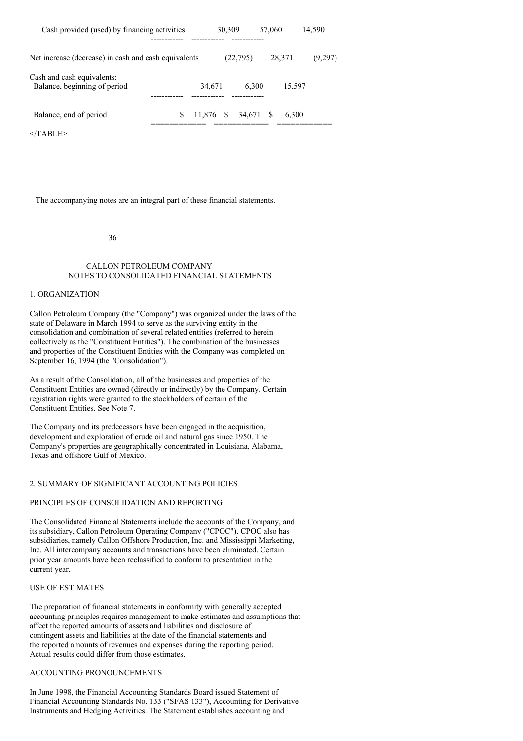| | | | |
|---|---|---|---|
| Cash provided (used) by financing activities | 30,309 | 57,060 | 14,590 |
| Net increase (decrease) in cash and cash equivalents | (22,795) | 28,371 | (9,297) |
| Cash and cash equivalents: | | | |
| Balance, beginning of period | 34,671 | 6,300 | 15,597 |
| Balance, end of period | $ 11,876 | $ 34,671 | $ 6,300 |

</TABLE>

The accompanying notes are an integral part of these financial statements.

CALLON PETROLEUM COMPANY
NOTES TO CONSOLIDATED FINANCIAL STATEMENTS

## 1. ORGANIZATION

Callon Petroleum Company (the "Company") was organized under the laws of the state of Delaware in March 1994 to serve as the surviving entity in the consolidation and combination of several related entities (referred to herein collectively as the "Constituent Entities"). The combination of the businesses and properties of the Constituent Entities with the Company was completed on September 16, 1994 (the "Consolidation").

As a result of the Consolidation, all of the businesses and properties of the Constituent Entities are owned (directly or indirectly) by the Company. Certain registration rights were granted to the stockholders of certain of the Constituent Entities. See Note 7.

The Company and its predecessors have been engaged in the acquisition, development and exploration of crude oil and natural gas since 1950. The Company's properties are geographically concentrated in Louisiana, Alabama, Texas and offshore Gulf of Mexico.

## 2. SUMMARY OF SIGNIFICANT ACCOUNTING POLICIES

### PRINCIPLES OF CONSOLIDATION AND REPORTING

The Consolidated Financial Statements include the accounts of the Company, and its subsidiary, Callon Petroleum Operating Company ("CPOC"). CPOC also has subsidiaries, namely Callon Offshore Production, Inc. and Mississippi Marketing, Inc. All intercompany accounts and transactions have been eliminated. Certain prior year amounts have been reclassified to conform to presentation in the current year.

### USE OF ESTIMATES

The preparation of financial statements in conformity with generally accepted accounting principles requires management to make estimates and assumptions that affect the reported amounts of assets and liabilities and disclosure of contingent assets and liabilities at the date of the financial statements and the reported amounts of revenues and expenses during the reporting period. Actual results could differ from those estimates.

### ACCOUNTING PRONOUNCEMENTS

In June 1998, the Financial Accounting Standards Board issued Statement of Financial Accounting Standards No. 133 ("SFAS 133"), Accounting for Derivative Instruments and Hedging Activities. The Statement establishes accounting and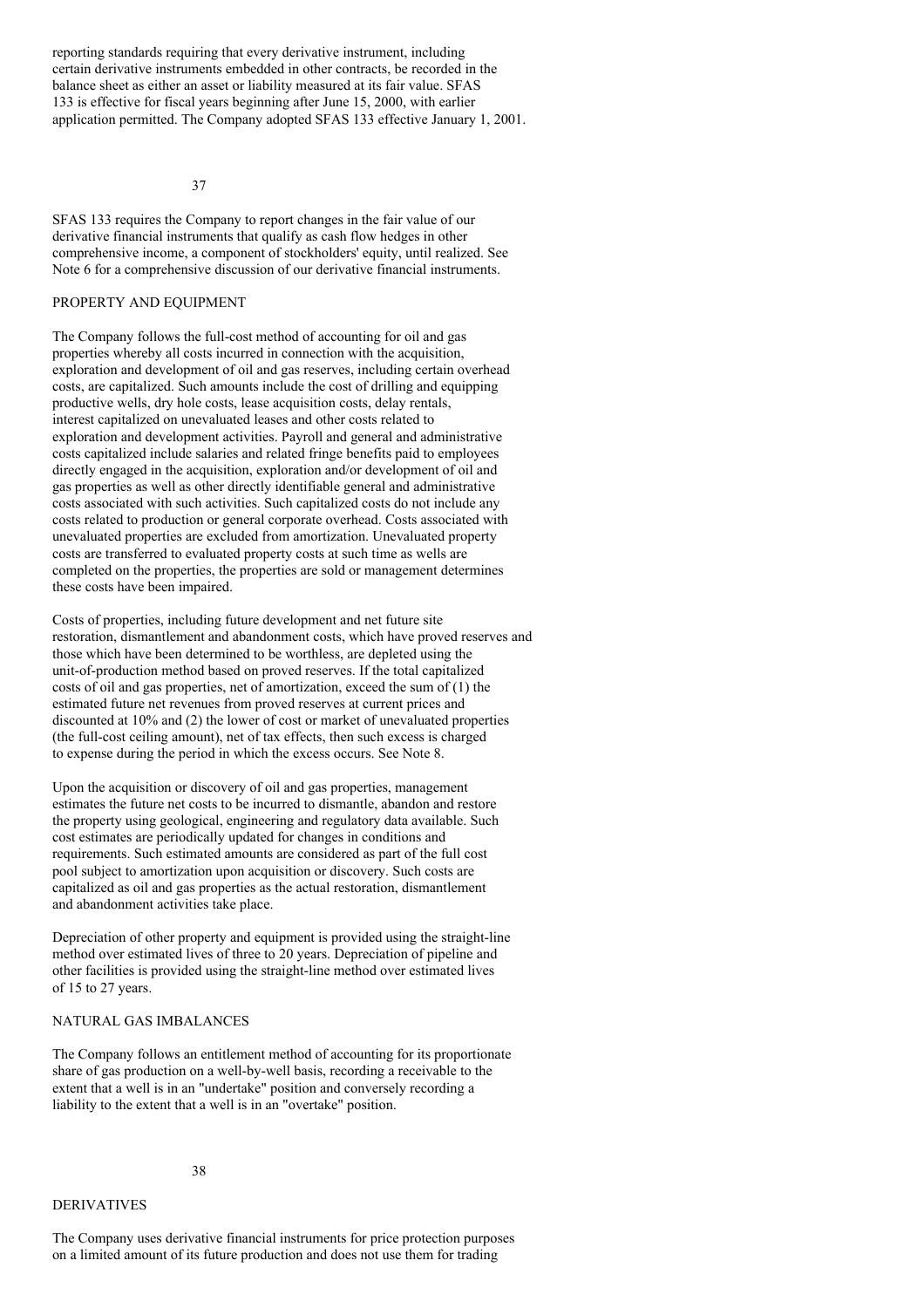reporting standards requiring that every derivative instrument, including certain derivative instruments embedded in other contracts, be recorded in the balance sheet as either an asset or liability measured at its fair value. SFAS 133 is effective for fiscal years beginning after June 15, 2000, with earlier application permitted. The Company adopted SFAS 133 effective January 1, 2001.

SFAS 133 requires the Company to report changes in the fair value of our derivative financial instruments that qualify as cash flow hedges in other comprehensive income, a component of stockholders' equity, until realized. See Note 6 for a comprehensive discussion of our derivative financial instruments.

## PROPERTY AND EQUIPMENT

The Company follows the full-cost method of accounting for oil and gas properties whereby all costs incurred in connection with the acquisition, exploration and development of oil and gas reserves, including certain overhead costs, are capitalized. Such amounts include the cost of drilling and equipping productive wells, dry hole costs, lease acquisition costs, delay rentals, interest capitalized on unevaluated leases and other costs related to exploration and development activities. Payroll and general and administrative costs capitalized include salaries and related fringe benefits paid to employees directly engaged in the acquisition, exploration and/or development of oil and gas properties as well as other directly identifiable general and administrative costs associated with such activities. Such capitalized costs do not include any costs related to production or general corporate overhead. Costs associated with unevaluated properties are excluded from amortization. Unevaluated property costs are transferred to evaluated property costs at such time as wells are completed on the properties, the properties are sold or management determines these costs have been impaired.

Costs of properties, including future development and net future site restoration, dismantlement and abandonment costs, which have proved reserves and those which have been determined to be worthless, are depleted using the unit-of-production method based on proved reserves. If the total capitalized costs of oil and gas properties, net of amortization, exceed the sum of (1) the estimated future net revenues from proved reserves at current prices and discounted at 10% and (2) the lower of cost or market of unevaluated properties (the full-cost ceiling amount), net of tax effects, then such excess is charged to expense during the period in which the excess occurs. See Note 8.

Upon the acquisition or discovery of oil and gas properties, management estimates the future net costs to be incurred to dismantle, abandon and restore the property using geological, engineering and regulatory data available. Such cost estimates are periodically updated for changes in conditions and requirements. Such estimated amounts are considered as part of the full cost pool subject to amortization upon acquisition or discovery. Such costs are capitalized as oil and gas properties as the actual restoration, dismantlement and abandonment activities take place.

Depreciation of other property and equipment is provided using the straight-line method over estimated lives of three to 20 years. Depreciation of pipeline and other facilities is provided using the straight-line method over estimated lives of 15 to 27 years.

## NATURAL GAS IMBALANCES

The Company follows an entitlement method of accounting for its proportionate share of gas production on a well-by-well basis, recording a receivable to the extent that a well is in an "undertake" position and conversely recording a liability to the extent that a well is in an "overtake" position.

## DERIVATIVES

The Company uses derivative financial instruments for price protection purposes on a limited amount of its future production and does not use them for trading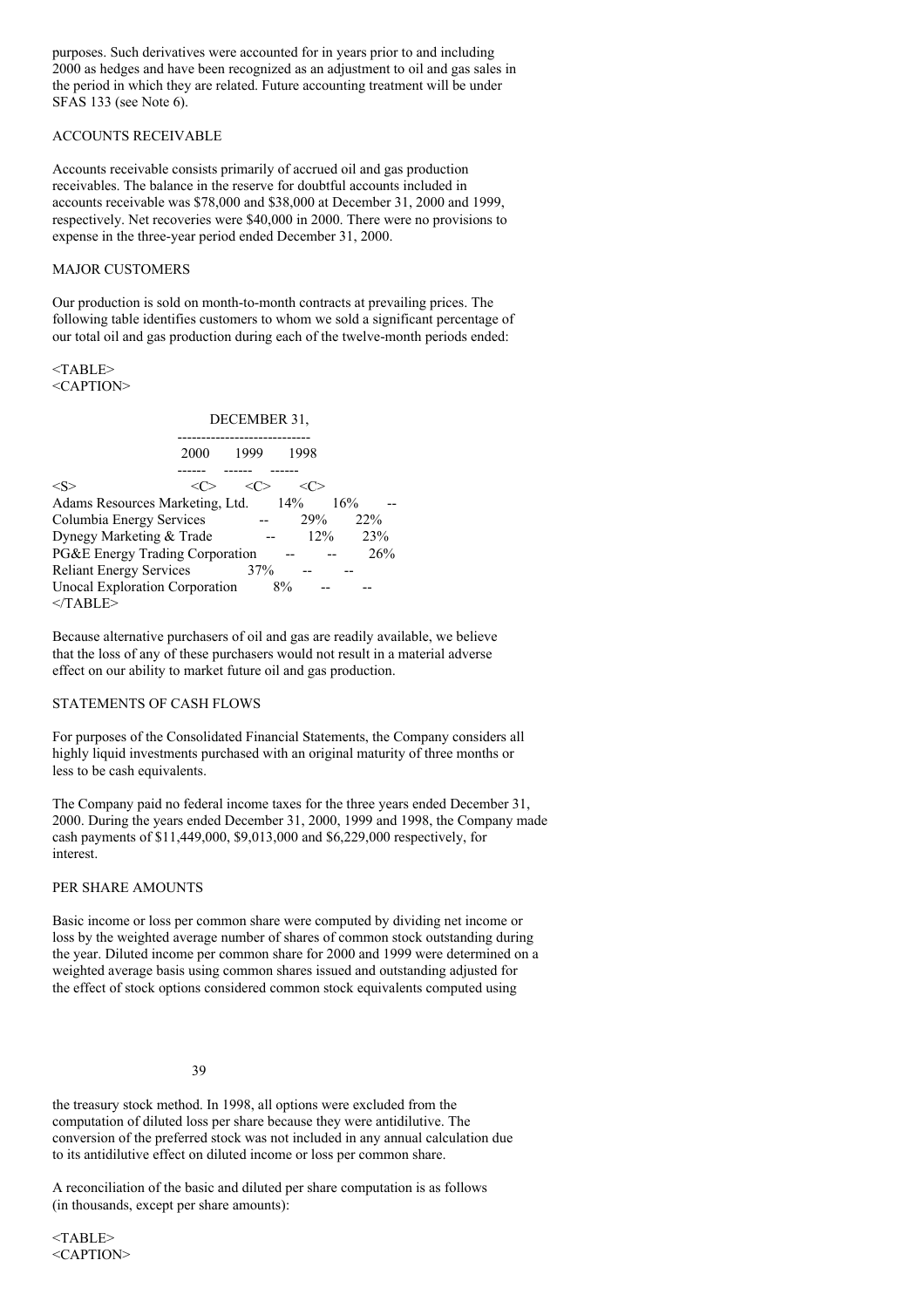purposes. Such derivatives were accounted for in years prior to and including 2000 as hedges and have been recognized as an adjustment to oil and gas sales in the period in which they are related. Future accounting treatment will be under SFAS 133 (see Note 6).

## ACCOUNTS RECEIVABLE

Accounts receivable consists primarily of accrued oil and gas production receivables. The balance in the reserve for doubtful accounts included in accounts receivable was $78,000 and $38,000 at December 31, 2000 and 1999, respectively. Net recoveries were $40,000 in 2000. There were no provisions to expense in the three-year period ended December 31, 2000.

## MAJOR CUSTOMERS

Our production is sold on month-to-month contracts at prevailing prices. The following table identifies customers to whom we sold a significant percentage of our total oil and gas production during each of the twelve-month periods ended:

| | DECEMBER 31, | | |
|---|---|---|---|
| | 2000 | 1999 | 1998 |
| Adams Resources Marketing, Ltd. | 14% | 16% | -- |
| Columbia Energy Services | -- | 29% | 22% |
| Dynegy Marketing & Trade | -- | 12% | 23% |
| PG&E Energy Trading Corporation | -- | -- | 26% |
| Reliant Energy Services | 37% | -- | -- |
| Unocal Exploration Corporation | 8% | -- | -- |

Because alternative purchasers of oil and gas are readily available, we believe that the loss of any of these purchasers would not result in a material adverse effect on our ability to market future oil and gas production.

## STATEMENTS OF CASH FLOWS

For purposes of the Consolidated Financial Statements, the Company considers all highly liquid investments purchased with an original maturity of three months or less to be cash equivalents.

The Company paid no federal income taxes for the three years ended December 31, 2000. During the years ended December 31, 2000, 1999 and 1998, the Company made cash payments of $11,449,000, $9,013,000 and $6,229,000 respectively, for interest.

## PER SHARE AMOUNTS

Basic income or loss per common share were computed by dividing net income or loss by the weighted average number of shares of common stock outstanding during the year. Diluted income per common share for 2000 and 1999 were determined on a weighted average basis using common shares issued and outstanding adjusted for the effect of stock options considered common stock equivalents computed using the treasury stock method. In 1998, all options were excluded from the computation of diluted loss per share because they were antidilutive. The conversion of the preferred stock was not included in any annual calculation due to its antidilutive effect on diluted income or loss per common share.

A reconciliation of the basic and diluted per share computation is as follows (in thousands, except per share amounts):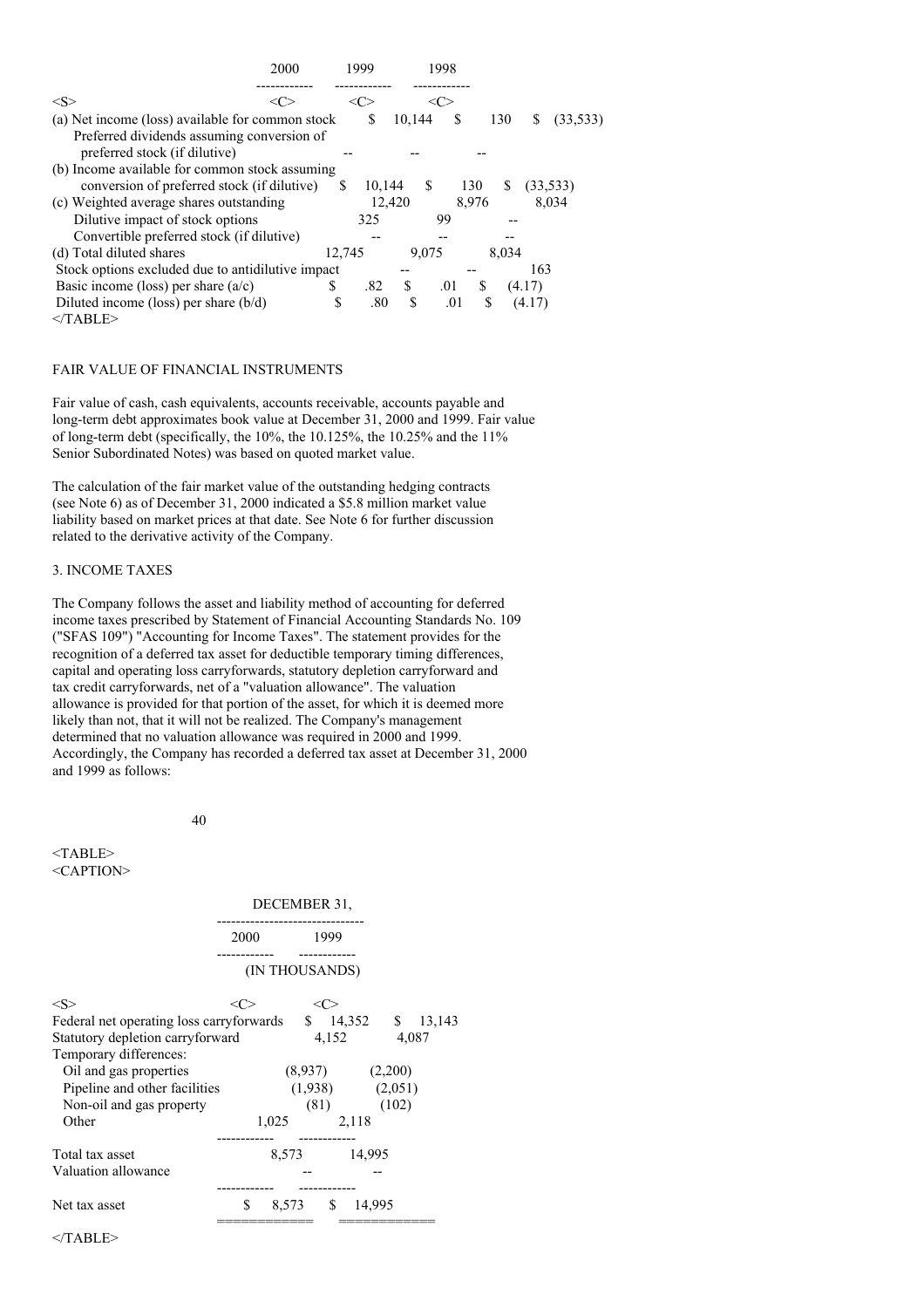| | 2000 | 1999 | 1998 |
|---|---|---|---|
| (a) Net income (loss) available for common stock | $ 10,144 | $ 130 | $ (33,533) |
| Preferred dividends assuming conversion of preferred stock (if dilutive) | -- | -- | -- |
| (b) Income available for common stock assuming conversion of preferred stock (if dilutive) | $ 10,144 | $ 130 | $ (33,533) |
| (c) Weighted average shares outstanding | 12,420 | 8,976 | 8,034 |
| Dilutive impact of stock options | 325 | 99 | -- |
| Convertible preferred stock (if dilutive) | -- | -- | -- |
| (d) Total diluted shares | 12,745 | 9,075 | 8,034 |
| Stock options excluded due to antidilutive impact | -- | -- | 163 |
| Basic income (loss) per share (a/c) | $ .82 | $ .01 | $ (4.17) |
| Diluted income (loss) per share (b/d) | $ .80 | $ .01 | $ (4.17) |

FAIR VALUE OF FINANCIAL INSTRUMENTS

Fair value of cash, cash equivalents, accounts receivable, accounts payable and long-term debt approximates book value at December 31, 2000 and 1999. Fair value of long-term debt (specifically, the 10%, the 10.125%, the 10.25% and the 11% Senior Subordinated Notes) was based on quoted market value.

The calculation of the fair market value of the outstanding hedging contracts (see Note 6) as of December 31, 2000 indicated a $5.8 million market value liability based on market prices at that date. See Note 6 for further discussion related to the derivative activity of the Company.

## 3. INCOME TAXES

The Company follows the asset and liability method of accounting for deferred income taxes prescribed by Statement of Financial Accounting Standards No. 109 ("SFAS 109") "Accounting for Income Taxes". The statement provides for the recognition of a deferred tax asset for deductible temporary timing differences, capital and operating loss carryforwards, statutory depletion carryforward and tax credit carryforwards, net of a "valuation allowance". The valuation allowance is provided for that portion of the asset, for which it is deemed more likely than not, that it will not be realized. The Company's management determined that no valuation allowance was required in 2000 and 1999. Accordingly, the Company has recorded a deferred tax asset at December 31, 2000 and 1999 as follows:

| | DECEMBER 31, | |
|---|---|---|
| | 2000 | 1999 |
| | (IN THOUSANDS) | |
| Federal net operating loss carryforwards | $ 14,352 | $ 13,143 |
| Statutory depletion carryforward | 4,152 | 4,087 |
| Temporary differences: | | |
| Oil and gas properties | (8,937) | (2,200) |
| Pipeline and other facilities | (1,938) | (2,051) |
| Non-oil and gas property | (81) | (102) |
| Other | 1,025 | 2,118 |
| Total tax asset | 8,573 | 14,995 |
| Valuation allowance | -- | -- |
| Net tax asset | $ 8,573 | $ 14,995 |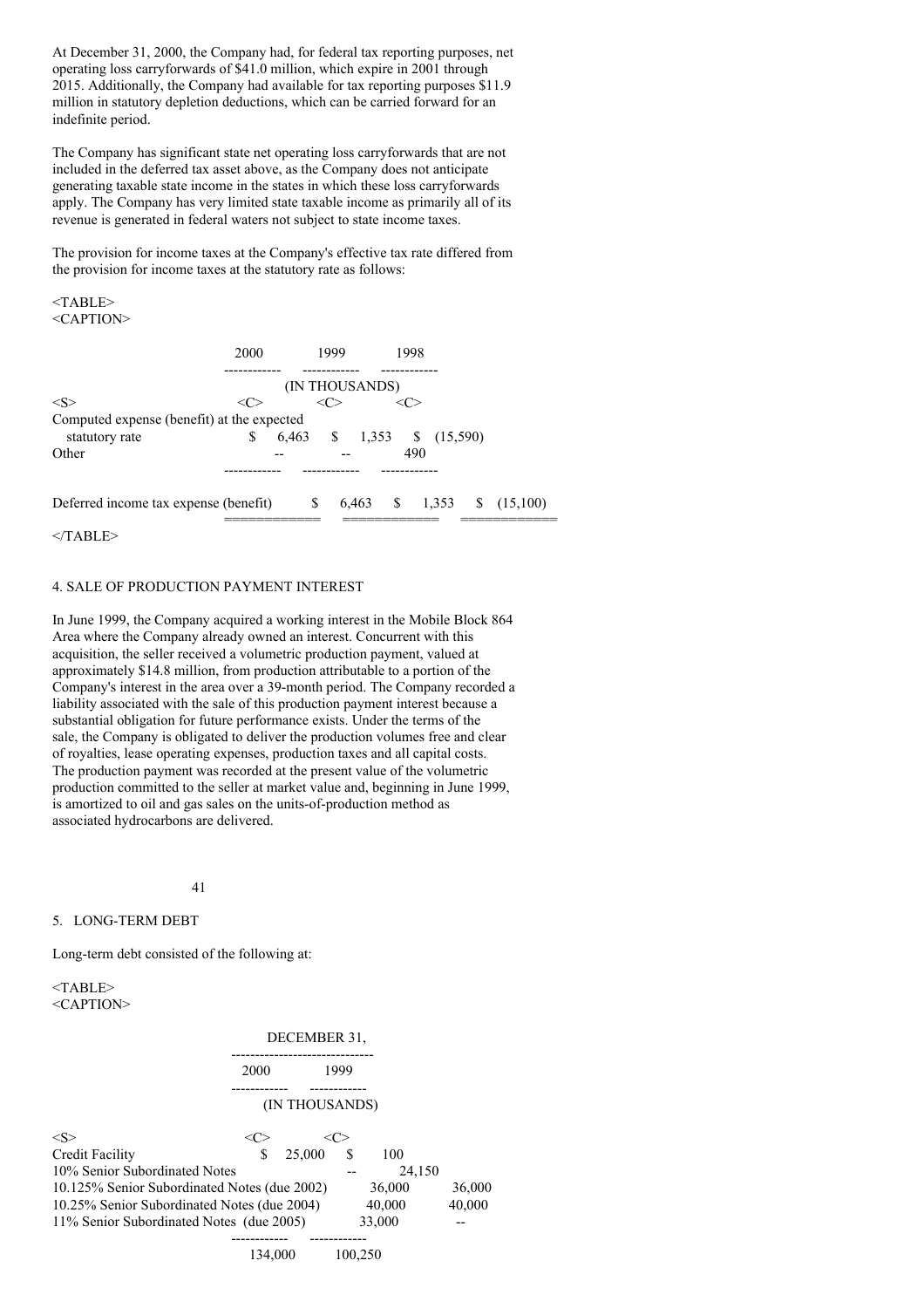At December 31, 2000, the Company had, for federal tax reporting purposes, net operating loss carryforwards of $41.0 million, which expire in 2001 through 2015. Additionally, the Company had available for tax reporting purposes $11.9 million in statutory depletion deductions, which can be carried forward for an indefinite period.

The Company has significant state net operating loss carryforwards that are not included in the deferred tax asset above, as the Company does not anticipate generating taxable state income in the states in which these loss carryforwards apply. The Company has very limited state taxable income as primarily all of its revenue is generated in federal waters not subject to state income taxes.

The provision for income taxes at the Company's effective tax rate differed from the provision for income taxes at the statutory rate as follows:

| | 2000 | 1999 | 1998 |
|---|---|---|---|
| | (IN THOUSANDS) | | |
| Computed expense (benefit) at the expected statutory rate | $ 6,463 | $ 1,353 | $ (15,590) |
| Other | -- | -- | 490 |
| Deferred income tax expense (benefit) | $ 6,463 | $ 1,353 | $ (15,100) |

## 4. SALE OF PRODUCTION PAYMENT INTEREST

In June 1999, the Company acquired a working interest in the Mobile Block 864 Area where the Company already owned an interest. Concurrent with this acquisition, the seller received a volumetric production payment, valued at approximately $14.8 million, from production attributable to a portion of the Company's interest in the area over a 39-month period. The Company recorded a liability associated with the sale of this production payment interest because a substantial obligation for future performance exists. Under the terms of the sale, the Company is obligated to deliver the production volumes free and clear of royalties, lease operating expenses, production taxes and all capital costs. The production payment was recorded at the present value of the volumetric production committed to the seller at market value and, beginning in June 1999, is amortized to oil and gas sales on the units-of-production method as associated hydrocarbons are delivered.

## 5. LONG-TERM DEBT

Long-term debt consisted of the following at:

| | DECEMBER 31, 2000 | DECEMBER 31, 1999 |
|---|---|---|
| | (IN THOUSANDS) | |
| Credit Facility | $ 25,000 | $ 100 |
| 10% Senior Subordinated Notes | -- | 24,150 |
| 10.125% Senior Subordinated Notes (due 2002) | 36,000 | 36,000 |
| 10.25% Senior Subordinated Notes (due 2004) | 40,000 | 40,000 |
| 11% Senior Subordinated Notes (due 2005) | 33,000 | -- |
| | 134,000 | 100,250 |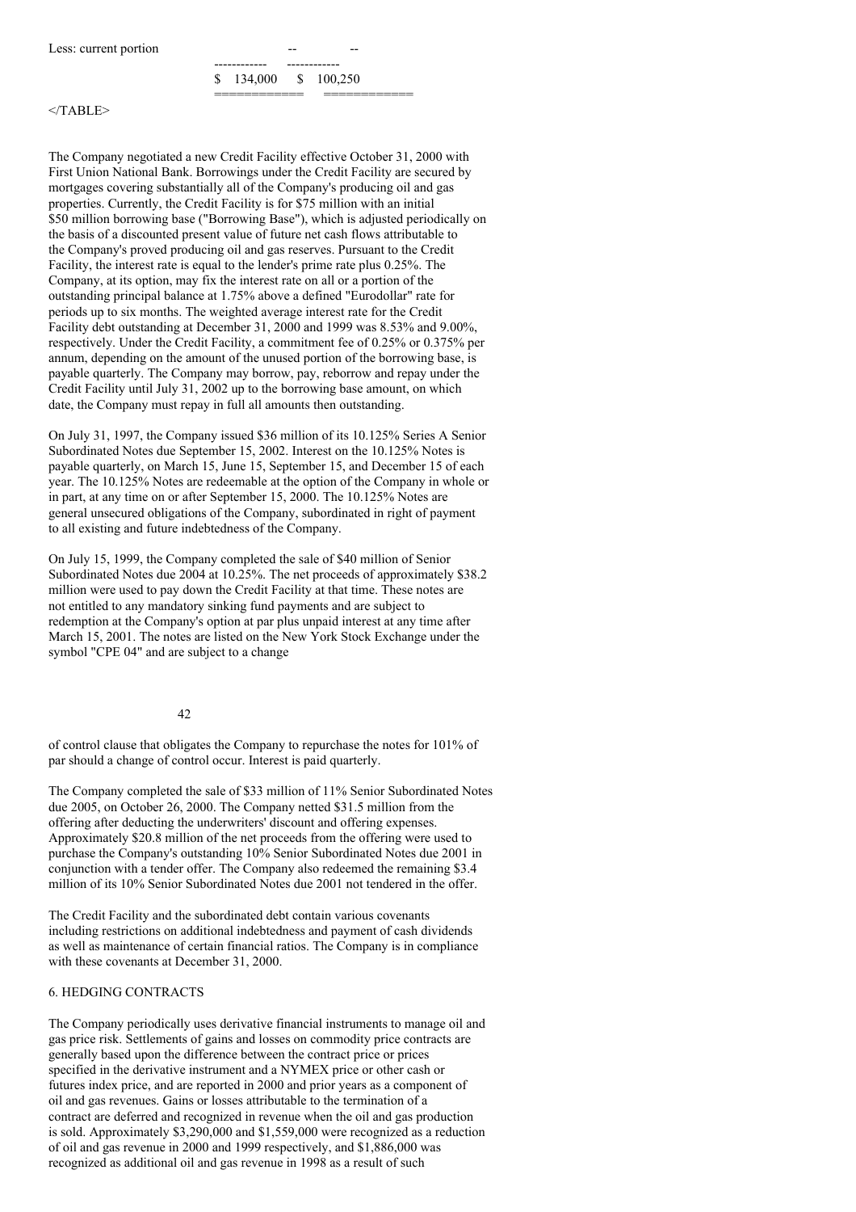| | | |
|---|---|---|
| Less: current portion | -- | -- |
| | $ 134,000 | $ 100,250 |

The Company negotiated a new Credit Facility effective October 31, 2000 with First Union National Bank. Borrowings under the Credit Facility are secured by mortgages covering substantially all of the Company's producing oil and gas properties. Currently, the Credit Facility is for $75 million with an initial $50 million borrowing base ("Borrowing Base"), which is adjusted periodically on the basis of a discounted present value of future net cash flows attributable to the Company's proved producing oil and gas reserves. Pursuant to the Credit Facility, the interest rate is equal to the lender's prime rate plus 0.25%. The Company, at its option, may fix the interest rate on all or a portion of the outstanding principal balance at 1.75% above a defined "Eurodollar" rate for periods up to six months. The weighted average interest rate for the Credit Facility debt outstanding at December 31, 2000 and 1999 was 8.53% and 9.00%, respectively. Under the Credit Facility, a commitment fee of 0.25% or 0.375% per annum, depending on the amount of the unused portion of the borrowing base, is payable quarterly. The Company may borrow, pay, reborrow and repay under the Credit Facility until July 31, 2002 up to the borrowing base amount, on which date, the Company must repay in full all amounts then outstanding.

On July 31, 1997, the Company issued $36 million of its 10.125% Series A Senior Subordinated Notes due September 15, 2002. Interest on the 10.125% Notes is payable quarterly, on March 15, June 15, September 15, and December 15 of each year. The 10.125% Notes are redeemable at the option of the Company in whole or in part, at any time on or after September 15, 2000. The 10.125% Notes are general unsecured obligations of the Company, subordinated in right of payment to all existing and future indebtedness of the Company.

On July 15, 1999, the Company completed the sale of $40 million of Senior Subordinated Notes due 2004 at 10.25%. The net proceeds of approximately $38.2 million were used to pay down the Credit Facility at that time. These notes are not entitled to any mandatory sinking fund payments and are subject to redemption at the Company's option at par plus unpaid interest at any time after March 15, 2001. The notes are listed on the New York Stock Exchange under the symbol "CPE 04" and are subject to a change of control clause that obligates the Company to repurchase the notes for 101% of par should a change of control occur. Interest is paid quarterly.

The Company completed the sale of $33 million of 11% Senior Subordinated Notes due 2005, on October 26, 2000. The Company netted $31.5 million from the offering after deducting the underwriters' discount and offering expenses. Approximately $20.8 million of the net proceeds from the offering were used to purchase the Company's outstanding 10% Senior Subordinated Notes due 2001 in conjunction with a tender offer. The Company also redeemed the remaining $3.4 million of its 10% Senior Subordinated Notes due 2001 not tendered in the offer.

The Credit Facility and the subordinated debt contain various covenants including restrictions on additional indebtedness and payment of cash dividends as well as maintenance of certain financial ratios. The Company is in compliance with these covenants at December 31, 2000.

## 6. HEDGING CONTRACTS

The Company periodically uses derivative financial instruments to manage oil and gas price risk. Settlements of gains and losses on commodity price contracts are generally based upon the difference between the contract price or prices specified in the derivative instrument and a NYMEX price or other cash or futures index price, and are reported in 2000 and prior years as a component of oil and gas revenues. Gains or losses attributable to the termination of a contract are deferred and recognized in revenue when the oil and gas production is sold. Approximately $3,290,000 and $1,559,000 were recognized as a reduction of oil and gas revenue in 2000 and 1999 respectively, and $1,886,000 was recognized as additional oil and gas revenue in 1998 as a result of such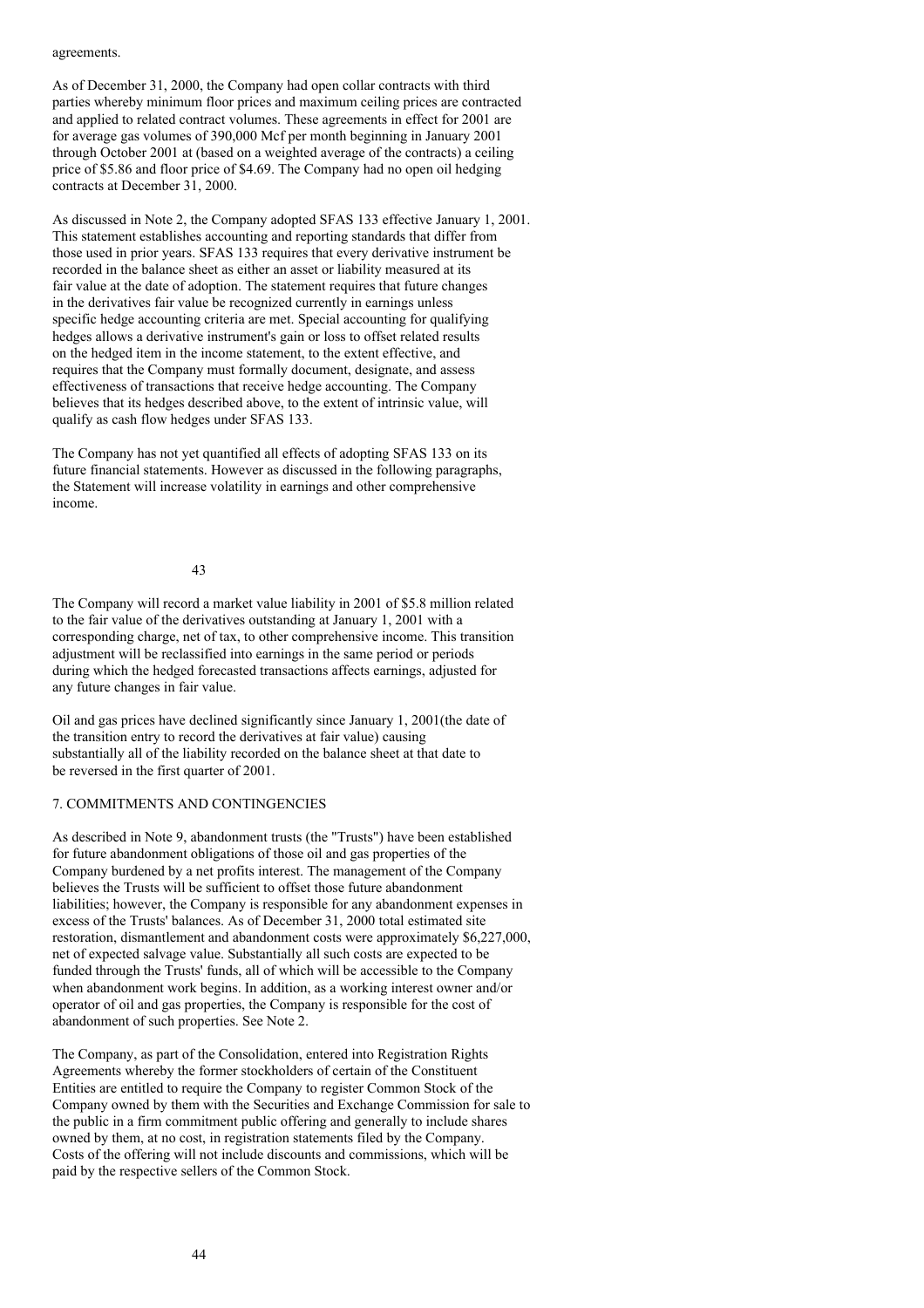agreements.

As of December 31, 2000, the Company had open collar contracts with third parties whereby minimum floor prices and maximum ceiling prices are contracted and applied to related contract volumes. These agreements in effect for 2001 are for average gas volumes of 390,000 Mcf per month beginning in January 2001 through October 2001 at (based on a weighted average of the contracts) a ceiling price of $5.86 and floor price of $4.69. The Company had no open oil hedging contracts at December 31, 2000.

As discussed in Note 2, the Company adopted SFAS 133 effective January 1, 2001. This statement establishes accounting and reporting standards that differ from those used in prior years. SFAS 133 requires that every derivative instrument be recorded in the balance sheet as either an asset or liability measured at its fair value at the date of adoption. The statement requires that future changes in the derivatives fair value be recognized currently in earnings unless specific hedge accounting criteria are met. Special accounting for qualifying hedges allows a derivative instrument's gain or loss to offset related results on the hedged item in the income statement, to the extent effective, and requires that the Company must formally document, designate, and assess effectiveness of transactions that receive hedge accounting. The Company believes that its hedges described above, to the extent of intrinsic value, will qualify as cash flow hedges under SFAS 133.

The Company has not yet quantified all effects of adopting SFAS 133 on its future financial statements. However as discussed in the following paragraphs, the Statement will increase volatility in earnings and other comprehensive income.

The Company will record a market value liability in 2001 of $5.8 million related to the fair value of the derivatives outstanding at January 1, 2001 with a corresponding charge, net of tax, to other comprehensive income. This transition adjustment will be reclassified into earnings in the same period or periods during which the hedged forecasted transactions affects earnings, adjusted for any future changes in fair value.

Oil and gas prices have declined significantly since January 1, 2001(the date of the transition entry to record the derivatives at fair value) causing substantially all of the liability recorded on the balance sheet at that date to be reversed in the first quarter of 2001.

## 7. COMMITMENTS AND CONTINGENCIES

As described in Note 9, abandonment trusts (the "Trusts") have been established for future abandonment obligations of those oil and gas properties of the Company burdened by a net profits interest. The management of the Company believes the Trusts will be sufficient to offset those future abandonment liabilities; however, the Company is responsible for any abandonment expenses in excess of the Trusts' balances. As of December 31, 2000 total estimated site restoration, dismantlement and abandonment costs were approximately $6,227,000, net of expected salvage value. Substantially all such costs are expected to be funded through the Trusts' funds, all of which will be accessible to the Company when abandonment work begins. In addition, as a working interest owner and/or operator of oil and gas properties, the Company is responsible for the cost of abandonment of such properties. See Note 2.

The Company, as part of the Consolidation, entered into Registration Rights Agreements whereby the former stockholders of certain of the Constituent Entities are entitled to require the Company to register Common Stock of the Company owned by them with the Securities and Exchange Commission for sale to the public in a firm commitment public offering and generally to include shares owned by them, at no cost, in registration statements filed by the Company. Costs of the offering will not include discounts and commissions, which will be paid by the respective sellers of the Common Stock.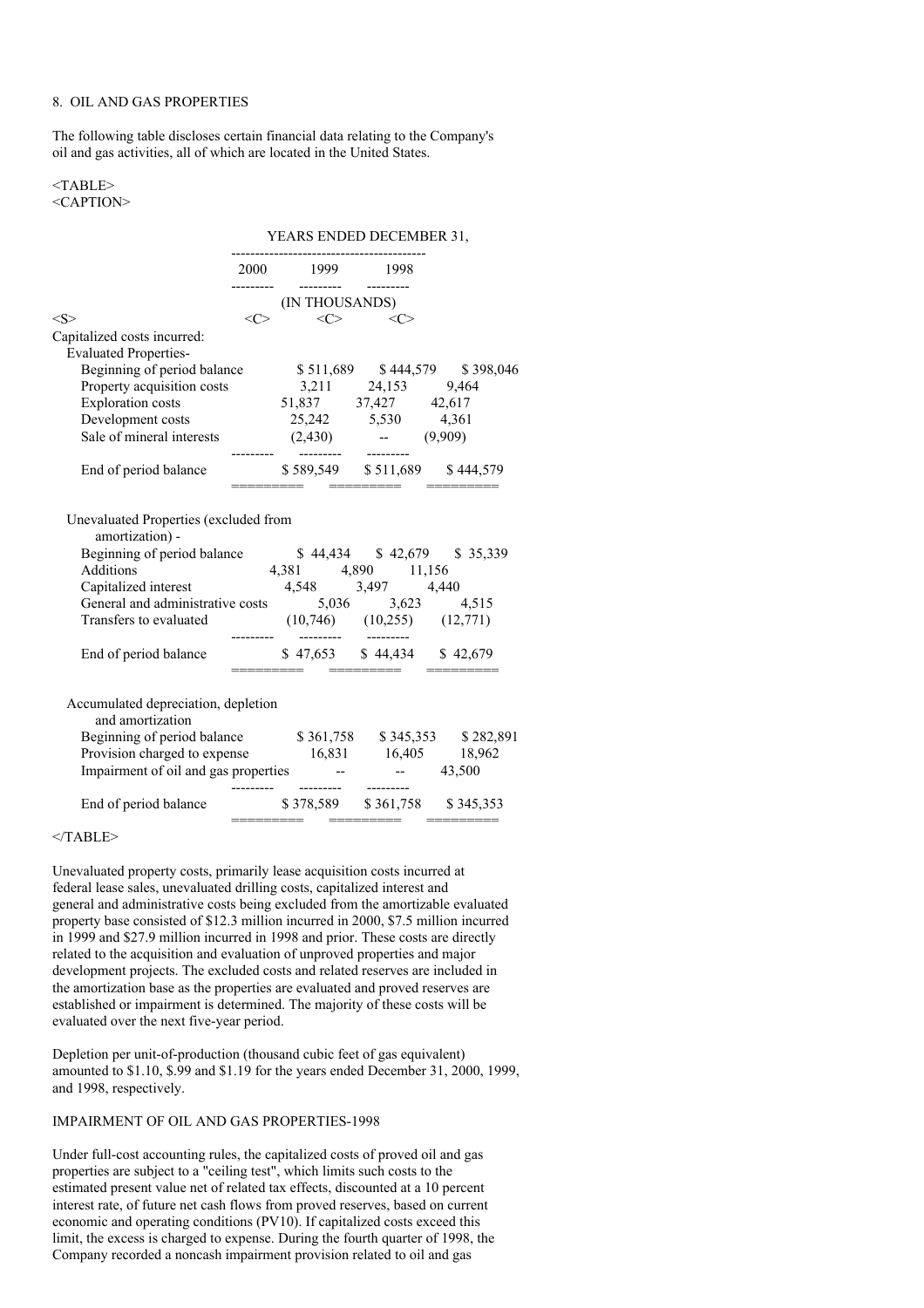8. OIL AND GAS PROPERTIES

The following table discloses certain financial data relating to the Company's oil and gas activities, all of which are located in the United States.

| | YEARS ENDED DECEMBER 31, | | |
|---|---|---|---|
| | 2000 | 1999 | 1998 |
| | (IN THOUSANDS) | | |
| Capitalized costs incurred: | | | |
| Evaluated Properties- | | | |
| Beginning of period balance | $ 511,689 | $ 444,579 | $ 398,046 |
| Property acquisition costs | 3,211 | 24,153 | 9,464 |
| Exploration costs | 51,837 | 37,427 | 42,617 |
| Development costs | 25,242 | 5,530 | 4,361 |
| Sale of mineral interests | (2,430) | -- | (9,909) |
| End of period balance | $ 589,549 | $ 511,689 | $ 444,579 |
| Unevaluated Properties (excluded from amortization) - | | | |
| Beginning of period balance | $ 44,434 | $ 42,679 | $ 35,339 |
| Additions | 4,381 | 4,890 | 11,156 |
| Capitalized interest | 4,548 | 3,497 | 4,440 |
| General and administrative costs | 5,036 | 3,623 | 4,515 |
| Transfers to evaluated | (10,746) | (10,255) | (12,771) |
| End of period balance | $ 47,653 | $ 44,434 | $ 42,679 |
| Accumulated depreciation, depletion and amortization | | | |
| Beginning of period balance | $ 361,758 | $ 345,353 | $ 282,891 |
| Provision charged to expense | 16,831 | 16,405 | 18,962 |
| Impairment of oil and gas properties | -- | -- | 43,500 |
| End of period balance | $ 378,589 | $ 361,758 | $ 345,353 |

Unevaluated property costs, primarily lease acquisition costs incurred at federal lease sales, unevaluated drilling costs, capitalized interest and general and administrative costs being excluded from the amortizable evaluated property base consisted of $12.3 million incurred in 2000, $7.5 million incurred in 1999 and $27.9 million incurred in 1998 and prior. These costs are directly related to the acquisition and evaluation of unproved properties and major development projects. The excluded costs and related reserves are included in the amortization base as the properties are evaluated and proved reserves are established or impairment is determined. The majority of these costs will be evaluated over the next five-year period.

Depletion per unit-of-production (thousand cubic feet of gas equivalent) amounted to $1.10, $.99 and $1.19 for the years ended December 31, 2000, 1999, and 1998, respectively.

IMPAIRMENT OF OIL AND GAS PROPERTIES-1998

Under full-cost accounting rules, the capitalized costs of proved oil and gas properties are subject to a "ceiling test", which limits such costs to the estimated present value net of related tax effects, discounted at a 10 percent interest rate, of future net cash flows from proved reserves, based on current economic and operating conditions (PV10). If capitalized costs exceed this limit, the excess is charged to expense. During the fourth quarter of 1998, the Company recorded a noncash impairment provision related to oil and gas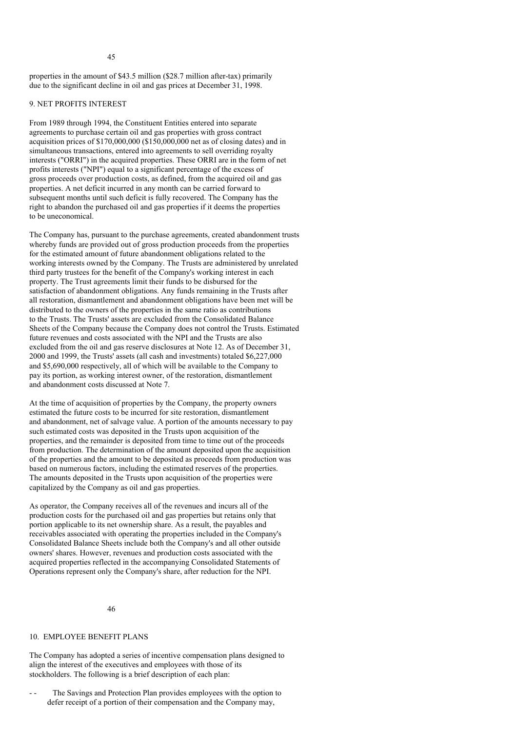properties in the amount of $43.5 million ($28.7 million after-tax) primarily due to the significant decline in oil and gas prices at December 31, 1998.

## 9. NET PROFITS INTEREST

From 1989 through 1994, the Constituent Entities entered into separate agreements to purchase certain oil and gas properties with gross contract acquisition prices of $170,000,000 ($150,000,000 net as of closing dates) and in simultaneous transactions, entered into agreements to sell overriding royalty interests ("ORRI") in the acquired properties. These ORRI are in the form of net profits interests ("NPI") equal to a significant percentage of the excess of gross proceeds over production costs, as defined, from the acquired oil and gas properties. A net deficit incurred in any month can be carried forward to subsequent months until such deficit is fully recovered. The Company has the right to abandon the purchased oil and gas properties if it deems the properties to be uneconomical.

The Company has, pursuant to the purchase agreements, created abandonment trusts whereby funds are provided out of gross production proceeds from the properties for the estimated amount of future abandonment obligations related to the working interests owned by the Company. The Trusts are administered by unrelated third party trustees for the benefit of the Company's working interest in each property. The Trust agreements limit their funds to be disbursed for the satisfaction of abandonment obligations. Any funds remaining in the Trusts after all restoration, dismantlement and abandonment obligations have been met will be distributed to the owners of the properties in the same ratio as contributions to the Trusts. The Trusts' assets are excluded from the Consolidated Balance Sheets of the Company because the Company does not control the Trusts. Estimated future revenues and costs associated with the NPI and the Trusts are also excluded from the oil and gas reserve disclosures at Note 12. As of December 31, 2000 and 1999, the Trusts' assets (all cash and investments) totaled $6,227,000 and $5,690,000 respectively, all of which will be available to the Company to pay its portion, as working interest owner, of the restoration, dismantlement and abandonment costs discussed at Note 7.

At the time of acquisition of properties by the Company, the property owners estimated the future costs to be incurred for site restoration, dismantlement and abandonment, net of salvage value. A portion of the amounts necessary to pay such estimated costs was deposited in the Trusts upon acquisition of the properties, and the remainder is deposited from time to time out of the proceeds from production. The determination of the amount deposited upon the acquisition of the properties and the amount to be deposited as proceeds from production was based on numerous factors, including the estimated reserves of the properties. The amounts deposited in the Trusts upon acquisition of the properties were capitalized by the Company as oil and gas properties.

As operator, the Company receives all of the revenues and incurs all of the production costs for the purchased oil and gas properties but retains only that portion applicable to its net ownership share. As a result, the payables and receivables associated with operating the properties included in the Company's Consolidated Balance Sheets include both the Company's and all other outside owners' shares. However, revenues and production costs associated with the acquired properties reflected in the accompanying Consolidated Statements of Operations represent only the Company's share, after reduction for the NPI.

## 10. EMPLOYEE BENEFIT PLANS

The Company has adopted a series of incentive compensation plans designed to align the interest of the executives and employees with those of its stockholders. The following is a brief description of each plan:

- The Savings and Protection Plan provides employees with the option to defer receipt of a portion of their compensation and the Company may,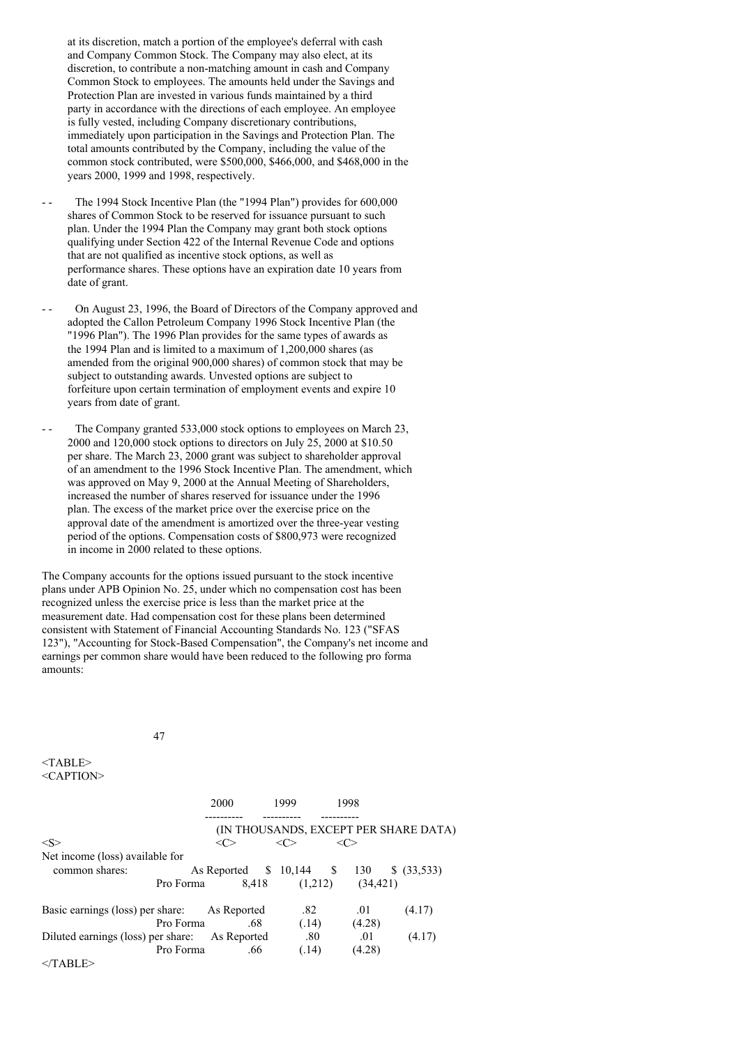at its discretion, match a portion of the employee's deferral with cash and Company Common Stock. The Company may also elect, at its discretion, to contribute a non-matching amount in cash and Company Common Stock to employees. The amounts held under the Savings and Protection Plan are invested in various funds maintained by a third party in accordance with the directions of each employee. An employee is fully vested, including Company discretionary contributions, immediately upon participation in the Savings and Protection Plan. The total amounts contributed by the Company, including the value of the common stock contributed, were $500,000, $466,000, and $468,000 in the years 2000, 1999 and 1998, respectively.

- The 1994 Stock Incentive Plan (the "1994 Plan") provides for 600,000 shares of Common Stock to be reserved for issuance pursuant to such plan. Under the 1994 Plan the Company may grant both stock options qualifying under Section 422 of the Internal Revenue Code and options that are not qualified as incentive stock options, as well as performance shares. These options have an expiration date 10 years from date of grant.

- On August 23, 1996, the Board of Directors of the Company approved and adopted the Callon Petroleum Company 1996 Stock Incentive Plan (the "1996 Plan"). The 1996 Plan provides for the same types of awards as the 1994 Plan and is limited to a maximum of 1,200,000 shares (as amended from the original 900,000 shares) of common stock that may be subject to outstanding awards. Unvested options are subject to forfeiture upon certain termination of employment events and expire 10 years from date of grant.

- The Company granted 533,000 stock options to employees on March 23, 2000 and 120,000 stock options to directors on July 25, 2000 at $10.50 per share. The March 23, 2000 grant was subject to shareholder approval of an amendment to the 1996 Stock Incentive Plan. The amendment, which was approved on May 9, 2000 at the Annual Meeting of Shareholders, increased the number of shares reserved for issuance under the 1996 plan. The excess of the market price over the exercise price on the approval date of the amendment is amortized over the three-year vesting period of the options. Compensation costs of $800,973 were recognized in income in 2000 related to these options.

The Company accounts for the options issued pursuant to the stock incentive plans under APB Opinion No. 25, under which no compensation cost has been recognized unless the exercise price is less than the market price at the measurement date. Had compensation cost for these plans been determined consistent with Statement of Financial Accounting Standards No. 123 ("SFAS 123"), "Accounting for Stock-Based Compensation", the Company's net income and earnings per common share would have been reduced to the following pro forma amounts:

| | | 2000 | 1999 | 1998 |
|---|---|---|---|---|
| | | (IN THOUSANDS, EXCEPT PER SHARE DATA) | | |
| Net income (loss) available for common shares: | As Reported | $ 10,144 | $ 130 | $ (33,533) |
| | Pro Forma | 8,418 | (1,212) | (34,421) |
| Basic earnings (loss) per share: | As Reported | .82 | .01 | (4.17) |
| | Pro Forma | .68 | (.14) | (4.28) |
| Diluted earnings (loss) per share: | As Reported | .80 | .01 | (4.17) |
| | Pro Forma | .66 | (.14) | (4.28) |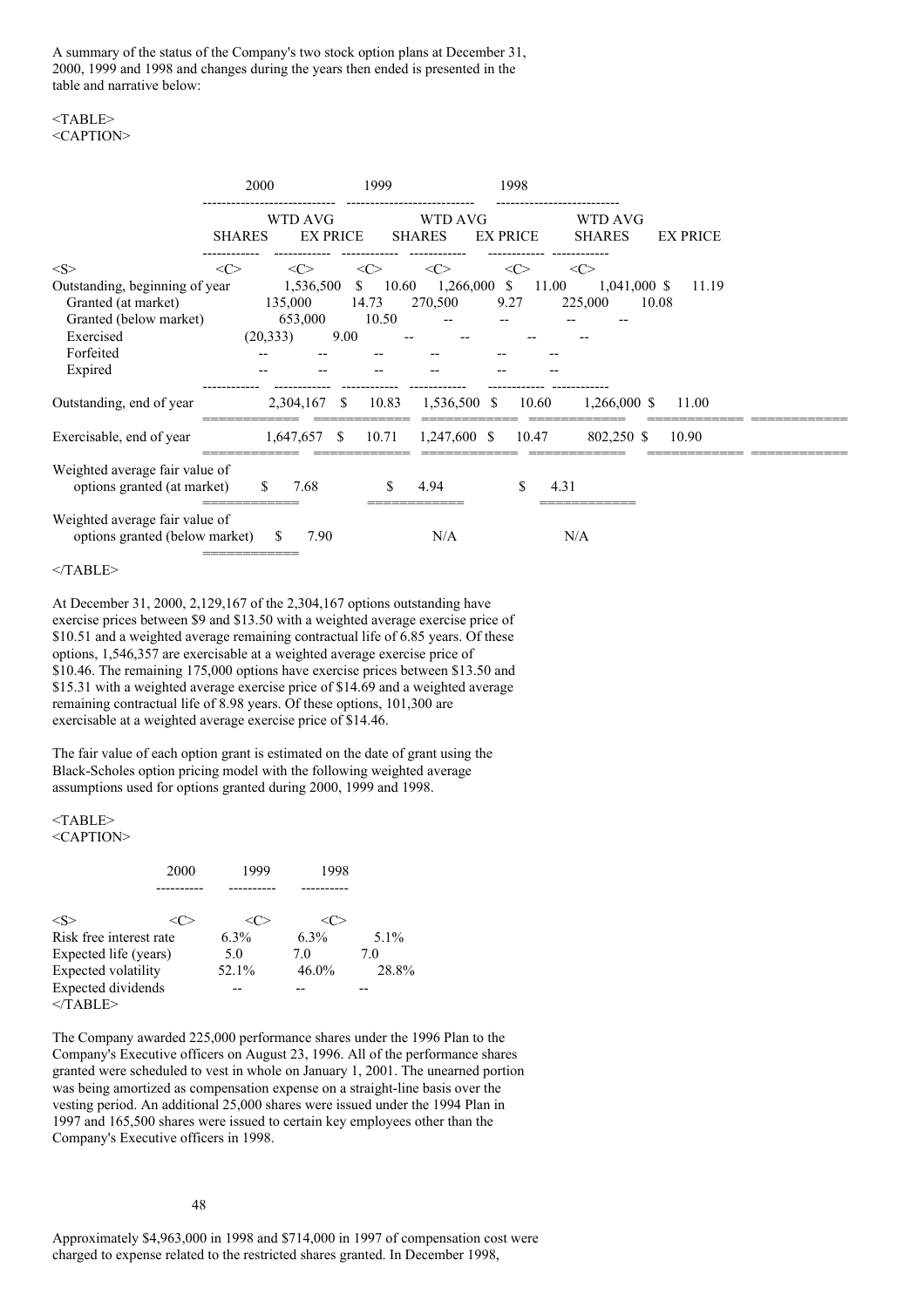A summary of the status of the Company's two stock option plans at December 31, 2000, 1999 and 1998 and changes during the years then ended is presented in the table and narrative below:

| | 2000 | | 1999 | | 1998 | |
|---|---|---|---|---|---|---|
| | SHARES | WTD AVG EX PRICE | SHARES | WTD AVG EX PRICE | SHARES | WTD AVG EX PRICE |
| Outstanding, beginning of year | 1,536,500 | $ 10.60 | 1,266,000 | $ 11.00 | 1,041,000 | $ 11.19 |
| Granted (at market) | 135,000 | 14.73 | 270,500 | 9.27 | 225,000 | 10.08 |
| Granted (below market) | 653,000 | 10.50 | -- | -- | -- | -- |
| Exercised | (20,333) | 9.00 | -- | -- | -- | -- |
| Forfeited | -- | -- | -- | -- | -- | -- |
| Expired | -- | -- | -- | -- | -- | -- |
| Outstanding, end of year | 2,304,167 | $ 10.83 | 1,536,500 | $ 10.60 | 1,266,000 | $ 11.00 |
| Exercisable, end of year | 1,647,657 | $ 10.71 | 1,247,600 | $ 10.47 | 802,250 | $ 10.90 |
| Weighted average fair value of options granted (at market) | $ 7.68 | | $ 4.94 | | $ 4.31 | |
| Weighted average fair value of options granted (below market) | $ 7.90 | | N/A | | N/A | |

At December 31, 2000, 2,129,167 of the 2,304,167 options outstanding have exercise prices between $9 and $13.50 with a weighted average exercise price of $10.51 and a weighted average remaining contractual life of 6.85 years. Of these options, 1,546,357 are exercisable at a weighted average exercise price of $10.46. The remaining 175,000 options have exercise prices between $13.50 and $15.31 with a weighted average exercise price of $14.69 and a weighted average remaining contractual life of 8.98 years. Of these options, 101,300 are exercisable at a weighted average exercise price of $14.46.

The fair value of each option grant is estimated on the date of grant using the Black-Scholes option pricing model with the following weighted average assumptions used for options granted during 2000, 1999 and 1998.

| | 2000 | 1999 | 1998 |
|---|---|---|---|
| Risk free interest rate | 6.3% | 6.3% | 5.1% |
| Expected life (years) | 5.0 | 7.0 | 7.0 |
| Expected volatility | 52.1% | 46.0% | 28.8% |
| Expected dividends | -- | -- | -- |

The Company awarded 225,000 performance shares under the 1996 Plan to the Company's Executive officers on August 23, 1996. All of the performance shares granted were scheduled to vest in whole on January 1, 2001. The unearned portion was being amortized as compensation expense on a straight-line basis over the vesting period. An additional 25,000 shares were issued under the 1994 Plan in 1997 and 165,500 shares were issued to certain key employees other than the Company's Executive officers in 1998.

Approximately $4,963,000 in 1998 and $714,000 in 1997 of compensation cost were charged to expense related to the restricted shares granted. In December 1998,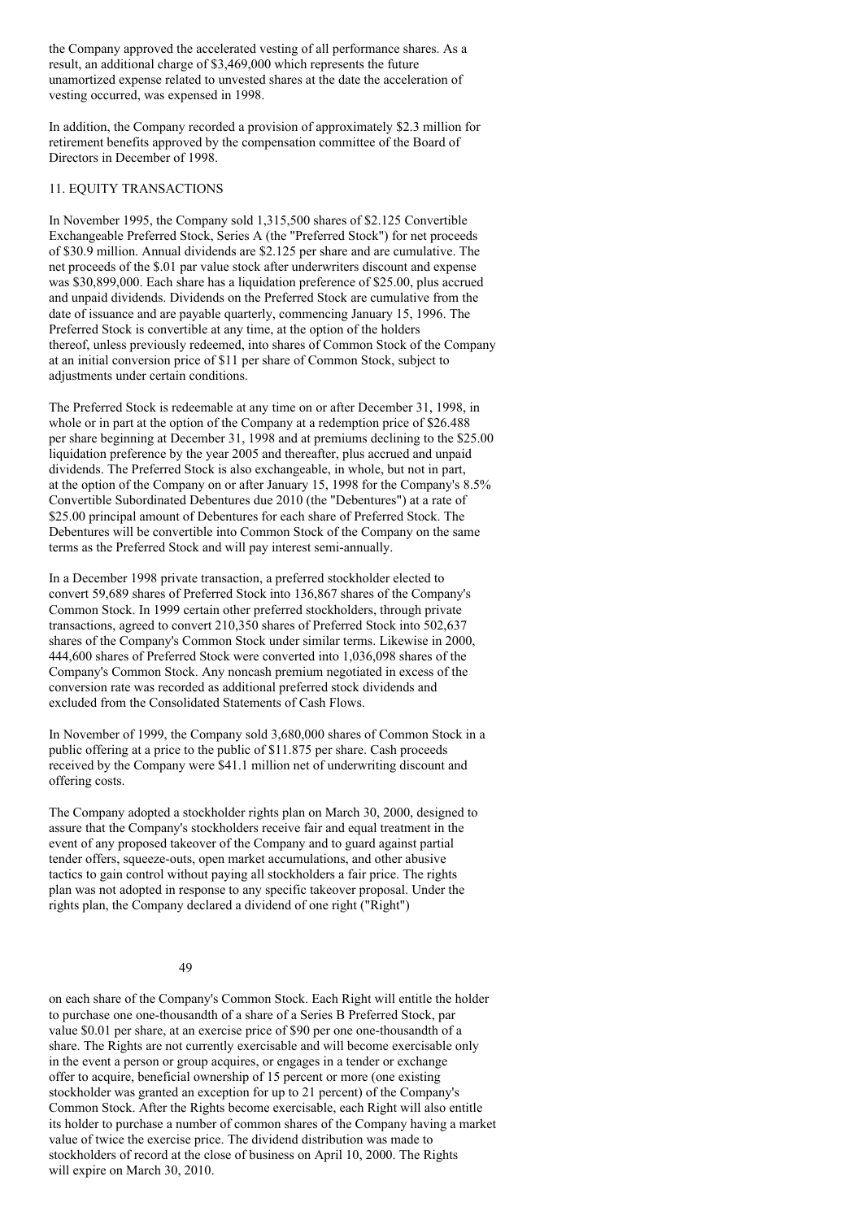the Company approved the accelerated vesting of all performance shares. As a result, an additional charge of $3,469,000 which represents the future unamortized expense related to unvested shares at the date the acceleration of vesting occurred, was expensed in 1998.

In addition, the Company recorded a provision of approximately $2.3 million for retirement benefits approved by the compensation committee of the Board of Directors in December of 1998.

## 11. EQUITY TRANSACTIONS

In November 1995, the Company sold 1,315,500 shares of $2.125 Convertible Exchangeable Preferred Stock, Series A (the "Preferred Stock") for net proceeds of $30.9 million. Annual dividends are $2.125 per share and are cumulative. The net proceeds of the $.01 par value stock after underwriters discount and expense was $30,899,000. Each share has a liquidation preference of $25.00, plus accrued and unpaid dividends. Dividends on the Preferred Stock are cumulative from the date of issuance and are payable quarterly, commencing January 15, 1996. The Preferred Stock is convertible at any time, at the option of the holders thereof, unless previously redeemed, into shares of Common Stock of the Company at an initial conversion price of $11 per share of Common Stock, subject to adjustments under certain conditions.

The Preferred Stock is redeemable at any time on or after December 31, 1998, in whole or in part at the option of the Company at a redemption price of $26.488 per share beginning at December 31, 1998 and at premiums declining to the $25.00 liquidation preference by the year 2005 and thereafter, plus accrued and unpaid dividends. The Preferred Stock is also exchangeable, in whole, but not in part, at the option of the Company on or after January 15, 1998 for the Company's 8.5% Convertible Subordinated Debentures due 2010 (the "Debentures") at a rate of $25.00 principal amount of Debentures for each share of Preferred Stock. The Debentures will be convertible into Common Stock of the Company on the same terms as the Preferred Stock and will pay interest semi-annually.

In a December 1998 private transaction, a preferred stockholder elected to convert 59,689 shares of Preferred Stock into 136,867 shares of the Company's Common Stock. In 1999 certain other preferred stockholders, through private transactions, agreed to convert 210,350 shares of Preferred Stock into 502,637 shares of the Company's Common Stock under similar terms. Likewise in 2000, 444,600 shares of Preferred Stock were converted into 1,036,098 shares of the Company's Common Stock. Any noncash premium negotiated in excess of the conversion rate was recorded as additional preferred stock dividends and excluded from the Consolidated Statements of Cash Flows.

In November of 1999, the Company sold 3,680,000 shares of Common Stock in a public offering at a price to the public of $11.875 per share. Cash proceeds received by the Company were $41.1 million net of underwriting discount and offering costs.

The Company adopted a stockholder rights plan on March 30, 2000, designed to assure that the Company's stockholders receive fair and equal treatment in the event of any proposed takeover of the Company and to guard against partial tender offers, squeeze-outs, open market accumulations, and other abusive tactics to gain control without paying all stockholders a fair price. The rights plan was not adopted in response to any specific takeover proposal. Under the rights plan, the Company declared a dividend of one right ("Right") on each share of the Company's Common Stock. Each Right will entitle the holder to purchase one one-thousandth of a share of a Series B Preferred Stock, par value $0.01 per share, at an exercise price of $90 per one one-thousandth of a share. The Rights are not currently exercisable and will become exercisable only in the event a person or group acquires, or engages in a tender or exchange offer to acquire, beneficial ownership of 15 percent or more (one existing stockholder was granted an exception for up to 21 percent) of the Company's Common Stock. After the Rights become exercisable, each Right will also entitle its holder to purchase a number of common shares of the Company having a market value of twice the exercise price. The dividend distribution was made to stockholders of record at the close of business on April 10, 2000. The Rights will expire on March 30, 2010.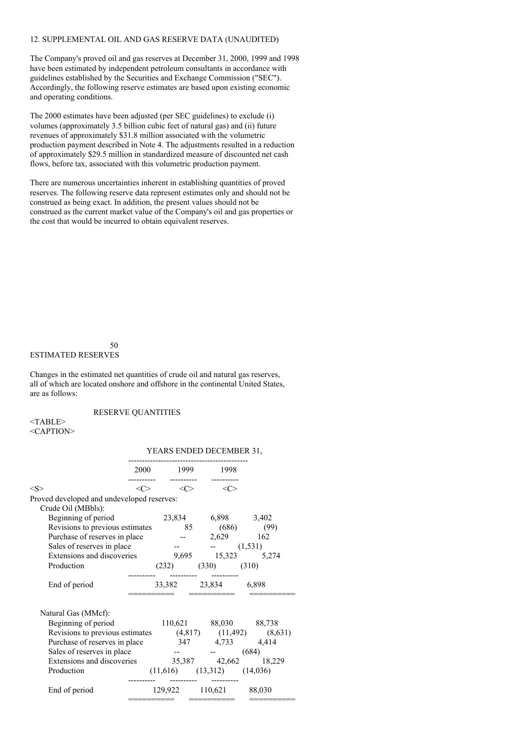12. SUPPLEMENTAL OIL AND GAS RESERVE DATA (UNAUDITED)

The Company's proved oil and gas reserves at December 31, 2000, 1999 and 1998 have been estimated by independent petroleum consultants in accordance with guidelines established by the Securities and Exchange Commission ("SEC"). Accordingly, the following reserve estimates are based upon existing economic and operating conditions.

The 2000 estimates have been adjusted (per SEC guidelines) to exclude (i) volumes (approximately 3.5 billion cubic feet of natural gas) and (ii) future revenues of approximately $31.8 million associated with the volumetric production payment described in Note 4. The adjustments resulted in a reduction of approximately $29.5 million in standardized measure of discounted net cash flows, before tax, associated with this volumetric production payment.

There are numerous uncertainties inherent in establishing quantities of proved reserves. The following reserve data represent estimates only and should not be construed as being exact. In addition, the present values should not be construed as the current market value of the Company's oil and gas properties or the cost that would be incurred to obtain equivalent reserves.

ESTIMATED RESERVES

Changes in the estimated net quantities of crude oil and natural gas reserves, all of which are located onshore and offshore in the continental United States, are as follows:

RESERVE QUANTITIES

| | YEARS ENDED DECEMBER 31, | | |
|---|---|---|---|
| | 2000 | 1999 | 1998 |
| Proved developed and undeveloped reserves: | | | |
| Crude Oil (MBbls): | | | |
| Beginning of period | 23,834 | 6,898 | 3,402 |
| Revisions to previous estimates | 85 | (686) | (99) |
| Purchase of reserves in place | -- | 2,629 | 162 |
| Sales of reserves in place | -- | -- | (1,531) |
| Extensions and discoveries | 9,695 | 15,323 | 5,274 |
| Production | (232) | (330) | (310) |
| End of period | 33,382 | 23,834 | 6,898 |
| Natural Gas (MMcf): | | | |
| Beginning of period | 110,621 | 88,030 | 88,738 |
| Revisions to previous estimates | (4,817) | (11,492) | (8,631) |
| Purchase of reserves in place | 347 | 4,733 | 4,414 |
| Sales of reserves in place | -- | -- | (684) |
| Extensions and discoveries | 35,387 | 42,662 | 18,229 |
| Production | (11,616) | (13,312) | (14,036) |
| End of period | 129,922 | 110,621 | 88,030 |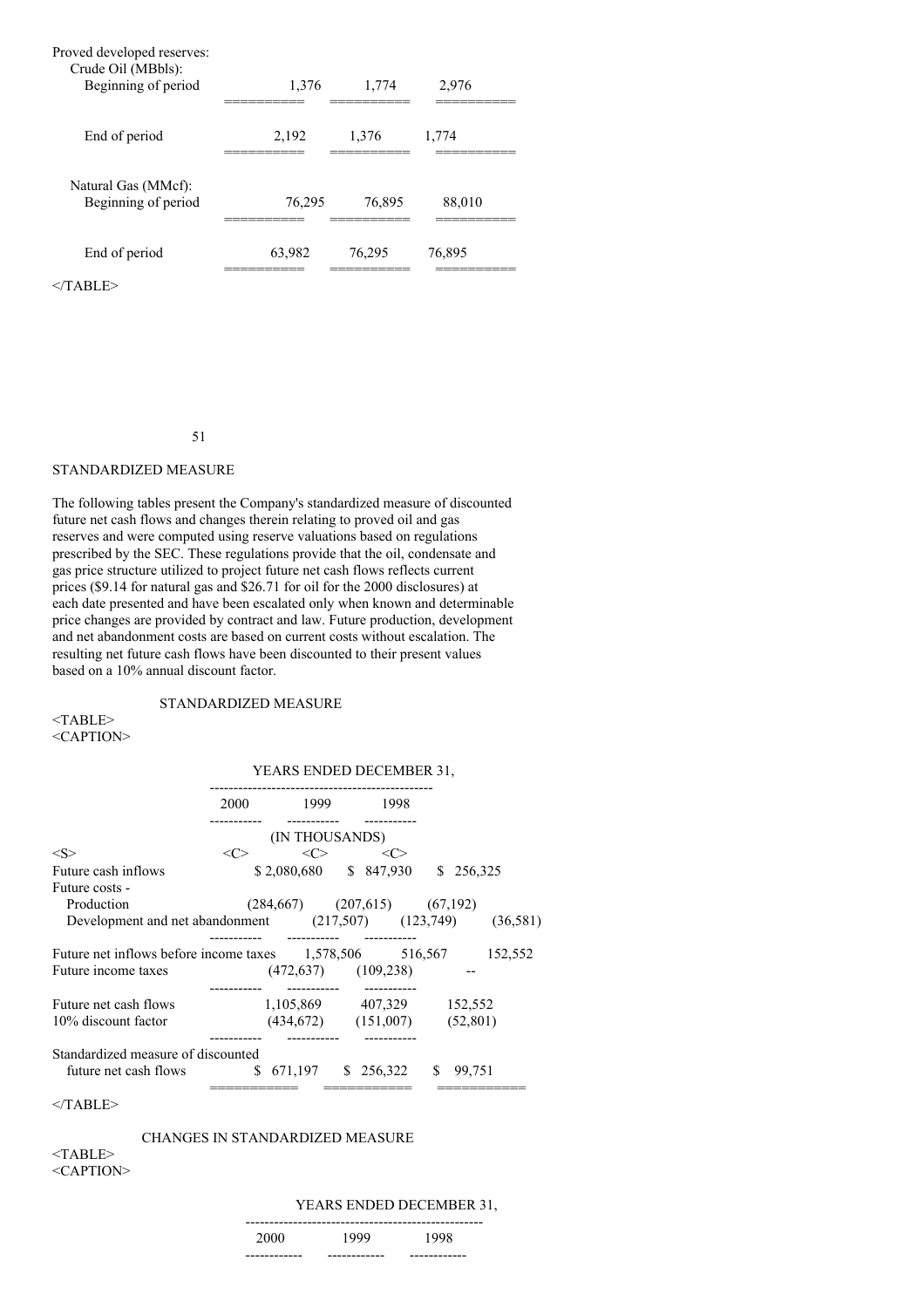| | | | |
|---|---|---|---|
| Proved developed reserves: | | | |
| Crude Oil (MBbls): | | | |
| Beginning of period | 1,376 | 1,774 | 2,976 |
| End of period | 2,192 | 1,376 | 1,774 |
| Natural Gas (MMcf): | | | |
| Beginning of period | 76,295 | 76,895 | 88,010 |
| End of period | 63,982 | 76,295 | 76,895 |

## STANDARDIZED MEASURE

The following tables present the Company's standardized measure of discounted future net cash flows and changes therein relating to proved oil and gas reserves and were computed using reserve valuations based on regulations prescribed by the SEC. These regulations provide that the oil, condensate and gas price structure utilized to project future net cash flows reflects current prices ($9.14 for natural gas and $26.71 for oil for the 2000 disclosures) at each date presented and have been escalated only when known and determinable price changes are provided by contract and law. Future production, development and net abandonment costs are based on current costs without escalation. The resulting net future cash flows have been discounted to their present values based on a 10% annual discount factor.

### STANDARDIZED MEASURE

| | YEARS ENDED DECEMBER 31, | | |
|---|---|---|---|
| | 2000 | 1999 | 1998 |
| | (IN THOUSANDS) | | |
| Future cash inflows | $ 2,080,680 | $ 847,930 | $ 256,325 |
| Future costs - | | | |
| Production | (284,667) | (207,615) | (67,192) |
| Development and net abandonment | (217,507) | (123,749) | (36,581) |
| Future net inflows before income taxes | 1,578,506 | 516,567 | 152,552 |
| Future income taxes | (472,637) | (109,238) | -- |
| Future net cash flows | 1,105,869 | 407,329 | 152,552 |
| 10% discount factor | (434,672) | (151,007) | (52,801) |
| Standardized measure of discounted future net cash flows | $ 671,197 | $ 256,322 | $ 99,751 |

### CHANGES IN STANDARDIZED MEASURE

| | YEARS ENDED DECEMBER 31, | | |
|---|---|---|---|
| | 2000 | 1999 | 1998 |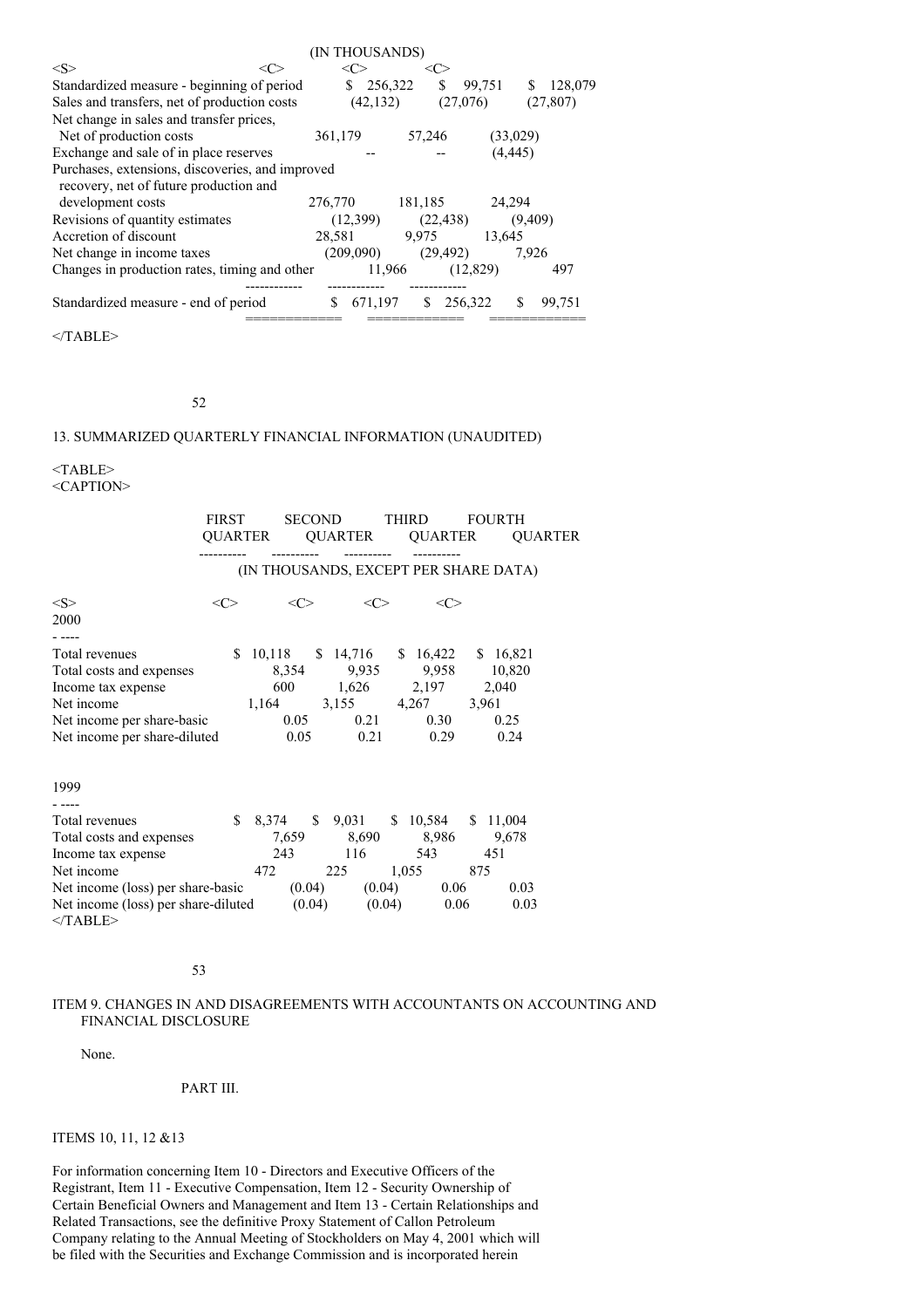| | (IN THOUSANDS) | | |
|---|---|---|---|
| Standardized measure - beginning of period | $ 256,322 | $ 99,751 | $ 128,079 |
| Sales and transfers, net of production costs | (42,132) | (27,076) | (27,807) |
| Net change in sales and transfer prices, Net of production costs | 361,179 | 57,246 | (33,029) |
| Exchange and sale of in place reserves | -- | -- | (4,445) |
| Purchases, extensions, discoveries, and improved recovery, net of future production and development costs | 276,770 | 181,185 | 24,294 |
| Revisions of quantity estimates | (12,399) | (22,438) | (9,409) |
| Accretion of discount | 28,581 | 9,975 | 13,645 |
| Net change in income taxes | (209,090) | (29,492) | 7,926 |
| Changes in production rates, timing and other | 11,966 | (12,829) | 497 |
| Standardized measure - end of period | $ 671,197 | $ 256,322 | $ 99,751 |

## 13. SUMMARIZED QUARTERLY FINANCIAL INFORMATION (UNAUDITED)

| | FIRST QUARTER | SECOND QUARTER | THIRD QUARTER | FOURTH QUARTER |
|---|---|---|---|---|
| | (IN THOUSANDS, EXCEPT PER SHARE DATA) | | | |
| **2000** | | | | |
| Total revenues | $ 10,118 | $ 14,716 | $ 16,422 | $ 16,821 |
| Total costs and expenses | 8,354 | 9,935 | 9,958 | 10,820 |
| Income tax expense | 600 | 1,626 | 2,197 | 2,040 |
| Net income | 1,164 | 3,155 | 4,267 | 3,961 |
| Net income per share-basic | 0.05 | 0.21 | 0.30 | 0.25 |
| Net income per share-diluted | 0.05 | 0.21 | 0.29 | 0.24 |
| **1999** | | | | |
| Total revenues | $ 8,374 | $ 9,031 | $ 10,584 | $ 11,004 |
| Total costs and expenses | 7,659 | 8,690 | 8,986 | 9,678 |
| Income tax expense | 243 | 116 | 543 | 451 |
| Net income | 472 | 225 | 1,055 | 875 |
| Net income (loss) per share-basic | (0.04) | (0.04) | 0.06 | 0.03 |
| Net income (loss) per share-diluted | (0.04) | (0.04) | 0.06 | 0.03 |

## ITEM 9. CHANGES IN AND DISAGREEMENTS WITH ACCOUNTANTS ON ACCOUNTING AND FINANCIAL DISCLOSURE

None.

# PART III.

## ITEMS 10, 11, 12 &13

For information concerning Item 10 - Directors and Executive Officers of the Registrant, Item 11 - Executive Compensation, Item 12 - Security Ownership of Certain Beneficial Owners and Management and Item 13 - Certain Relationships and Related Transactions, see the definitive Proxy Statement of Callon Petroleum Company relating to the Annual Meeting of Stockholders on May 4, 2001 which will be filed with the Securities and Exchange Commission and is incorporated herein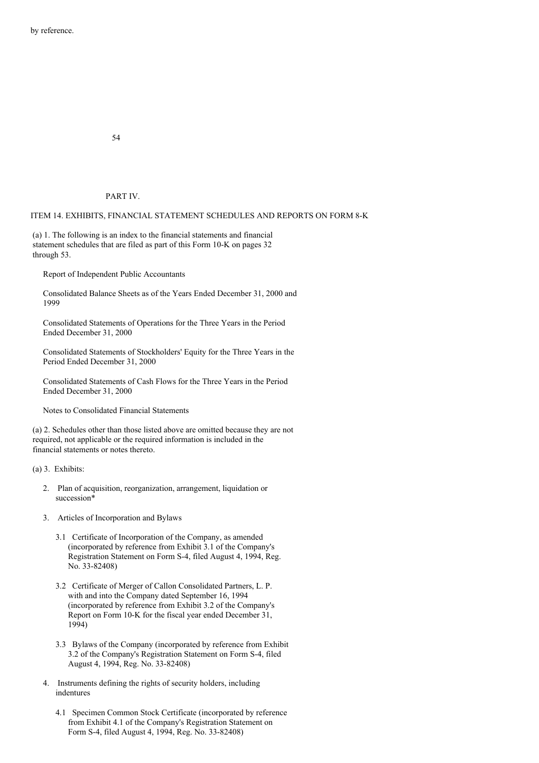by reference.

PART IV.

ITEM 14. EXHIBITS, FINANCIAL STATEMENT SCHEDULES AND REPORTS ON FORM 8-K

(a) 1. The following is an index to the financial statements and financial statement schedules that are filed as part of this Form 10-K on pages 32 through 53.

Report of Independent Public Accountants

Consolidated Balance Sheets as of the Years Ended December 31, 2000 and 1999

Consolidated Statements of Operations for the Three Years in the Period Ended December 31, 2000

Consolidated Statements of Stockholders' Equity for the Three Years in the Period Ended December 31, 2000

Consolidated Statements of Cash Flows for the Three Years in the Period Ended December 31, 2000

Notes to Consolidated Financial Statements

(a) 2. Schedules other than those listed above are omitted because they are not required, not applicable or the required information is included in the financial statements or notes thereto.

(a) 3. Exhibits:

2. Plan of acquisition, reorganization, arrangement, liquidation or succession*

3. Articles of Incorporation and Bylaws

   3.1 Certificate of Incorporation of the Company, as amended (incorporated by reference from Exhibit 3.1 of the Company's Registration Statement on Form S-4, filed August 4, 1994, Reg. No. 33-82408)

   3.2 Certificate of Merger of Callon Consolidated Partners, L. P. with and into the Company dated September 16, 1994 (incorporated by reference from Exhibit 3.2 of the Company's Report on Form 10-K for the fiscal year ended December 31, 1994)

   3.3 Bylaws of the Company (incorporated by reference from Exhibit 3.2 of the Company's Registration Statement on Form S-4, filed August 4, 1994, Reg. No. 33-82408)

4. Instruments defining the rights of security holders, including indentures

   4.1 Specimen Common Stock Certificate (incorporated by reference from Exhibit 4.1 of the Company's Registration Statement on Form S-4, filed August 4, 1994, Reg. No. 33-82408)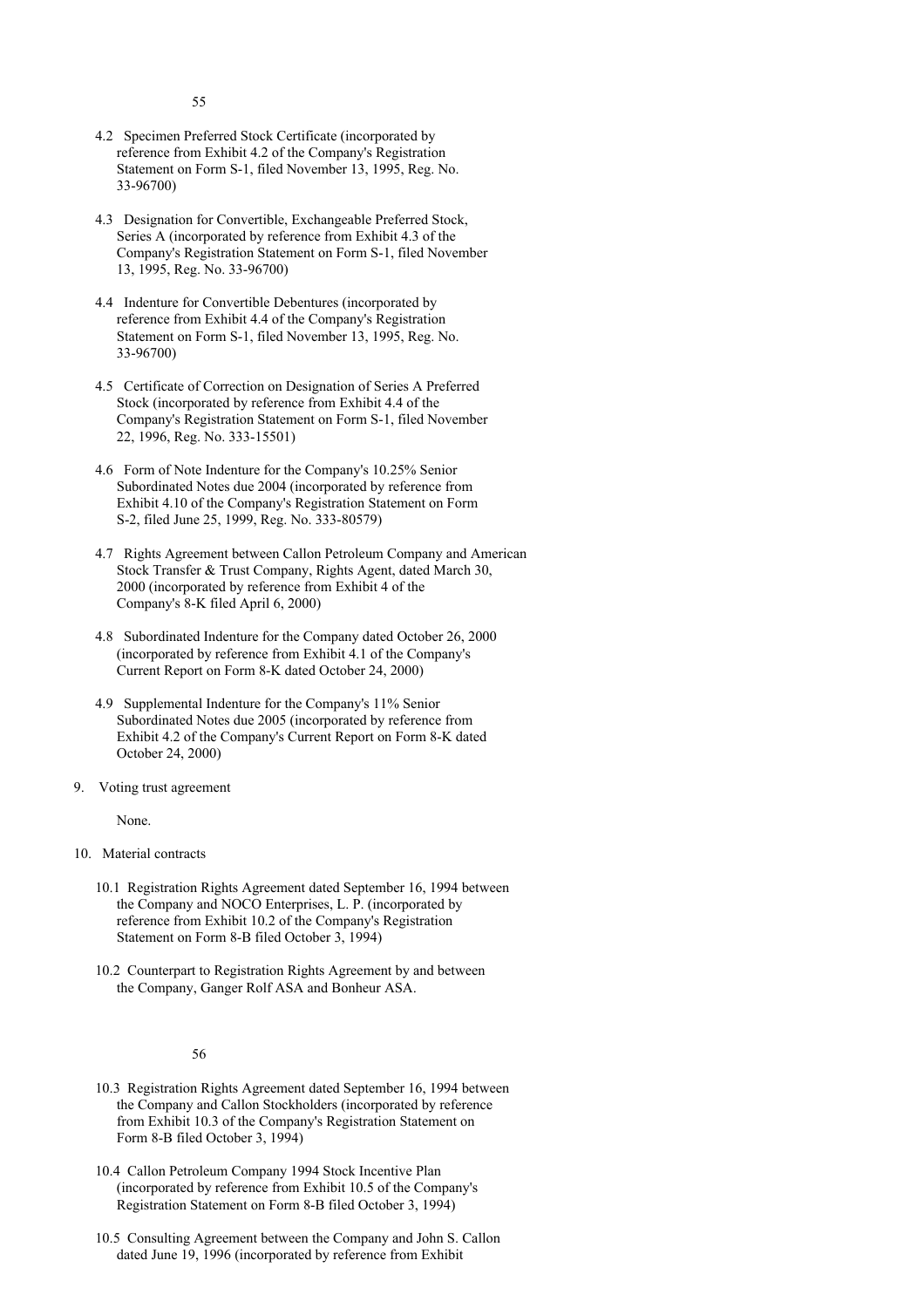4.2 Specimen Preferred Stock Certificate (incorporated by reference from Exhibit 4.2 of the Company's Registration Statement on Form S-1, filed November 13, 1995, Reg. No. 33-96700)

4.3 Designation for Convertible, Exchangeable Preferred Stock, Series A (incorporated by reference from Exhibit 4.3 of the Company's Registration Statement on Form S-1, filed November 13, 1995, Reg. No. 33-96700)

4.4 Indenture for Convertible Debentures (incorporated by reference from Exhibit 4.4 of the Company's Registration Statement on Form S-1, filed November 13, 1995, Reg. No. 33-96700)

4.5 Certificate of Correction on Designation of Series A Preferred Stock (incorporated by reference from Exhibit 4.4 of the Company's Registration Statement on Form S-1, filed November 22, 1996, Reg. No. 333-15501)

4.6 Form of Note Indenture for the Company's 10.25% Senior Subordinated Notes due 2004 (incorporated by reference from Exhibit 4.10 of the Company's Registration Statement on Form S-2, filed June 25, 1999, Reg. No. 333-80579)

4.7 Rights Agreement between Callon Petroleum Company and American Stock Transfer & Trust Company, Rights Agent, dated March 30, 2000 (incorporated by reference from Exhibit 4 of the Company's 8-K filed April 6, 2000)

4.8 Subordinated Indenture for the Company dated October 26, 2000 (incorporated by reference from Exhibit 4.1 of the Company's Current Report on Form 8-K dated October 24, 2000)

4.9 Supplemental Indenture for the Company's 11% Senior Subordinated Notes due 2005 (incorporated by reference from Exhibit 4.2 of the Company's Current Report on Form 8-K dated October 24, 2000)

9. Voting trust agreement

   None.

10. Material contracts

10.1 Registration Rights Agreement dated September 16, 1994 between the Company and NOCO Enterprises, L. P. (incorporated by reference from Exhibit 10.2 of the Company's Registration Statement on Form 8-B filed October 3, 1994)

10.2 Counterpart to Registration Rights Agreement by and between the Company, Ganger Rolf ASA and Bonheur ASA.

10.3 Registration Rights Agreement dated September 16, 1994 between the Company and Callon Stockholders (incorporated by reference from Exhibit 10.3 of the Company's Registration Statement on Form 8-B filed October 3, 1994)

10.4 Callon Petroleum Company 1994 Stock Incentive Plan (incorporated by reference from Exhibit 10.5 of the Company's Registration Statement on Form 8-B filed October 3, 1994)

10.5 Consulting Agreement between the Company and John S. Callon dated June 19, 1996 (incorporated by reference from Exhibit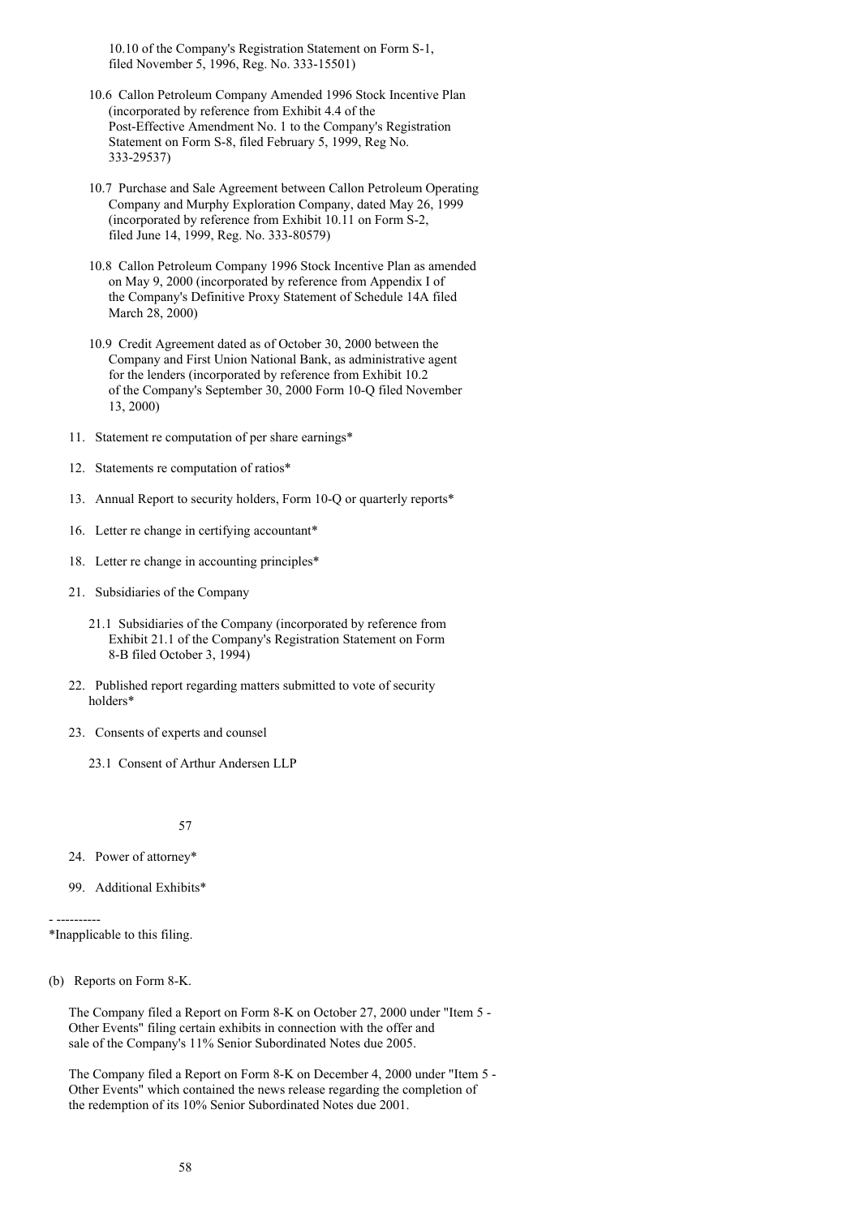10.10 of the Company's Registration Statement on Form S-1, filed November 5, 1996, Reg. No. 333-15501)

10.6 Callon Petroleum Company Amended 1996 Stock Incentive Plan (incorporated by reference from Exhibit 4.4 of the Post-Effective Amendment No. 1 to the Company's Registration Statement on Form S-8, filed February 5, 1999, Reg No. 333-29537)

10.7 Purchase and Sale Agreement between Callon Petroleum Operating Company and Murphy Exploration Company, dated May 26, 1999 (incorporated by reference from Exhibit 10.11 on Form S-2, filed June 14, 1999, Reg. No. 333-80579)

10.8 Callon Petroleum Company 1996 Stock Incentive Plan as amended on May 9, 2000 (incorporated by reference from Appendix I of the Company's Definitive Proxy Statement of Schedule 14A filed March 28, 2000)

10.9 Credit Agreement dated as of October 30, 2000 between the Company and First Union National Bank, as administrative agent for the lenders (incorporated by reference from Exhibit 10.2 of the Company's September 30, 2000 Form 10-Q filed November 13, 2000)

11. Statement re computation of per share earnings*

12. Statements re computation of ratios*

13. Annual Report to security holders, Form 10-Q or quarterly reports*

16. Letter re change in certifying accountant*

18. Letter re change in accounting principles*

21. Subsidiaries of the Company

21.1 Subsidiaries of the Company (incorporated by reference from Exhibit 21.1 of the Company's Registration Statement on Form 8-B filed October 3, 1994)

22. Published report regarding matters submitted to vote of security holders*

23. Consents of experts and counsel

23.1 Consent of Arthur Andersen LLP

24. Power of attorney*

99. Additional Exhibits*

- ----------

*Inapplicable to this filing.

(b) Reports on Form 8-K.

The Company filed a Report on Form 8-K on October 27, 2000 under "Item 5 - Other Events" filing certain exhibits in connection with the offer and sale of the Company's 11% Senior Subordinated Notes due 2005.

The Company filed a Report on Form 8-K on December 4, 2000 under "Item 5 - Other Events" which contained the news release regarding the completion of the redemption of its 10% Senior Subordinated Notes due 2001.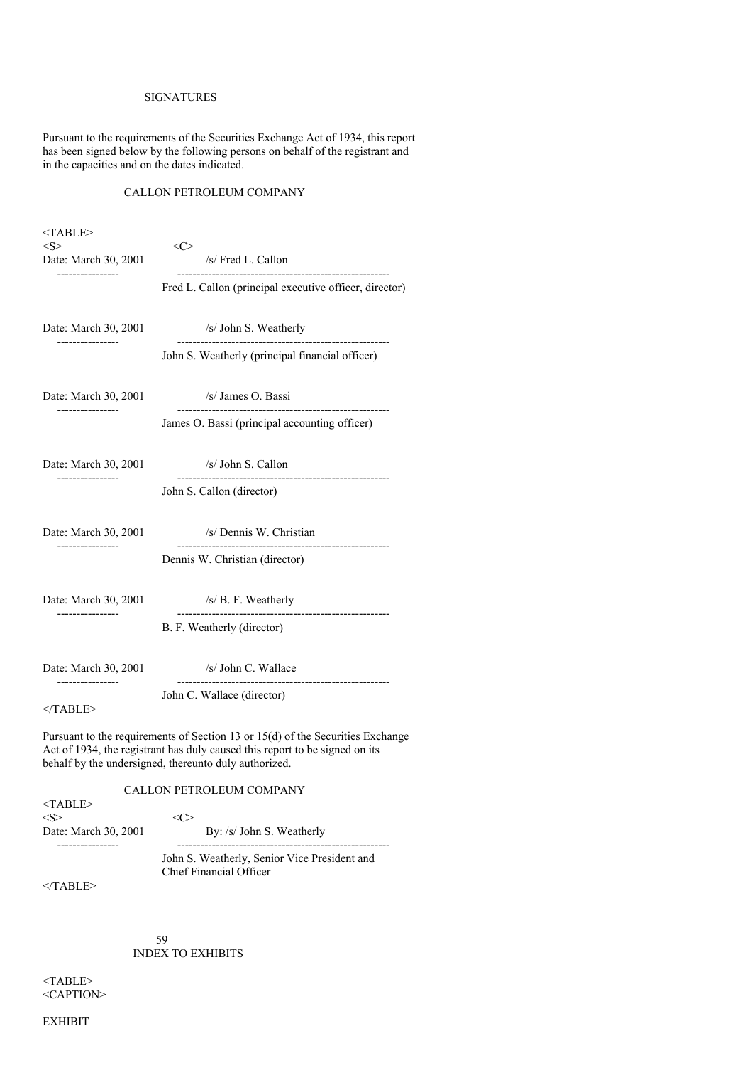## SIGNATURES

Pursuant to the requirements of the Securities Exchange Act of 1934, this report has been signed below by the following persons on behalf of the registrant and in the capacities and on the dates indicated.

CALLON PETROLEUM COMPANY

| Date | Signature |
|---|---|
| Date: March 30, 2001 | /s/ Fred L. Callon<br>Fred L. Callon (principal executive officer, director) |
| Date: March 30, 2001 | /s/ John S. Weatherly<br>John S. Weatherly (principal financial officer) |
| Date: March 30, 2001 | /s/ James O. Bassi<br>James O. Bassi (principal accounting officer) |
| Date: March 30, 2001 | /s/ John S. Callon<br>John S. Callon (director) |
| Date: March 30, 2001 | /s/ Dennis W. Christian<br>Dennis W. Christian (director) |
| Date: March 30, 2001 | /s/ B. F. Weatherly<br>B. F. Weatherly (director) |
| Date: March 30, 2001 | /s/ John C. Wallace<br>John C. Wallace (director) |

Pursuant to the requirements of Section 13 or 15(d) of the Securities Exchange Act of 1934, the registrant has duly caused this report to be signed on its behalf by the undersigned, thereunto duly authorized.

CALLON PETROLEUM COMPANY

| Date | Signature |
|---|---|
| Date: March 30, 2001 | By: /s/ John S. Weatherly<br>John S. Weatherly, Senior Vice President and Chief Financial Officer |

## INDEX TO EXHIBITS

EXHIBIT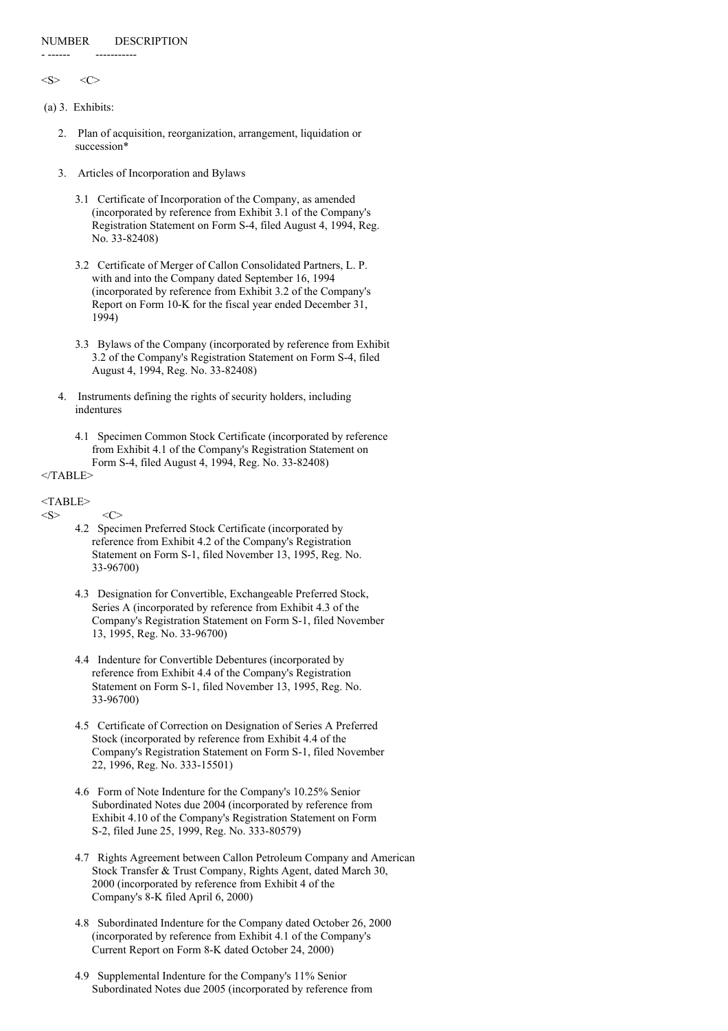| NUMBER | DESCRIPTION |
|---|---|

(a) 3. Exhibits:

2. Plan of acquisition, reorganization, arrangement, liquidation or succession*

3. Articles of Incorporation and Bylaws

   3.1 Certificate of Incorporation of the Company, as amended (incorporated by reference from Exhibit 3.1 of the Company's Registration Statement on Form S-4, filed August 4, 1994, Reg. No. 33-82408)

   3.2 Certificate of Merger of Callon Consolidated Partners, L. P. with and into the Company dated September 16, 1994 (incorporated by reference from Exhibit 3.2 of the Company's Report on Form 10-K for the fiscal year ended December 31, 1994)

   3.3 Bylaws of the Company (incorporated by reference from Exhibit 3.2 of the Company's Registration Statement on Form S-4, filed August 4, 1994, Reg. No. 33-82408)

4. Instruments defining the rights of security holders, including indentures

   4.1 Specimen Common Stock Certificate (incorporated by reference from Exhibit 4.1 of the Company's Registration Statement on Form S-4, filed August 4, 1994, Reg. No. 33-82408)

   4.2 Specimen Preferred Stock Certificate (incorporated by reference from Exhibit 4.2 of the Company's Registration Statement on Form S-1, filed November 13, 1995, Reg. No. 33-96700)

   4.3 Designation for Convertible, Exchangeable Preferred Stock, Series A (incorporated by reference from Exhibit 4.3 of the Company's Registration Statement on Form S-1, filed November 13, 1995, Reg. No. 33-96700)

   4.4 Indenture for Convertible Debentures (incorporated by reference from Exhibit 4.4 of the Company's Registration Statement on Form S-1, filed November 13, 1995, Reg. No. 33-96700)

   4.5 Certificate of Correction on Designation of Series A Preferred Stock (incorporated by reference from Exhibit 4.4 of the Company's Registration Statement on Form S-1, filed November 22, 1996, Reg. No. 333-15501)

   4.6 Form of Note Indenture for the Company's 10.25% Senior Subordinated Notes due 2004 (incorporated by reference from Exhibit 4.10 of the Company's Registration Statement on Form S-2, filed June 25, 1999, Reg. No. 333-80579)

   4.7 Rights Agreement between Callon Petroleum Company and American Stock Transfer & Trust Company, Rights Agent, dated March 30, 2000 (incorporated by reference from Exhibit 4 of the Company's 8-K filed April 6, 2000)

   4.8 Subordinated Indenture for the Company dated October 26, 2000 (incorporated by reference from Exhibit 4.1 of the Company's Current Report on Form 8-K dated October 24, 2000)

   4.9 Supplemental Indenture for the Company's 11% Senior Subordinated Notes due 2005 (incorporated by reference from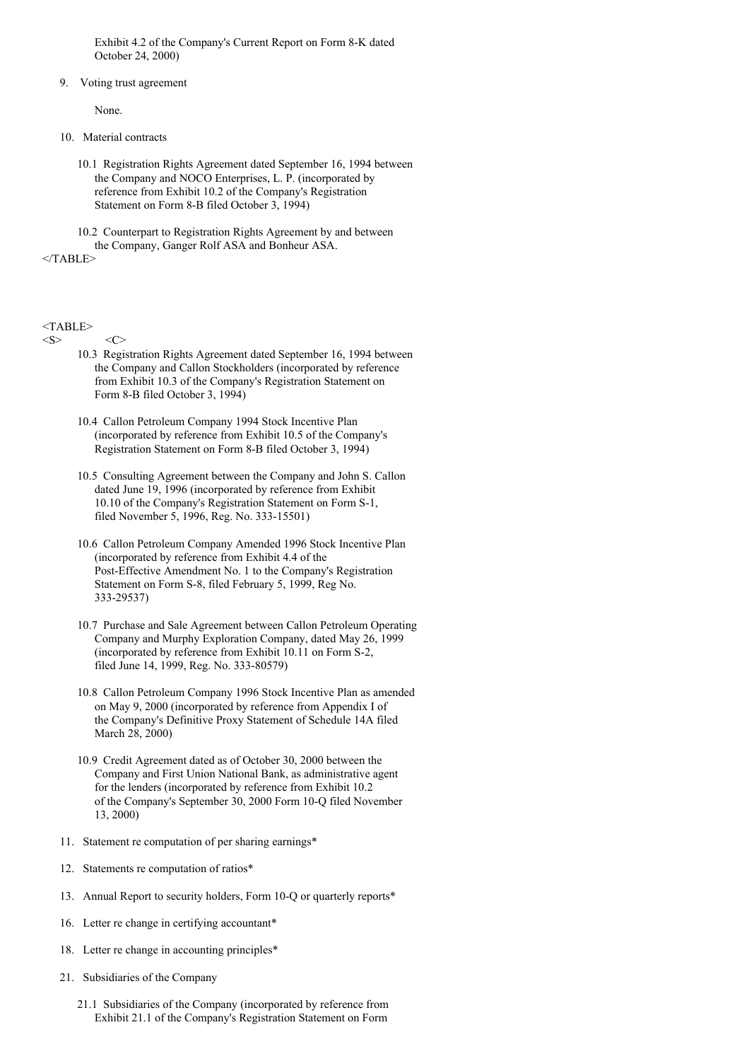Exhibit 4.2 of the Company's Current Report on Form 8-K dated October 24, 2000)

9. Voting trust agreement

   None.

10. Material contracts

   10.1 Registration Rights Agreement dated September 16, 1994 between the Company and NOCO Enterprises, L. P. (incorporated by reference from Exhibit 10.2 of the Company's Registration Statement on Form 8-B filed October 3, 1994)

   10.2 Counterpart to Registration Rights Agreement by and between the Company, Ganger Rolf ASA and Bonheur ASA.

   10.3 Registration Rights Agreement dated September 16, 1994 between the Company and Callon Stockholders (incorporated by reference from Exhibit 10.3 of the Company's Registration Statement on Form 8-B filed October 3, 1994)

   10.4 Callon Petroleum Company 1994 Stock Incentive Plan (incorporated by reference from Exhibit 10.5 of the Company's Registration Statement on Form 8-B filed October 3, 1994)

   10.5 Consulting Agreement between the Company and John S. Callon dated June 19, 1996 (incorporated by reference from Exhibit 10.10 of the Company's Registration Statement on Form S-1, filed November 5, 1996, Reg. No. 333-15501)

   10.6 Callon Petroleum Company Amended 1996 Stock Incentive Plan (incorporated by reference from Exhibit 4.4 of the Post-Effective Amendment No. 1 to the Company's Registration Statement on Form S-8, filed February 5, 1999, Reg No. 333-29537)

   10.7 Purchase and Sale Agreement between Callon Petroleum Operating Company and Murphy Exploration Company, dated May 26, 1999 (incorporated by reference from Exhibit 10.11 on Form S-2, filed June 14, 1999, Reg. No. 333-80579)

   10.8 Callon Petroleum Company 1996 Stock Incentive Plan as amended on May 9, 2000 (incorporated by reference from Appendix I of the Company's Definitive Proxy Statement of Schedule 14A filed March 28, 2000)

   10.9 Credit Agreement dated as of October 30, 2000 between the Company and First Union National Bank, as administrative agent for the lenders (incorporated by reference from Exhibit 10.2 of the Company's September 30, 2000 Form 10-Q filed November 13, 2000)

11. Statement re computation of per sharing earnings*

12. Statements re computation of ratios*

13. Annual Report to security holders, Form 10-Q or quarterly reports*

16. Letter re change in certifying accountant*

18. Letter re change in accounting principles*

21. Subsidiaries of the Company

   21.1 Subsidiaries of the Company (incorporated by reference from Exhibit 21.1 of the Company's Registration Statement on Form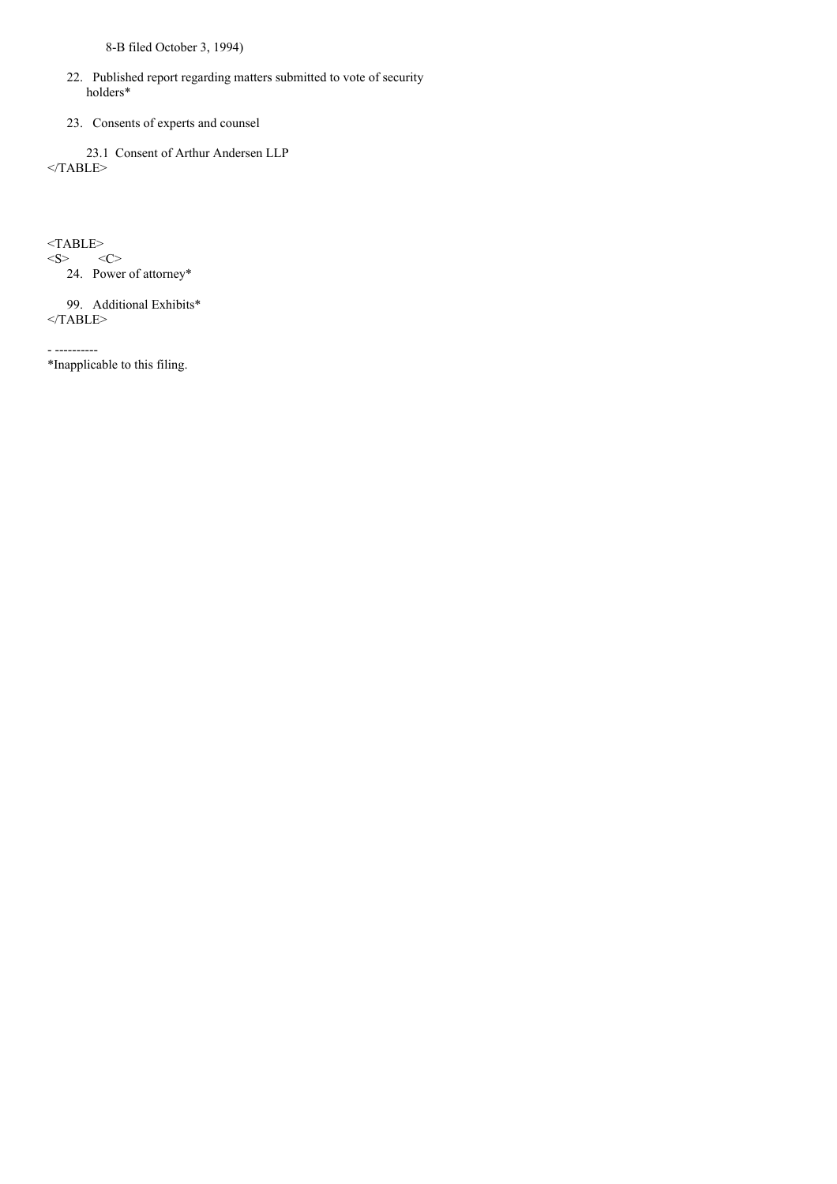8-B filed October 3, 1994)

22. Published report regarding matters submitted to vote of security holders*

23. Consents of experts and counsel

23.1 Consent of Arthur Andersen LLP

24. Power of attorney*

99. Additional Exhibits*

- ----------
*Inapplicable to this filing.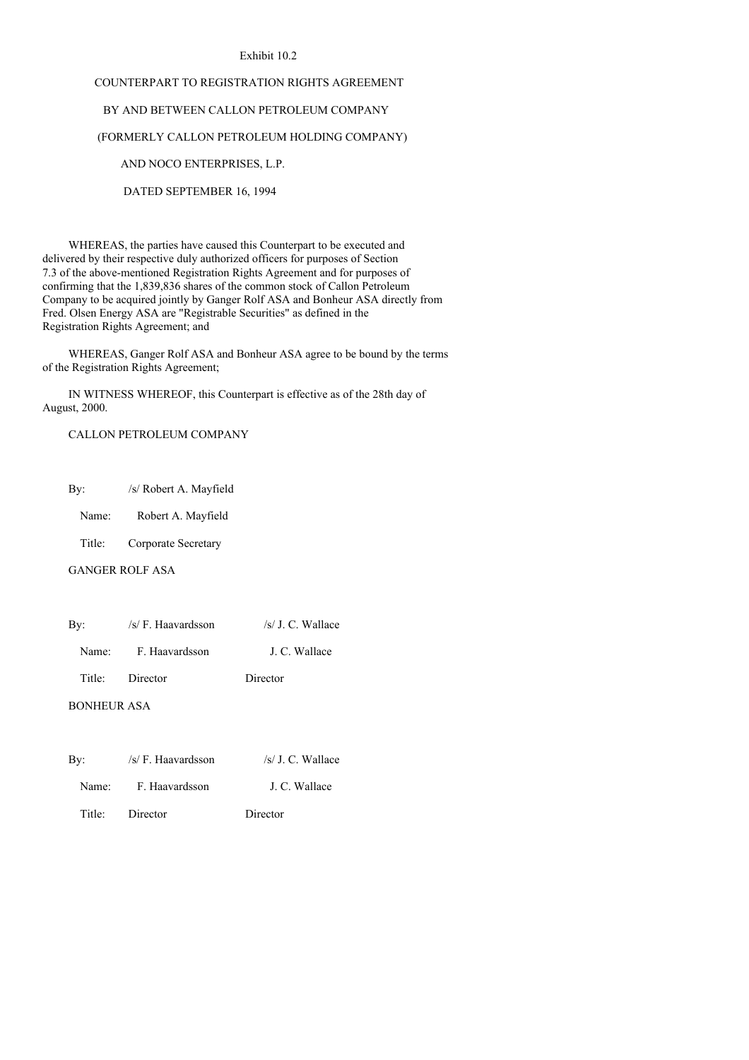Exhibit 10.2

# COUNTERPART TO REGISTRATION RIGHTS AGREEMENT

# BY AND BETWEEN CALLON PETROLEUM COMPANY

# (FORMERLY CALLON PETROLEUM HOLDING COMPANY)

# AND NOCO ENTERPRISES, L.P.

# DATED SEPTEMBER 16, 1994

WHEREAS, the parties have caused this Counterpart to be executed and delivered by their respective duly authorized officers for purposes of Section 7.3 of the above-mentioned Registration Rights Agreement and for purposes of confirming that the 1,839,836 shares of the common stock of Callon Petroleum Company to be acquired jointly by Ganger Rolf ASA and Bonheur ASA directly from Fred. Olsen Energy ASA are "Registrable Securities" as defined in the Registration Rights Agreement; and

WHEREAS, Ganger Rolf ASA and Bonheur ASA agree to be bound by the terms of the Registration Rights Agreement;

IN WITNESS WHEREOF, this Counterpart is effective as of the 28th day of August, 2000.

CALLON PETROLEUM COMPANY

By: /s/ Robert A. Mayfield

Name: Robert A. Mayfield

Title: Corporate Secretary

GANGER ROLF ASA

| | | |
|---|---|---|
| By: | /s/ F. Haavardsson | /s/ J. C. Wallace |
| Name: | F. Haavardsson | J. C. Wallace |
| Title: | Director | Director |

BONHEUR ASA

| | | |
|---|---|---|
| By: | /s/ F. Haavardsson | /s/ J. C. Wallace |
| Name: | F. Haavardsson | J. C. Wallace |
| Title: | Director | Director |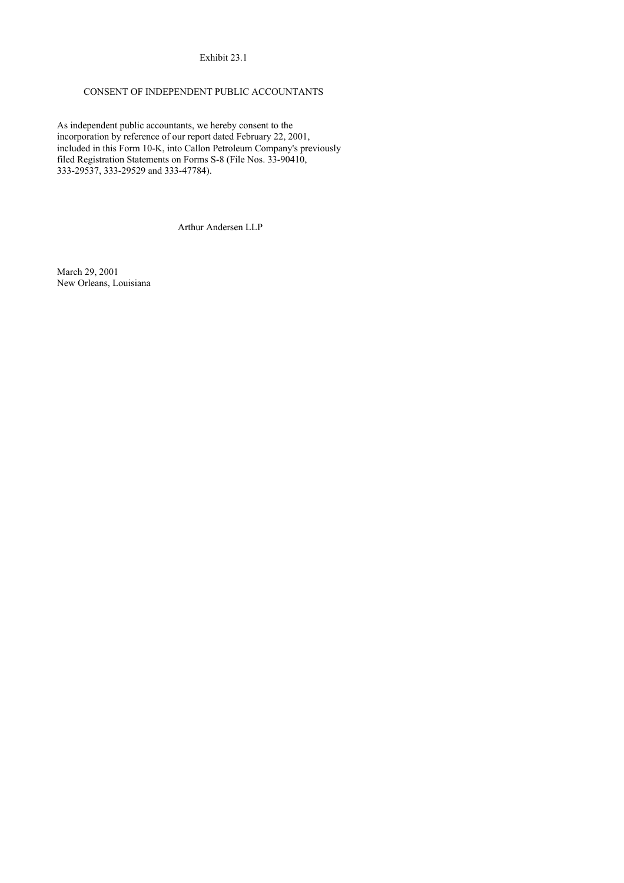Exhibit 23.1

CONSENT OF INDEPENDENT PUBLIC ACCOUNTANTS

As independent public accountants, we hereby consent to the incorporation by reference of our report dated February 22, 2001, included in this Form 10-K, into Callon Petroleum Company's previously filed Registration Statements on Forms S-8 (File Nos. 33-90410, 333-29537, 333-29529 and 333-47784).

Arthur Andersen LLP

March 29, 2001
New Orleans, Louisiana